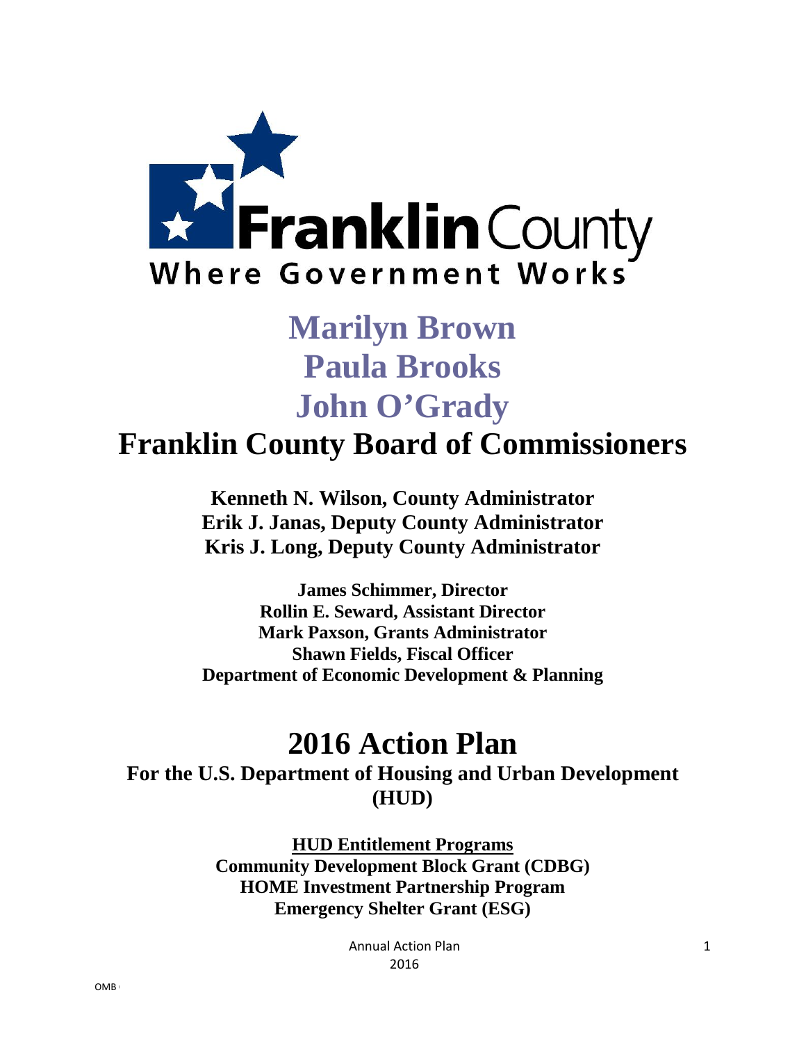Franklin County

Where Government Works

# Marilyn Brown
# Paula Brooks
# John O'Grady

# Franklin County Board of Commissioners

**Kenneth N. Wilson, County Administrator**
**Erik J. Janas, Deputy County Administrator**
**Kris J. Long, Deputy County Administrator**

**James Schimmer, Director**
**Rollin E. Seward, Assistant Director**
**Mark Paxson, Grants Administrator**
**Shawn Fields, Fiscal Officer**
**Department of Economic Development & Planning**

# 2016 Action Plan

## For the U.S. Department of Housing and Urban Development (HUD)

**HUD Entitlement Programs**
**Community Development Block Grant (CDBG)**
**HOME Investment Partnership Program**
**Emergency Shelter Grant (ESG)**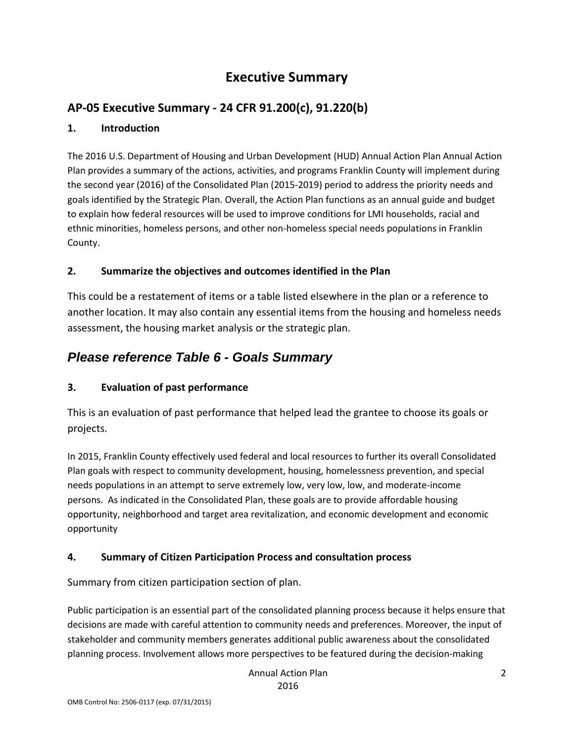# Executive Summary

## AP-05 Executive Summary - 24 CFR 91.200(c), 91.220(b)

### 1. Introduction

The 2016 U.S. Department of Housing and Urban Development (HUD) Annual Action Plan Annual Action Plan provides a summary of the actions, activities, and programs Franklin County will implement during the second year (2016) of the Consolidated Plan (2015-2019) period to address the priority needs and goals identified by the Strategic Plan. Overall, the Action Plan functions as an annual guide and budget to explain how federal resources will be used to improve conditions for LMI households, racial and ethnic minorities, homeless persons, and other non-homeless special needs populations in Franklin County.

### 2. Summarize the objectives and outcomes identified in the Plan

This could be a restatement of items or a table listed elsewhere in the plan or a reference to another location. It may also contain any essential items from the housing and homeless needs assessment, the housing market analysis or the strategic plan.

## *Please reference Table 6 - Goals Summary*

### 3. Evaluation of past performance

This is an evaluation of past performance that helped lead the grantee to choose its goals or projects.

In 2015, Franklin County effectively used federal and local resources to further its overall Consolidated Plan goals with respect to community development, housing, homelessness prevention, and special needs populations in an attempt to serve extremely low, very low, low, and moderate-income persons. As indicated in the Consolidated Plan, these goals are to provide affordable housing opportunity, neighborhood and target area revitalization, and economic development and economic opportunity

### 4. Summary of Citizen Participation Process and consultation process

Summary from citizen participation section of plan.

Public participation is an essential part of the consolidated planning process because it helps ensure that decisions are made with careful attention to community needs and preferences. Moreover, the input of stakeholder and community members generates additional public awareness about the consolidated planning process. Involvement allows more perspectives to be featured during the decision-making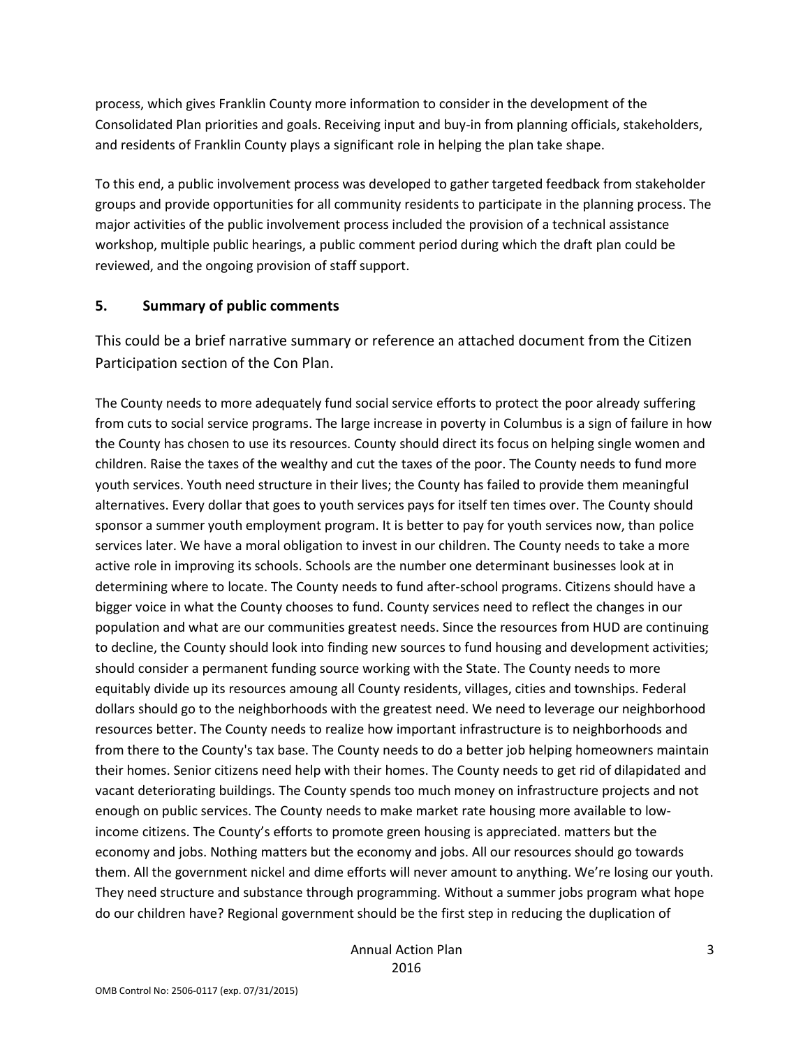process, which gives Franklin County more information to consider in the development of the Consolidated Plan priorities and goals. Receiving input and buy-in from planning officials, stakeholders, and residents of Franklin County plays a significant role in helping the plan take shape.

To this end, a public involvement process was developed to gather targeted feedback from stakeholder groups and provide opportunities for all community residents to participate in the planning process. The major activities of the public involvement process included the provision of a technical assistance workshop, multiple public hearings, a public comment period during which the draft plan could be reviewed, and the ongoing provision of staff support.

## 5. Summary of public comments

This could be a brief narrative summary or reference an attached document from the Citizen Participation section of the Con Plan.

The County needs to more adequately fund social service efforts to protect the poor already suffering from cuts to social service programs. The large increase in poverty in Columbus is a sign of failure in how the County has chosen to use its resources. County should direct its focus on helping single women and children. Raise the taxes of the wealthy and cut the taxes of the poor. The County needs to fund more youth services. Youth need structure in their lives; the County has failed to provide them meaningful alternatives. Every dollar that goes to youth services pays for itself ten times over. The County should sponsor a summer youth employment program. It is better to pay for youth services now, than police services later. We have a moral obligation to invest in our children. The County needs to take a more active role in improving its schools. Schools are the number one determinant businesses look at in determining where to locate. The County needs to fund after-school programs. Citizens should have a bigger voice in what the County chooses to fund. County services need to reflect the changes in our population and what are our communities greatest needs. Since the resources from HUD are continuing to decline, the County should look into finding new sources to fund housing and development activities; should consider a permanent funding source working with the State. The County needs to more equitably divide up its resources amoung all County residents, villages, cities and townships. Federal dollars should go to the neighborhoods with the greatest need. We need to leverage our neighborhood resources better. The County needs to realize how important infrastructure is to neighborhoods and from there to the County's tax base. The County needs to do a better job helping homeowners maintain their homes. Senior citizens need help with their homes. The County needs to get rid of dilapidated and vacant deteriorating buildings. The County spends too much money on infrastructure projects and not enough on public services. The County needs to make market rate housing more available to low-income citizens. The County's efforts to promote green housing is appreciated. matters but the economy and jobs. Nothing matters but the economy and jobs. All our resources should go towards them. All the government nickel and dime efforts will never amount to anything. We're losing our youth. They need structure and substance through programming. Without a summer jobs program what hope do our children have? Regional government should be the first step in reducing the duplication of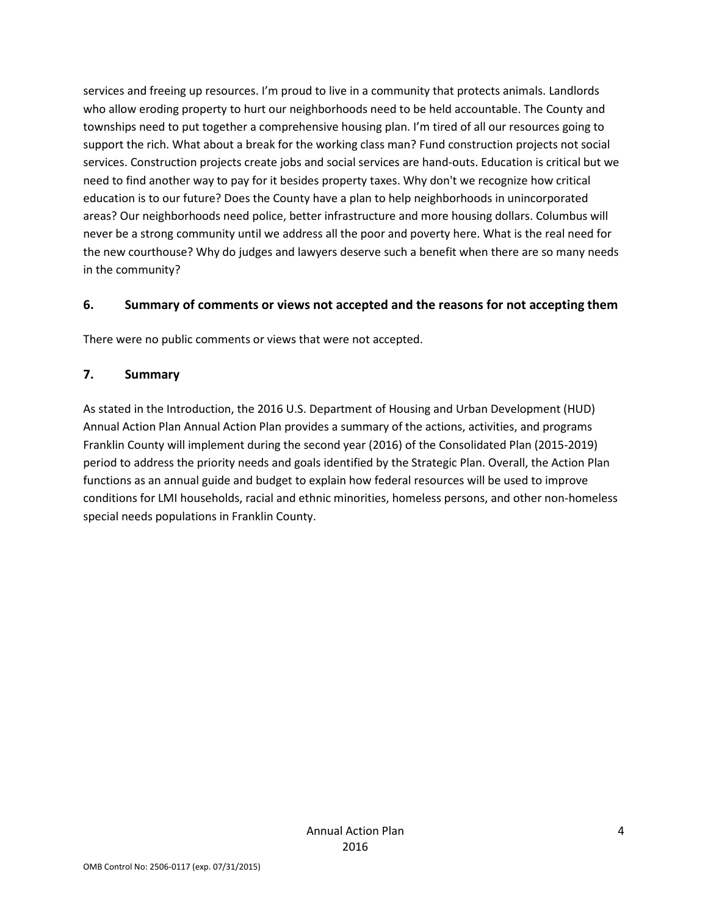services and freeing up resources. I'm proud to live in a community that protects animals. Landlords who allow eroding property to hurt our neighborhoods need to be held accountable. The County and townships need to put together a comprehensive housing plan. I'm tired of all our resources going to support the rich. What about a break for the working class man? Fund construction projects not social services. Construction projects create jobs and social services are hand-outs. Education is critical but we need to find another way to pay for it besides property taxes. Why don't we recognize how critical education is to our future? Does the County have a plan to help neighborhoods in unincorporated areas? Our neighborhoods need police, better infrastructure and more housing dollars. Columbus will never be a strong community until we address all the poor and poverty here. What is the real need for the new courthouse? Why do judges and lawyers deserve such a benefit when there are so many needs in the community?

### 6. Summary of comments or views not accepted and the reasons for not accepting them

There were no public comments or views that were not accepted.

### 7. Summary

As stated in the Introduction, the 2016 U.S. Department of Housing and Urban Development (HUD) Annual Action Plan Annual Action Plan provides a summary of the actions, activities, and programs Franklin County will implement during the second year (2016) of the Consolidated Plan (2015-2019) period to address the priority needs and goals identified by the Strategic Plan. Overall, the Action Plan functions as an annual guide and budget to explain how federal resources will be used to improve conditions for LMI households, racial and ethnic minorities, homeless persons, and other non-homeless special needs populations in Franklin County.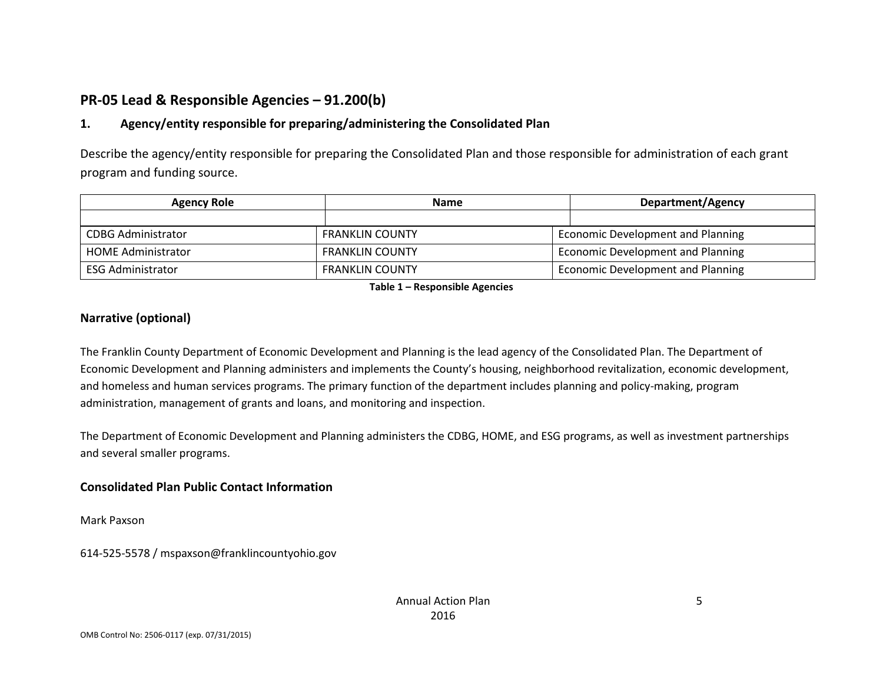## PR-05 Lead & Responsible Agencies – 91.200(b)

### 1. Agency/entity responsible for preparing/administering the Consolidated Plan

Describe the agency/entity responsible for preparing the Consolidated Plan and those responsible for administration of each grant program and funding source.

| Agency Role | Name | Department/Agency |
|---|---|---|
| | | |
| CDBG Administrator | FRANKLIN COUNTY | Economic Development and Planning |
| HOME Administrator | FRANKLIN COUNTY | Economic Development and Planning |
| ESG Administrator | FRANKLIN COUNTY | Economic Development and Planning |

**Table 1 – Responsible Agencies**

### Narrative (optional)

The Franklin County Department of Economic Development and Planning is the lead agency of the Consolidated Plan. The Department of Economic Development and Planning administers and implements the County's housing, neighborhood revitalization, economic development, and homeless and human services programs. The primary function of the department includes planning and policy-making, program administration, management of grants and loans, and monitoring and inspection.

The Department of Economic Development and Planning administers the CDBG, HOME, and ESG programs, as well as investment partnerships and several smaller programs.

### Consolidated Plan Public Contact Information

Mark Paxson

614-525-5578 / mspaxson@franklincountyohio.gov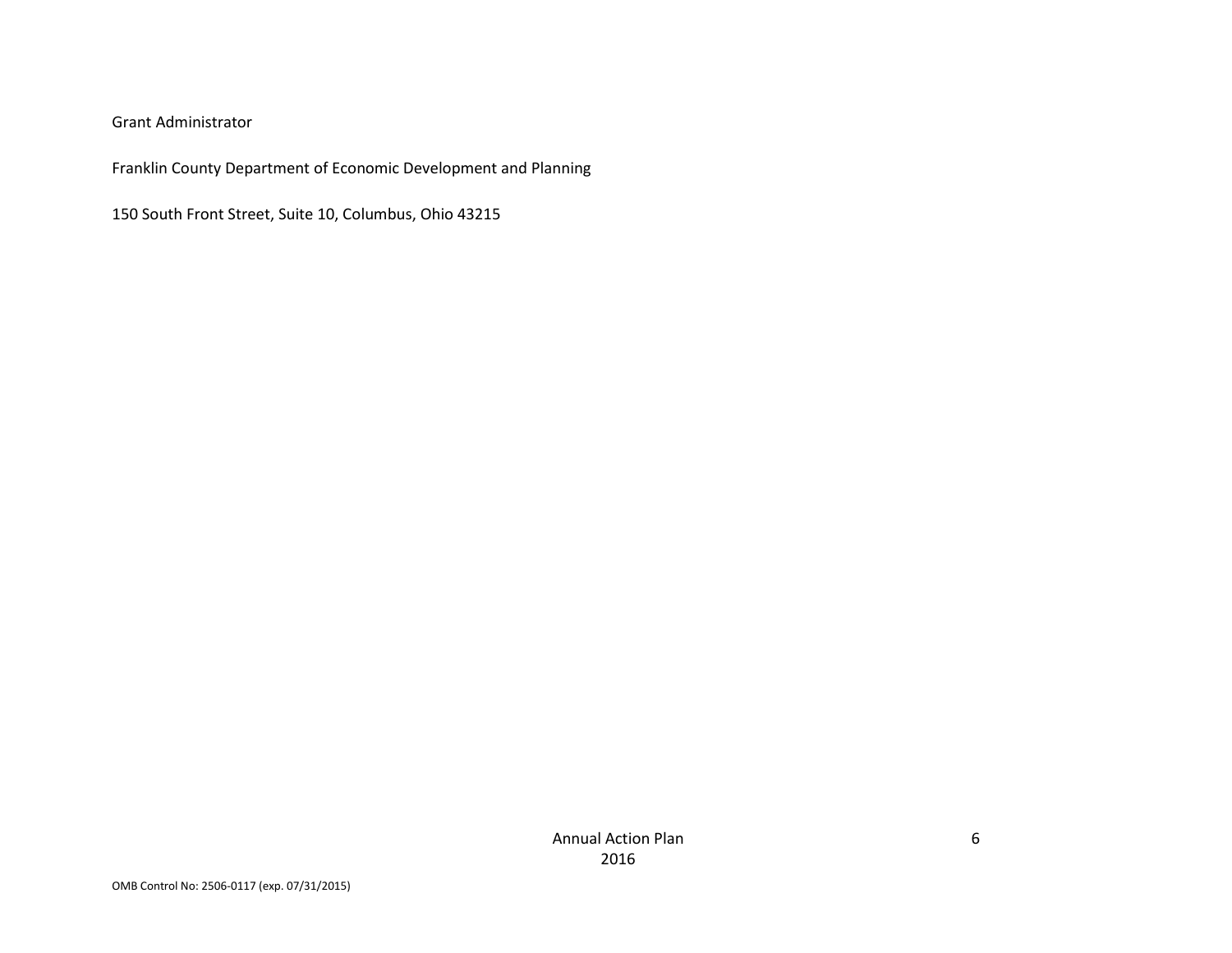Grant Administrator

Franklin County Department of Economic Development and Planning

150 South Front Street, Suite 10, Columbus, Ohio 43215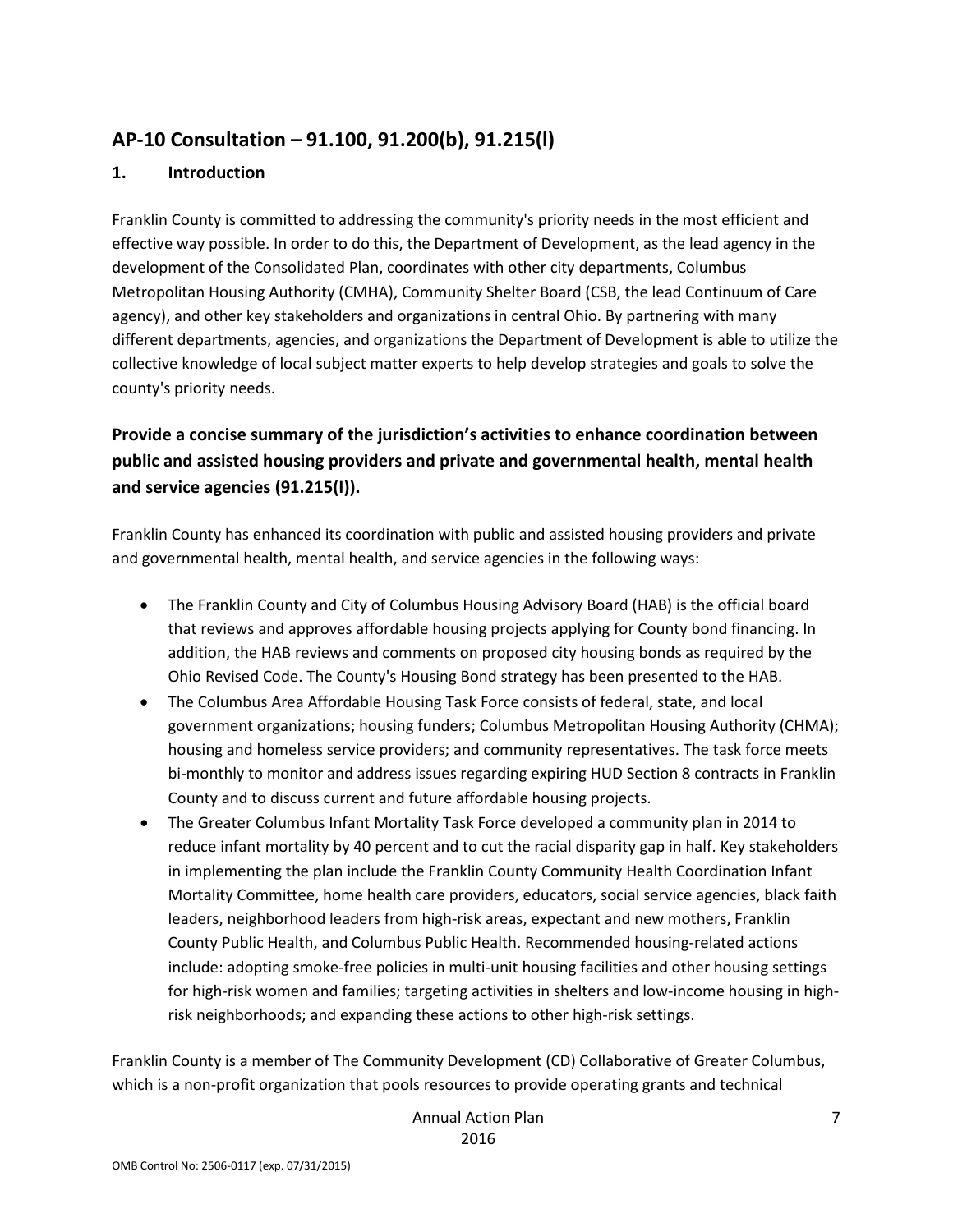## AP-10 Consultation – 91.100, 91.200(b), 91.215(l)

### 1. Introduction

Franklin County is committed to addressing the community's priority needs in the most efficient and effective way possible. In order to do this, the Department of Development, as the lead agency in the development of the Consolidated Plan, coordinates with other city departments, Columbus Metropolitan Housing Authority (CMHA), Community Shelter Board (CSB, the lead Continuum of Care agency), and other key stakeholders and organizations in central Ohio. By partnering with many different departments, agencies, and organizations the Department of Development is able to utilize the collective knowledge of local subject matter experts to help develop strategies and goals to solve the county's priority needs.

### Provide a concise summary of the jurisdiction's activities to enhance coordination between public and assisted housing providers and private and governmental health, mental health and service agencies (91.215(I)).

Franklin County has enhanced its coordination with public and assisted housing providers and private and governmental health, mental health, and service agencies in the following ways:

- The Franklin County and City of Columbus Housing Advisory Board (HAB) is the official board that reviews and approves affordable housing projects applying for County bond financing. In addition, the HAB reviews and comments on proposed city housing bonds as required by the Ohio Revised Code. The County's Housing Bond strategy has been presented to the HAB.
- The Columbus Area Affordable Housing Task Force consists of federal, state, and local government organizations; housing funders; Columbus Metropolitan Housing Authority (CHMA); housing and homeless service providers; and community representatives. The task force meets bi-monthly to monitor and address issues regarding expiring HUD Section 8 contracts in Franklin County and to discuss current and future affordable housing projects.
- The Greater Columbus Infant Mortality Task Force developed a community plan in 2014 to reduce infant mortality by 40 percent and to cut the racial disparity gap in half. Key stakeholders in implementing the plan include the Franklin County Community Health Coordination Infant Mortality Committee, home health care providers, educators, social service agencies, black faith leaders, neighborhood leaders from high-risk areas, expectant and new mothers, Franklin County Public Health, and Columbus Public Health. Recommended housing-related actions include: adopting smoke-free policies in multi-unit housing facilities and other housing settings for high-risk women and families; targeting activities in shelters and low-income housing in high-risk neighborhoods; and expanding these actions to other high-risk settings.

Franklin County is a member of The Community Development (CD) Collaborative of Greater Columbus, which is a non-profit organization that pools resources to provide operating grants and technical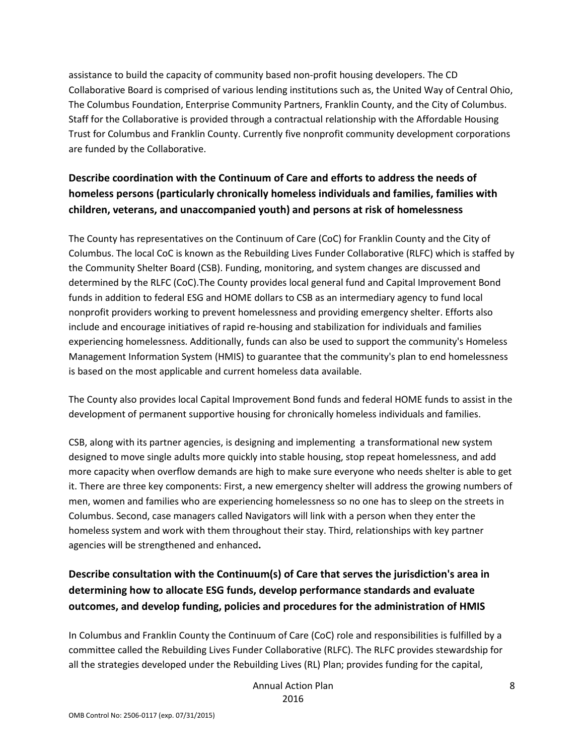assistance to build the capacity of community based non-profit housing developers. The CD Collaborative Board is comprised of various lending institutions such as, the United Way of Central Ohio, The Columbus Foundation, Enterprise Community Partners, Franklin County, and the City of Columbus. Staff for the Collaborative is provided through a contractual relationship with the Affordable Housing Trust for Columbus and Franklin County. Currently five nonprofit community development corporations are funded by the Collaborative.

### Describe coordination with the Continuum of Care and efforts to address the needs of homeless persons (particularly chronically homeless individuals and families, families with children, veterans, and unaccompanied youth) and persons at risk of homelessness

The County has representatives on the Continuum of Care (CoC) for Franklin County and the City of Columbus. The local CoC is known as the Rebuilding Lives Funder Collaborative (RLFC) which is staffed by the Community Shelter Board (CSB). Funding, monitoring, and system changes are discussed and determined by the RLFC (CoC).The County provides local general fund and Capital Improvement Bond funds in addition to federal ESG and HOME dollars to CSB as an intermediary agency to fund local nonprofit providers working to prevent homelessness and providing emergency shelter. Efforts also include and encourage initiatives of rapid re-housing and stabilization for individuals and families experiencing homelessness. Additionally, funds can also be used to support the community's Homeless Management Information System (HMIS) to guarantee that the community's plan to end homelessness is based on the most applicable and current homeless data available.

The County also provides local Capital Improvement Bond funds and federal HOME funds to assist in the development of permanent supportive housing for chronically homeless individuals and families.

CSB, along with its partner agencies, is designing and implementing a transformational new system designed to move single adults more quickly into stable housing, stop repeat homelessness, and add more capacity when overflow demands are high to make sure everyone who needs shelter is able to get it. There are three key components: First, a new emergency shelter will address the growing numbers of men, women and families who are experiencing homelessness so no one has to sleep on the streets in Columbus. Second, case managers called Navigators will link with a person when they enter the homeless system and work with them throughout their stay. Third, relationships with key partner agencies will be strengthened and enhanced**.**

### Describe consultation with the Continuum(s) of Care that serves the jurisdiction's area in determining how to allocate ESG funds, develop performance standards and evaluate outcomes, and develop funding, policies and procedures for the administration of HMIS

In Columbus and Franklin County the Continuum of Care (CoC) role and responsibilities is fulfilled by a committee called the Rebuilding Lives Funder Collaborative (RLFC). The RLFC provides stewardship for all the strategies developed under the Rebuilding Lives (RL) Plan; provides funding for the capital,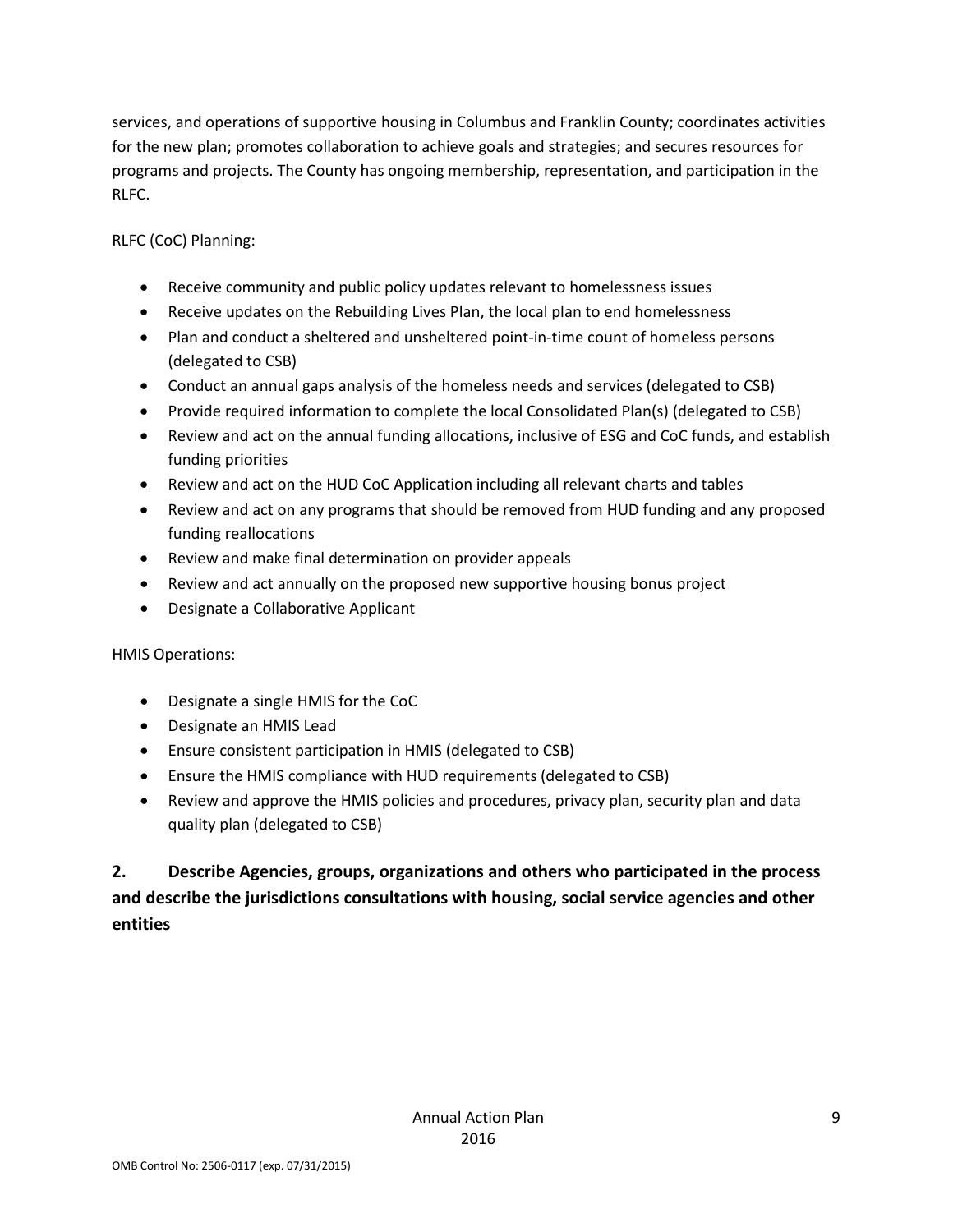services, and operations of supportive housing in Columbus and Franklin County; coordinates activities for the new plan; promotes collaboration to achieve goals and strategies; and secures resources for programs and projects. The County has ongoing membership, representation, and participation in the RLFC.

RLFC (CoC) Planning:

- Receive community and public policy updates relevant to homelessness issues
- Receive updates on the Rebuilding Lives Plan, the local plan to end homelessness
- Plan and conduct a sheltered and unsheltered point-in-time count of homeless persons (delegated to CSB)
- Conduct an annual gaps analysis of the homeless needs and services (delegated to CSB)
- Provide required information to complete the local Consolidated Plan(s) (delegated to CSB)
- Review and act on the annual funding allocations, inclusive of ESG and CoC funds, and establish funding priorities
- Review and act on the HUD CoC Application including all relevant charts and tables
- Review and act on any programs that should be removed from HUD funding and any proposed funding reallocations
- Review and make final determination on provider appeals
- Review and act annually on the proposed new supportive housing bonus project
- Designate a Collaborative Applicant

HMIS Operations:

- Designate a single HMIS for the CoC
- Designate an HMIS Lead
- Ensure consistent participation in HMIS (delegated to CSB)
- Ensure the HMIS compliance with HUD requirements (delegated to CSB)
- Review and approve the HMIS policies and procedures, privacy plan, security plan and data quality plan (delegated to CSB)

## 2. Describe Agencies, groups, organizations and others who participated in the process and describe the jurisdictions consultations with housing, social service agencies and other entities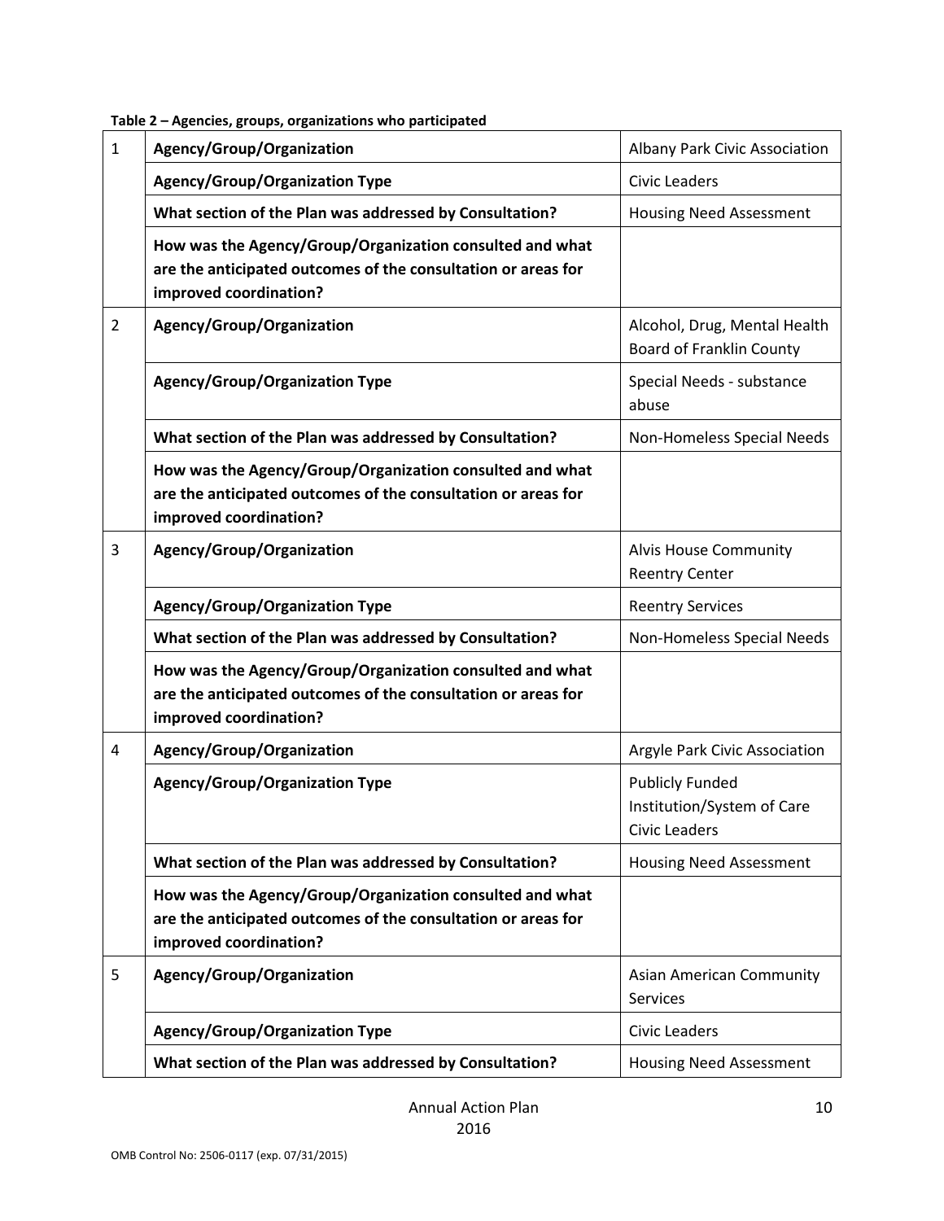**Table 2 – Agencies, groups, organizations who participated**

| | | |
|---|---|---|
| 1 | **Agency/Group/Organization** | Albany Park Civic Association |
| | **Agency/Group/Organization Type** | Civic Leaders |
| | **What section of the Plan was addressed by Consultation?** | Housing Need Assessment |
| | **How was the Agency/Group/Organization consulted and what are the anticipated outcomes of the consultation or areas for improved coordination?** | |
| 2 | **Agency/Group/Organization** | Alcohol, Drug, Mental Health Board of Franklin County |
| | **Agency/Group/Organization Type** | Special Needs - substance abuse |
| | **What section of the Plan was addressed by Consultation?** | Non-Homeless Special Needs |
| | **How was the Agency/Group/Organization consulted and what are the anticipated outcomes of the consultation or areas for improved coordination?** | |
| 3 | **Agency/Group/Organization** | Alvis House Community Reentry Center |
| | **Agency/Group/Organization Type** | Reentry Services |
| | **What section of the Plan was addressed by Consultation?** | Non-Homeless Special Needs |
| | **How was the Agency/Group/Organization consulted and what are the anticipated outcomes of the consultation or areas for improved coordination?** | |
| 4 | **Agency/Group/Organization** | Argyle Park Civic Association |
| | **Agency/Group/Organization Type** | Publicly Funded Institution/System of Care<br>Civic Leaders |
| | **What section of the Plan was addressed by Consultation?** | Housing Need Assessment |
| | **How was the Agency/Group/Organization consulted and what are the anticipated outcomes of the consultation or areas for improved coordination?** | |
| 5 | **Agency/Group/Organization** | Asian American Community Services |
| | **Agency/Group/Organization Type** | Civic Leaders |
| | **What section of the Plan was addressed by Consultation?** | Housing Need Assessment |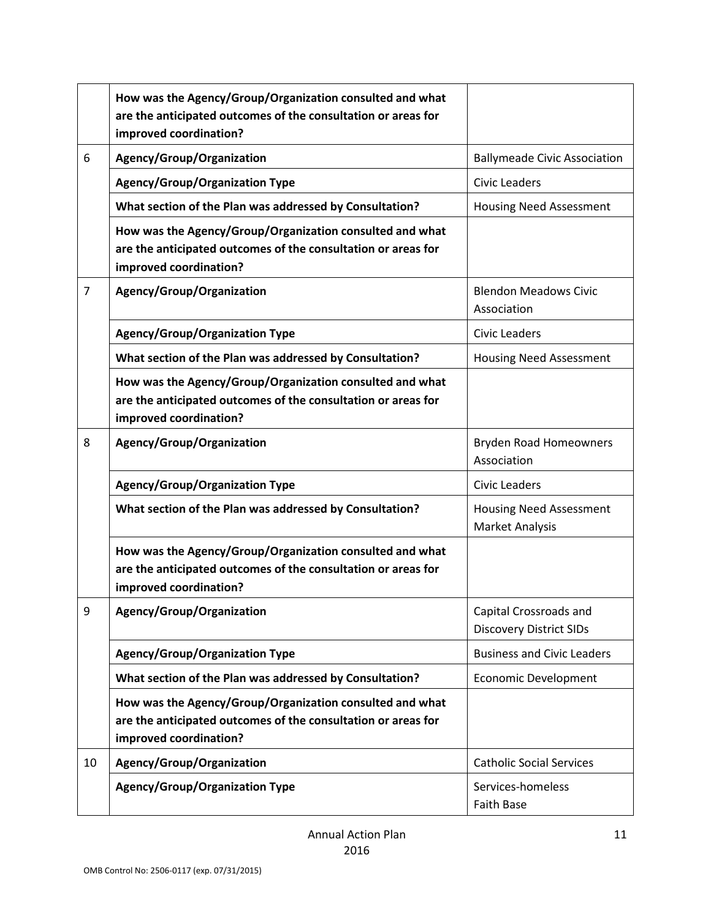| | | |
|---|---|---|
| | **How was the Agency/Group/Organization consulted and what are the anticipated outcomes of the consultation or areas for improved coordination?** | |
| 6 | **Agency/Group/Organization** | Ballymeade Civic Association |
| | **Agency/Group/Organization Type** | Civic Leaders |
| | **What section of the Plan was addressed by Consultation?** | Housing Need Assessment |
| | **How was the Agency/Group/Organization consulted and what are the anticipated outcomes of the consultation or areas for improved coordination?** | |
| 7 | **Agency/Group/Organization** | Blendon Meadows Civic Association |
| | **Agency/Group/Organization Type** | Civic Leaders |
| | **What section of the Plan was addressed by Consultation?** | Housing Need Assessment |
| | **How was the Agency/Group/Organization consulted and what are the anticipated outcomes of the consultation or areas for improved coordination?** | |
| 8 | **Agency/Group/Organization** | Bryden Road Homeowners Association |
| | **Agency/Group/Organization Type** | Civic Leaders |
| | **What section of the Plan was addressed by Consultation?** | Housing Need Assessment<br>Market Analysis |
| | **How was the Agency/Group/Organization consulted and what are the anticipated outcomes of the consultation or areas for improved coordination?** | |
| 9 | **Agency/Group/Organization** | Capital Crossroads and Discovery District SIDs |
| | **Agency/Group/Organization Type** | Business and Civic Leaders |
| | **What section of the Plan was addressed by Consultation?** | Economic Development |
| | **How was the Agency/Group/Organization consulted and what are the anticipated outcomes of the consultation or areas for improved coordination?** | |
| 10 | **Agency/Group/Organization** | Catholic Social Services |
| | **Agency/Group/Organization Type** | Services-homeless<br>Faith Base |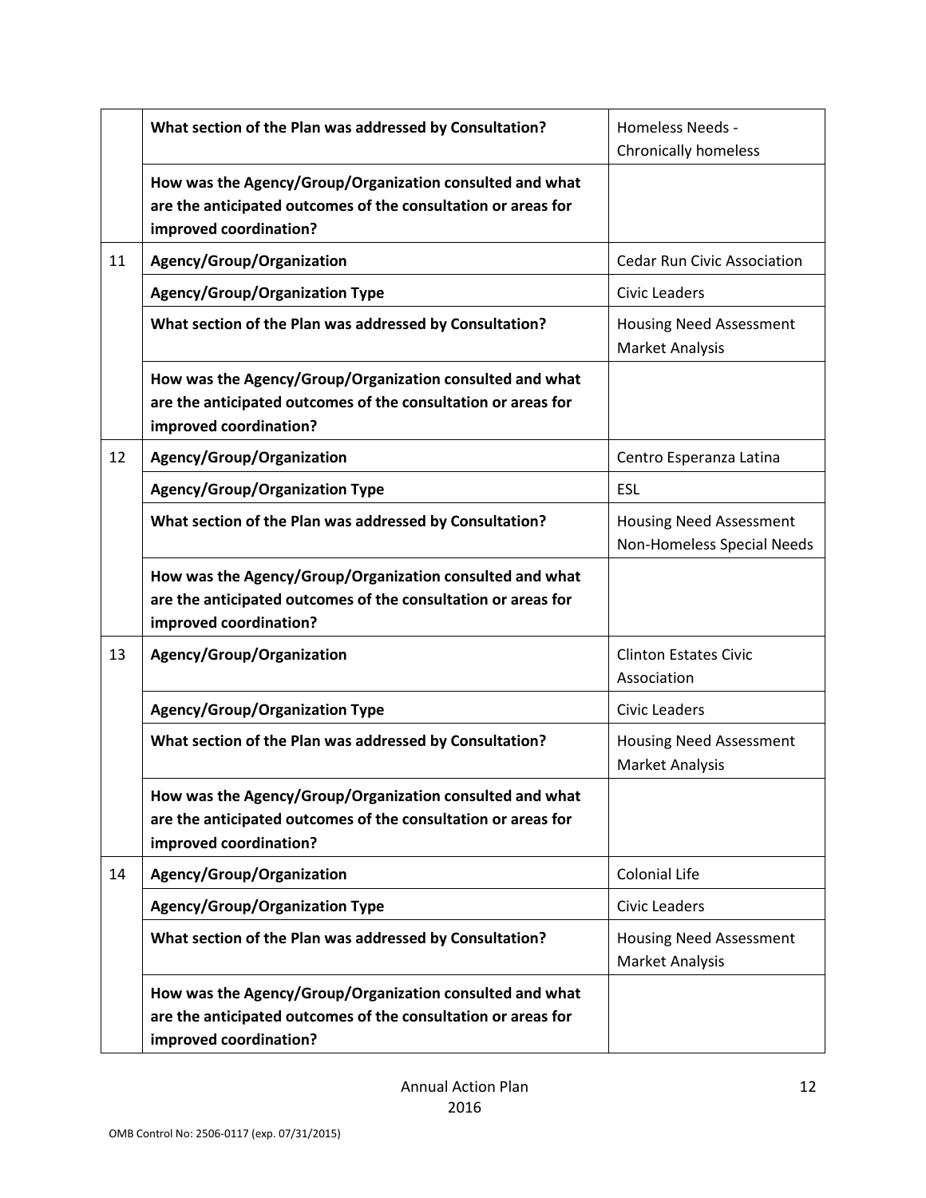| | | |
|---|---|---|
| | **What section of the Plan was addressed by Consultation?** | Homeless Needs - Chronically homeless |
| | **How was the Agency/Group/Organization consulted and what are the anticipated outcomes of the consultation or areas for improved coordination?** | |
| 11 | **Agency/Group/Organization** | Cedar Run Civic Association |
| | **Agency/Group/Organization Type** | Civic Leaders |
| | **What section of the Plan was addressed by Consultation?** | Housing Need Assessment<br>Market Analysis |
| | **How was the Agency/Group/Organization consulted and what are the anticipated outcomes of the consultation or areas for improved coordination?** | |
| 12 | **Agency/Group/Organization** | Centro Esperanza Latina |
| | **Agency/Group/Organization Type** | ESL |
| | **What section of the Plan was addressed by Consultation?** | Housing Need Assessment<br>Non-Homeless Special Needs |
| | **How was the Agency/Group/Organization consulted and what are the anticipated outcomes of the consultation or areas for improved coordination?** | |
| 13 | **Agency/Group/Organization** | Clinton Estates Civic Association |
| | **Agency/Group/Organization Type** | Civic Leaders |
| | **What section of the Plan was addressed by Consultation?** | Housing Need Assessment<br>Market Analysis |
| | **How was the Agency/Group/Organization consulted and what are the anticipated outcomes of the consultation or areas for improved coordination?** | |
| 14 | **Agency/Group/Organization** | Colonial Life |
| | **Agency/Group/Organization Type** | Civic Leaders |
| | **What section of the Plan was addressed by Consultation?** | Housing Need Assessment<br>Market Analysis |
| | **How was the Agency/Group/Organization consulted and what are the anticipated outcomes of the consultation or areas for improved coordination?** | |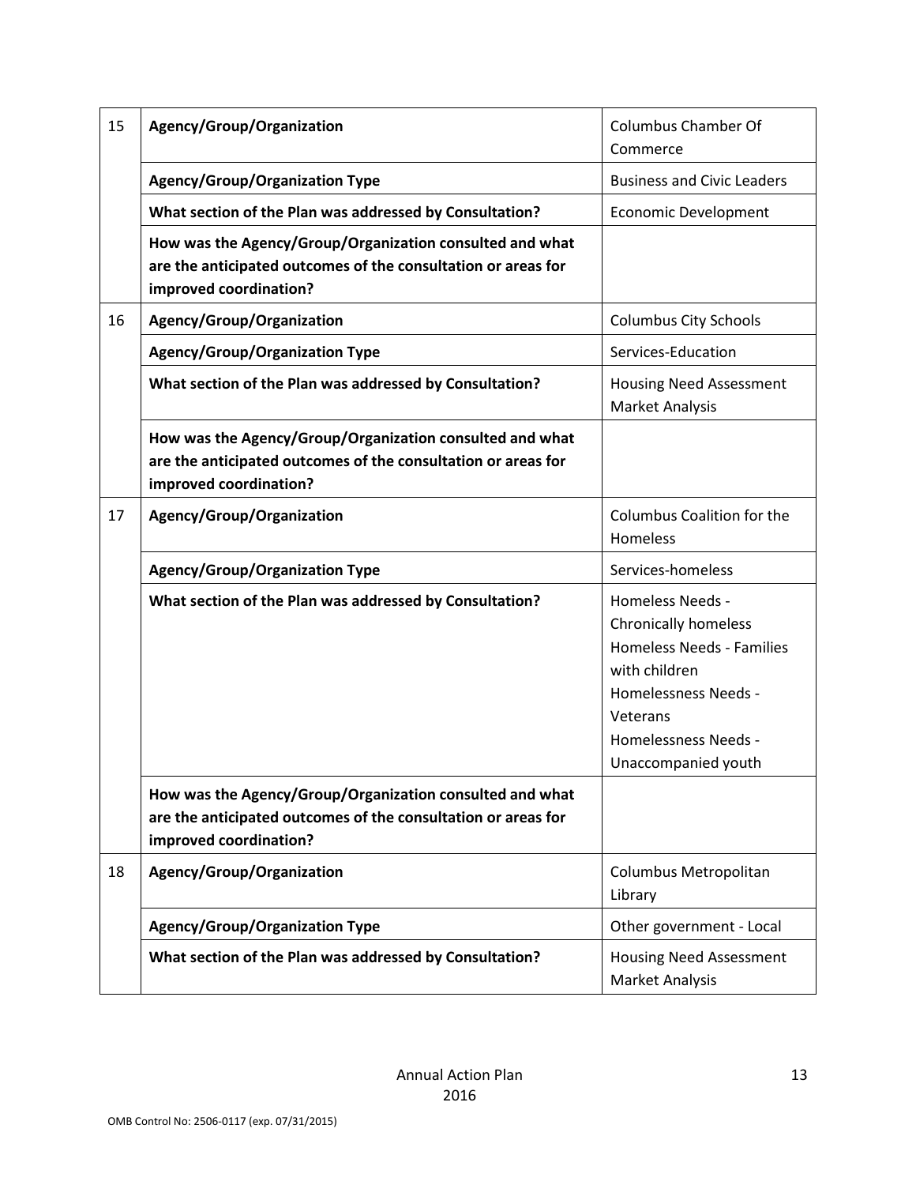| | | |
|---|---|---|
| 15 | **Agency/Group/Organization** | Columbus Chamber Of Commerce |
| | **Agency/Group/Organization Type** | Business and Civic Leaders |
| | **What section of the Plan was addressed by Consultation?** | Economic Development |
| | **How was the Agency/Group/Organization consulted and what are the anticipated outcomes of the consultation or areas for improved coordination?** | |
| 16 | **Agency/Group/Organization** | Columbus City Schools |
| | **Agency/Group/Organization Type** | Services-Education |
| | **What section of the Plan was addressed by Consultation?** | Housing Need Assessment<br>Market Analysis |
| | **How was the Agency/Group/Organization consulted and what are the anticipated outcomes of the consultation or areas for improved coordination?** | |
| 17 | **Agency/Group/Organization** | Columbus Coalition for the Homeless |
| | **Agency/Group/Organization Type** | Services-homeless |
| | **What section of the Plan was addressed by Consultation?** | Homeless Needs - Chronically homeless<br>Homeless Needs - Families with children<br>Homelessness Needs - Veterans<br>Homelessness Needs - Unaccompanied youth |
| | **How was the Agency/Group/Organization consulted and what are the anticipated outcomes of the consultation or areas for improved coordination?** | |
| 18 | **Agency/Group/Organization** | Columbus Metropolitan Library |
| | **Agency/Group/Organization Type** | Other government - Local |
| | **What section of the Plan was addressed by Consultation?** | Housing Need Assessment<br>Market Analysis |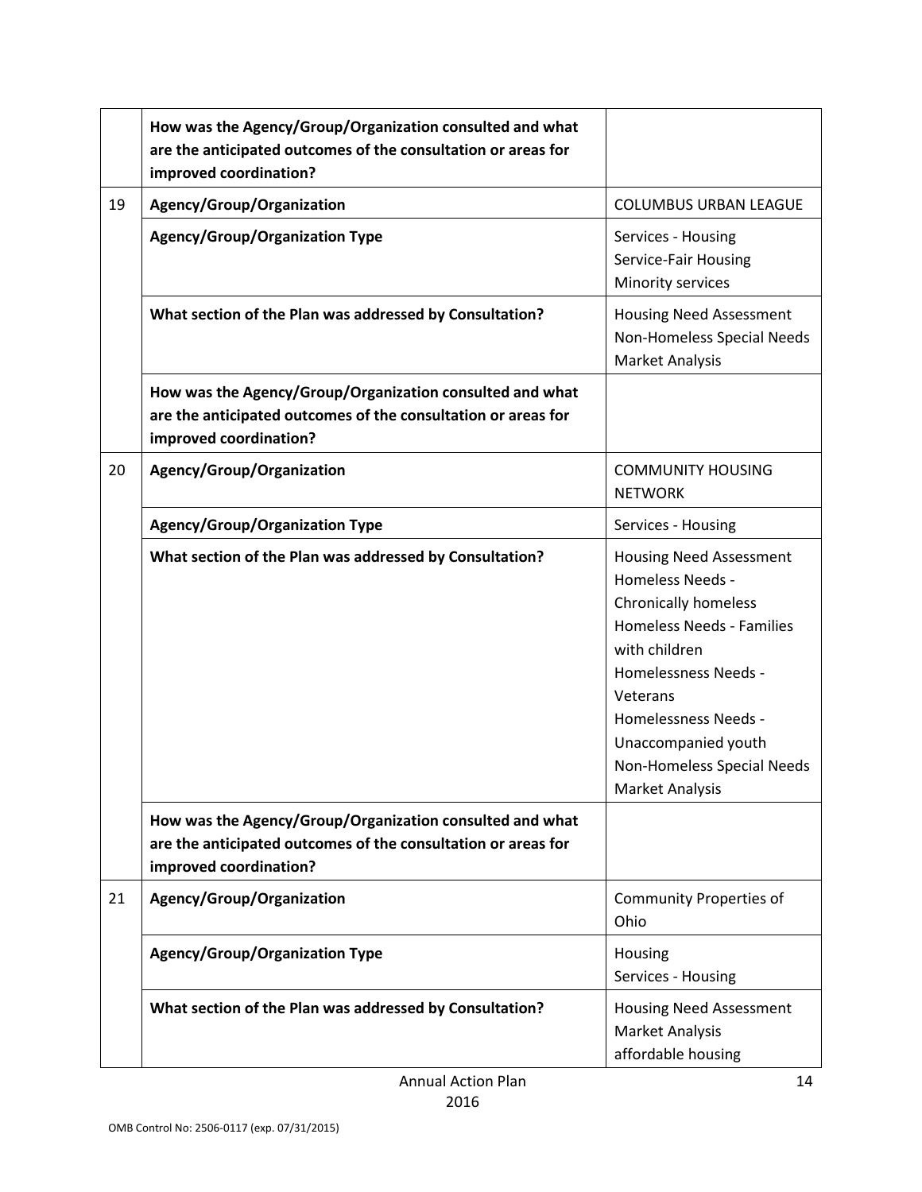| | | |
|---|---|---|
| | **How was the Agency/Group/Organization consulted and what are the anticipated outcomes of the consultation or areas for improved coordination?** | |
| 19 | **Agency/Group/Organization** | COLUMBUS URBAN LEAGUE |
| | **Agency/Group/Organization Type** | Services - Housing<br>Service-Fair Housing<br>Minority services |
| | **What section of the Plan was addressed by Consultation?** | Housing Need Assessment<br>Non-Homeless Special Needs<br>Market Analysis |
| | **How was the Agency/Group/Organization consulted and what are the anticipated outcomes of the consultation or areas for improved coordination?** | |
| 20 | **Agency/Group/Organization** | COMMUNITY HOUSING NETWORK |
| | **Agency/Group/Organization Type** | Services - Housing |
| | **What section of the Plan was addressed by Consultation?** | Housing Need Assessment<br>Homeless Needs - Chronically homeless<br>Homeless Needs - Families with children<br>Homelessness Needs - Veterans<br>Homelessness Needs - Unaccompanied youth<br>Non-Homeless Special Needs<br>Market Analysis |
| | **How was the Agency/Group/Organization consulted and what are the anticipated outcomes of the consultation or areas for improved coordination?** | |
| 21 | **Agency/Group/Organization** | Community Properties of Ohio |
| | **Agency/Group/Organization Type** | Housing<br>Services - Housing |
| | **What section of the Plan was addressed by Consultation?** | Housing Need Assessment<br>Market Analysis<br>affordable housing |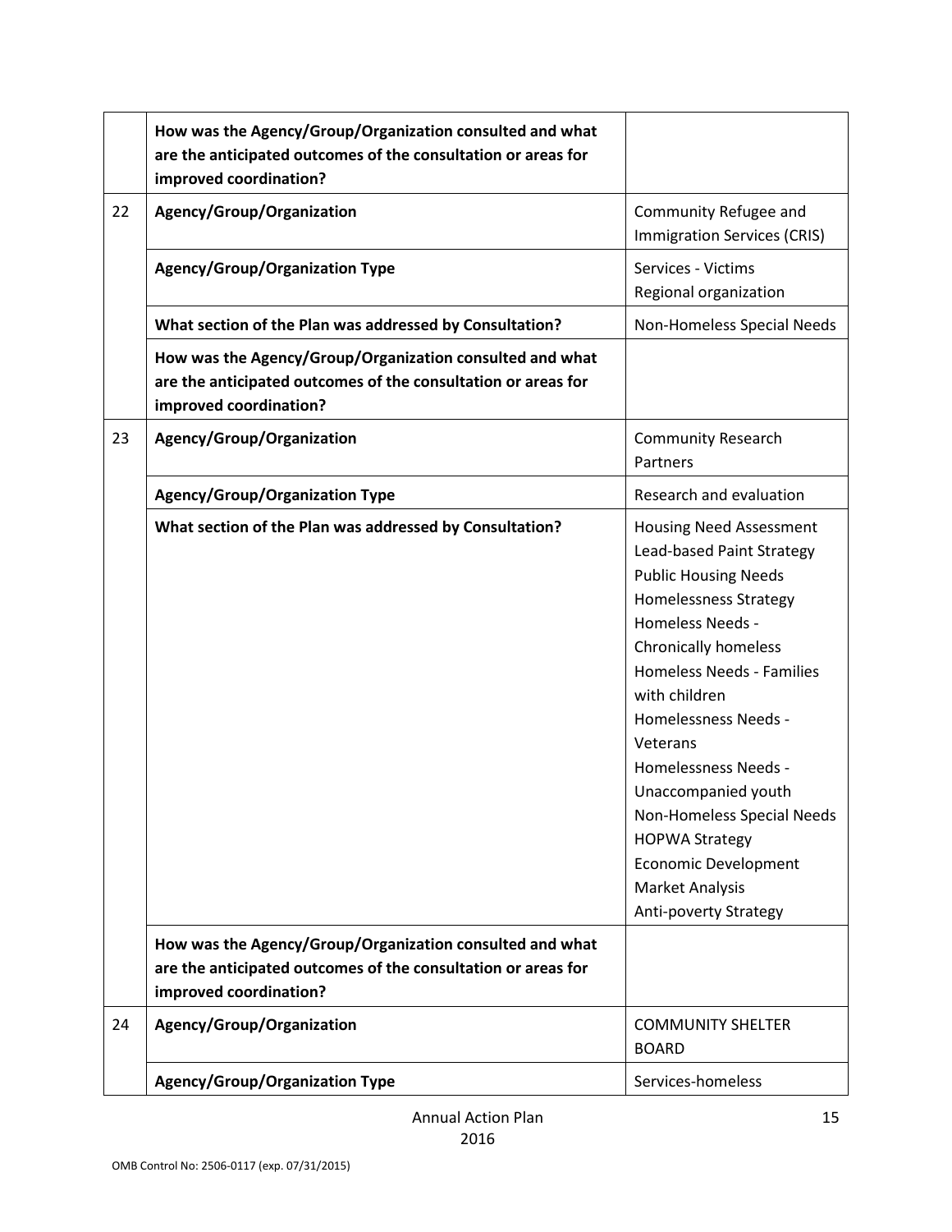| | | |
|---|---|---|
| | **How was the Agency/Group/Organization consulted and what are the anticipated outcomes of the consultation or areas for improved coordination?** | |
| 22 | **Agency/Group/Organization** | Community Refugee and Immigration Services (CRIS) |
| | **Agency/Group/Organization Type** | Services - Victims<br>Regional organization |
| | **What section of the Plan was addressed by Consultation?** | Non-Homeless Special Needs |
| | **How was the Agency/Group/Organization consulted and what are the anticipated outcomes of the consultation or areas for improved coordination?** | |
| 23 | **Agency/Group/Organization** | Community Research Partners |
| | **Agency/Group/Organization Type** | Research and evaluation |
| | **What section of the Plan was addressed by Consultation?** | Housing Need Assessment<br>Lead-based Paint Strategy<br>Public Housing Needs<br>Homelessness Strategy<br>Homeless Needs - Chronically homeless<br>Homeless Needs - Families with children<br>Homelessness Needs - Veterans<br>Homelessness Needs - Unaccompanied youth<br>Non-Homeless Special Needs<br>HOPWA Strategy<br>Economic Development<br>Market Analysis<br>Anti-poverty Strategy |
| | **How was the Agency/Group/Organization consulted and what are the anticipated outcomes of the consultation or areas for improved coordination?** | |
| 24 | **Agency/Group/Organization** | COMMUNITY SHELTER BOARD |
| | **Agency/Group/Organization Type** | Services-homeless |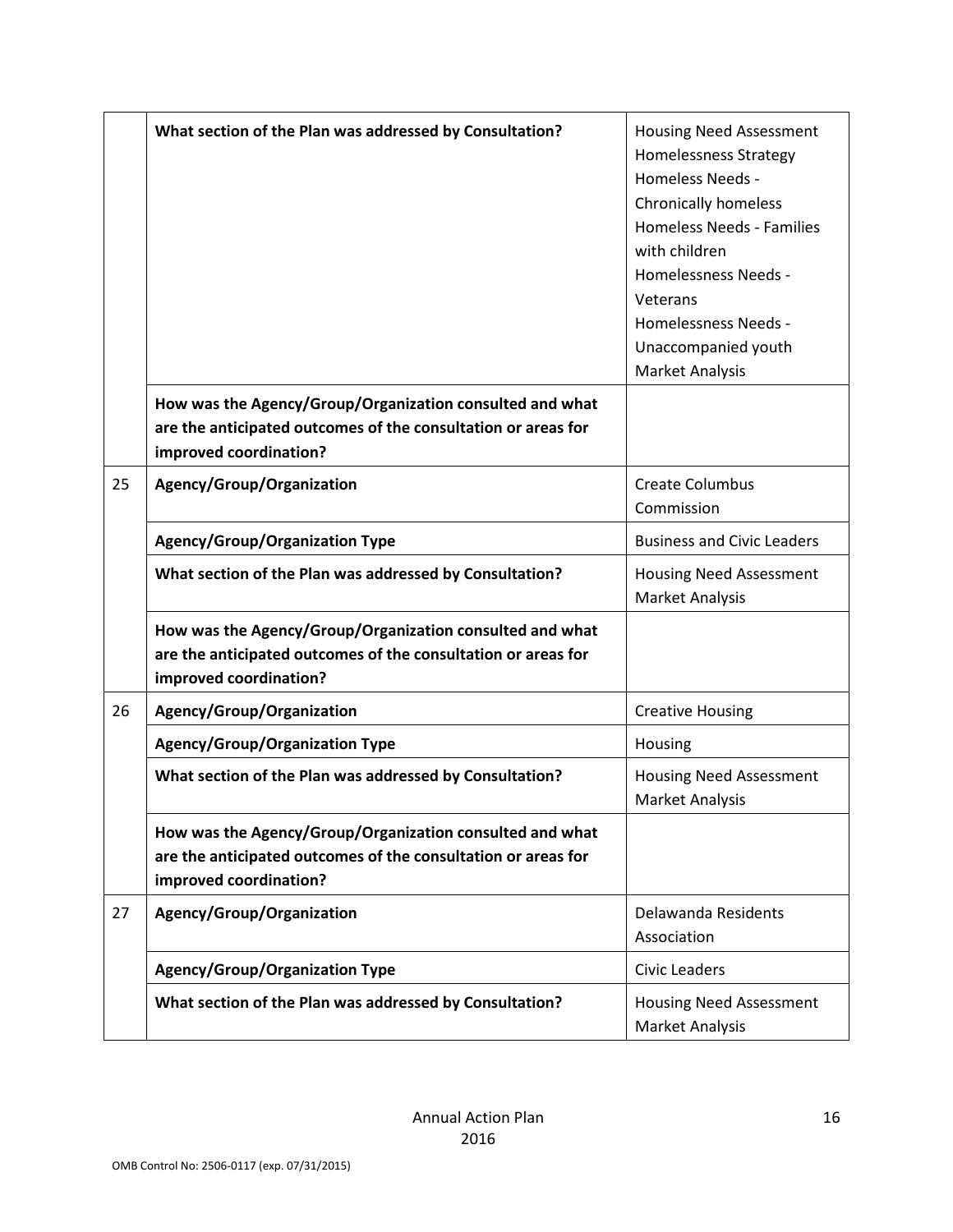| | | |
|---|---|---|
| | **What section of the Plan was addressed by Consultation?** | Housing Need Assessment<br>Homelessness Strategy<br>Homeless Needs - Chronically homeless<br>Homeless Needs - Families with children<br>Homelessness Needs - Veterans<br>Homelessness Needs - Unaccompanied youth<br>Market Analysis |
| | **How was the Agency/Group/Organization consulted and what are the anticipated outcomes of the consultation or areas for improved coordination?** | |
| 25 | **Agency/Group/Organization** | Create Columbus Commission |
| | **Agency/Group/Organization Type** | Business and Civic Leaders |
| | **What section of the Plan was addressed by Consultation?** | Housing Need Assessment<br>Market Analysis |
| | **How was the Agency/Group/Organization consulted and what are the anticipated outcomes of the consultation or areas for improved coordination?** | |
| 26 | **Agency/Group/Organization** | Creative Housing |
| | **Agency/Group/Organization Type** | Housing |
| | **What section of the Plan was addressed by Consultation?** | Housing Need Assessment<br>Market Analysis |
| | **How was the Agency/Group/Organization consulted and what are the anticipated outcomes of the consultation or areas for improved coordination?** | |
| 27 | **Agency/Group/Organization** | Delawanda Residents Association |
| | **Agency/Group/Organization Type** | Civic Leaders |
| | **What section of the Plan was addressed by Consultation?** | Housing Need Assessment<br>Market Analysis |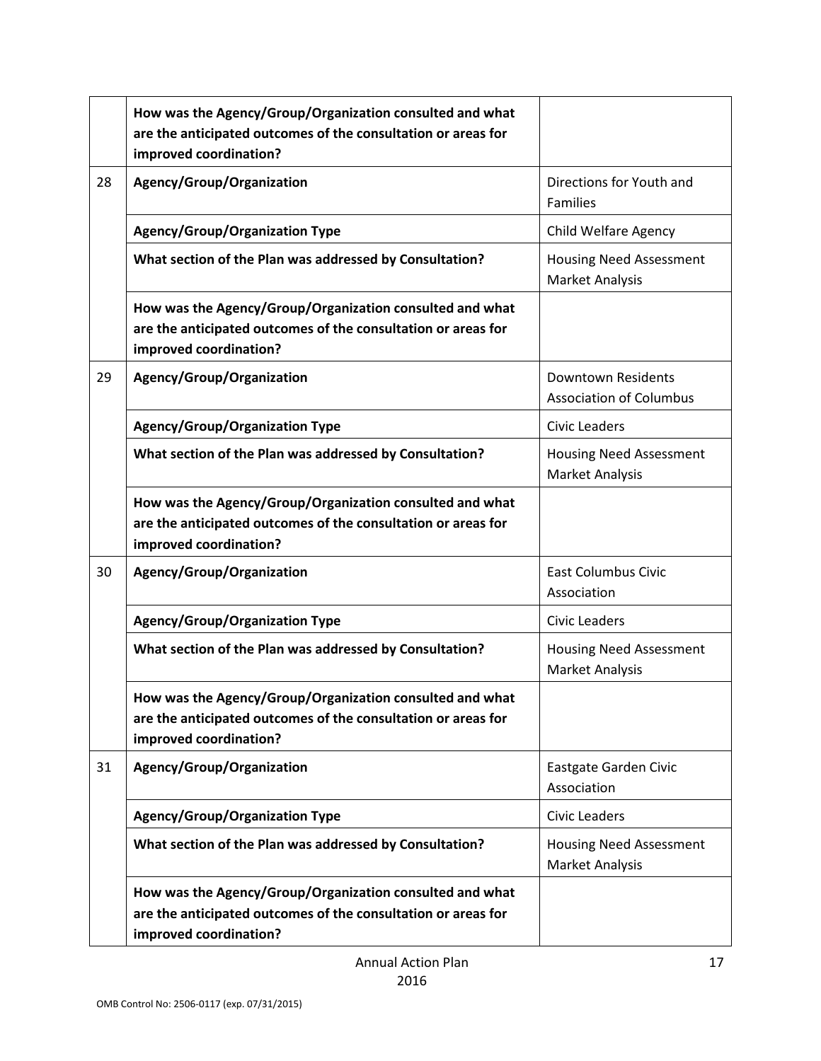| | | |
|---|---|---|
| | **How was the Agency/Group/Organization consulted and what are the anticipated outcomes of the consultation or areas for improved coordination?** | |
| 28 | **Agency/Group/Organization** | Directions for Youth and Families |
| | **Agency/Group/Organization Type** | Child Welfare Agency |
| | **What section of the Plan was addressed by Consultation?** | Housing Need Assessment Market Analysis |
| | **How was the Agency/Group/Organization consulted and what are the anticipated outcomes of the consultation or areas for improved coordination?** | |
| 29 | **Agency/Group/Organization** | Downtown Residents Association of Columbus |
| | **Agency/Group/Organization Type** | Civic Leaders |
| | **What section of the Plan was addressed by Consultation?** | Housing Need Assessment Market Analysis |
| | **How was the Agency/Group/Organization consulted and what are the anticipated outcomes of the consultation or areas for improved coordination?** | |
| 30 | **Agency/Group/Organization** | East Columbus Civic Association |
| | **Agency/Group/Organization Type** | Civic Leaders |
| | **What section of the Plan was addressed by Consultation?** | Housing Need Assessment Market Analysis |
| | **How was the Agency/Group/Organization consulted and what are the anticipated outcomes of the consultation or areas for improved coordination?** | |
| 31 | **Agency/Group/Organization** | Eastgate Garden Civic Association |
| | **Agency/Group/Organization Type** | Civic Leaders |
| | **What section of the Plan was addressed by Consultation?** | Housing Need Assessment Market Analysis |
| | **How was the Agency/Group/Organization consulted and what are the anticipated outcomes of the consultation or areas for improved coordination?** | |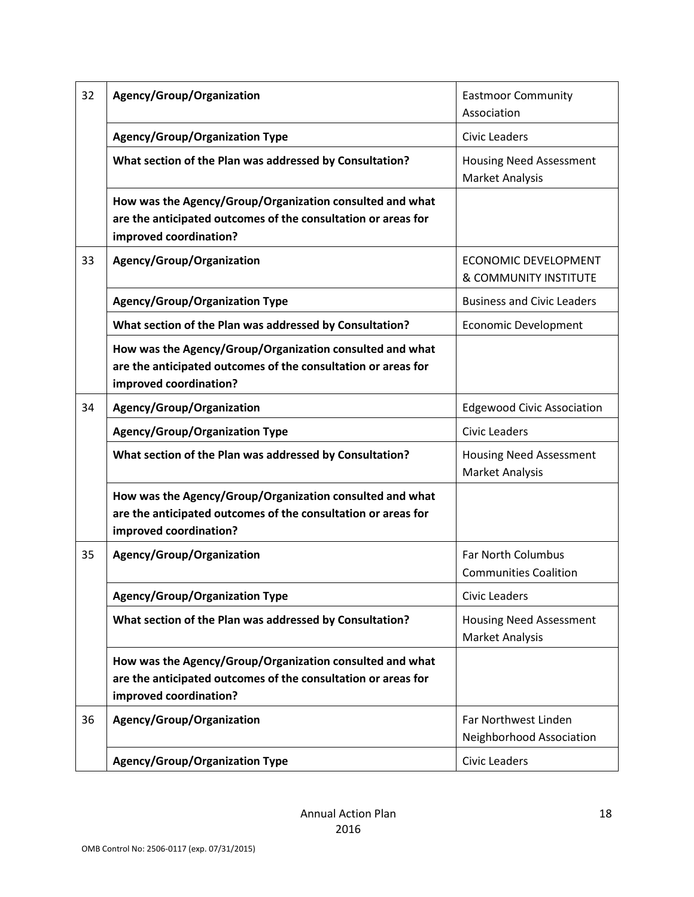| | | |
|---|---|---|
| 32 | **Agency/Group/Organization** | Eastmoor Community Association |
| | **Agency/Group/Organization Type** | Civic Leaders |
| | **What section of the Plan was addressed by Consultation?** | Housing Need Assessment Market Analysis |
| | **How was the Agency/Group/Organization consulted and what are the anticipated outcomes of the consultation or areas for improved coordination?** | |
| 33 | **Agency/Group/Organization** | ECONOMIC DEVELOPMENT & COMMUNITY INSTITUTE |
| | **Agency/Group/Organization Type** | Business and Civic Leaders |
| | **What section of the Plan was addressed by Consultation?** | Economic Development |
| | **How was the Agency/Group/Organization consulted and what are the anticipated outcomes of the consultation or areas for improved coordination?** | |
| 34 | **Agency/Group/Organization** | Edgewood Civic Association |
| | **Agency/Group/Organization Type** | Civic Leaders |
| | **What section of the Plan was addressed by Consultation?** | Housing Need Assessment Market Analysis |
| | **How was the Agency/Group/Organization consulted and what are the anticipated outcomes of the consultation or areas for improved coordination?** | |
| 35 | **Agency/Group/Organization** | Far North Columbus Communities Coalition |
| | **Agency/Group/Organization Type** | Civic Leaders |
| | **What section of the Plan was addressed by Consultation?** | Housing Need Assessment Market Analysis |
| | **How was the Agency/Group/Organization consulted and what are the anticipated outcomes of the consultation or areas for improved coordination?** | |
| 36 | **Agency/Group/Organization** | Far Northwest Linden Neighborhood Association |
| | **Agency/Group/Organization Type** | Civic Leaders |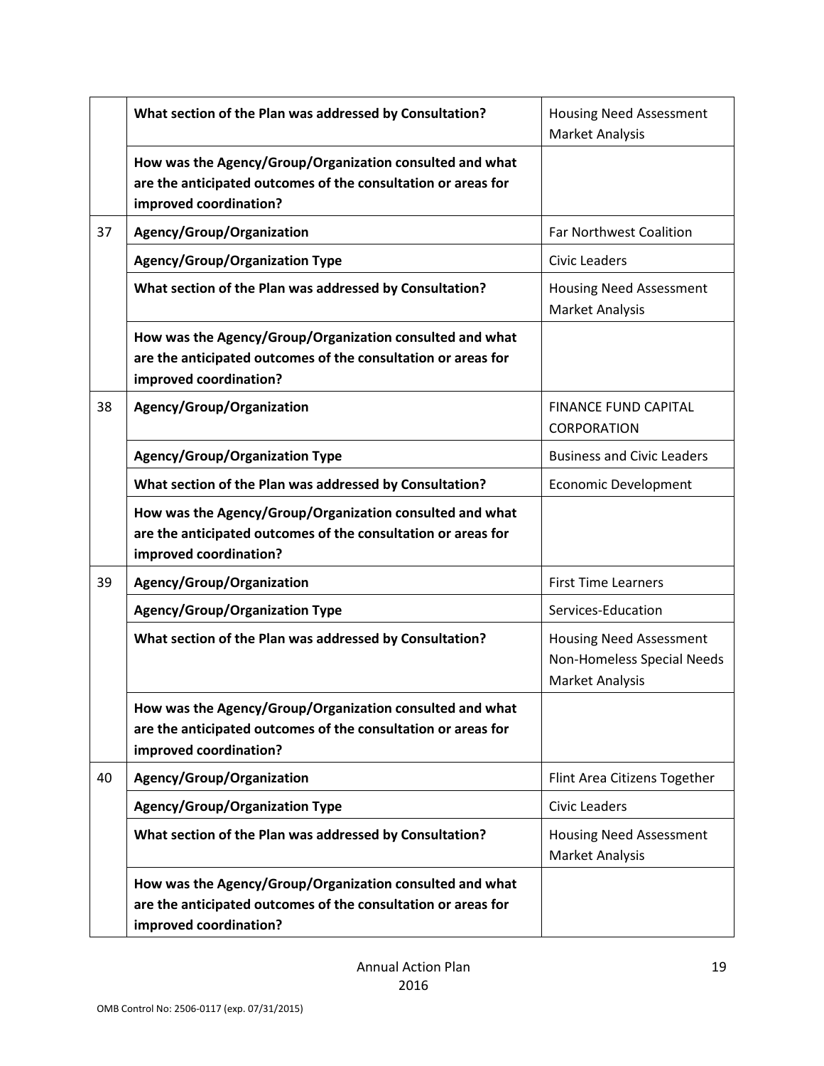| | | |
|---|---|---|
| | **What section of the Plan was addressed by Consultation?** | Housing Need Assessment<br>Market Analysis |
| | **How was the Agency/Group/Organization consulted and what are the anticipated outcomes of the consultation or areas for improved coordination?** | |
| 37 | **Agency/Group/Organization** | Far Northwest Coalition |
| | **Agency/Group/Organization Type** | Civic Leaders |
| | **What section of the Plan was addressed by Consultation?** | Housing Need Assessment<br>Market Analysis |
| | **How was the Agency/Group/Organization consulted and what are the anticipated outcomes of the consultation or areas for improved coordination?** | |
| 38 | **Agency/Group/Organization** | FINANCE FUND CAPITAL CORPORATION |
| | **Agency/Group/Organization Type** | Business and Civic Leaders |
| | **What section of the Plan was addressed by Consultation?** | Economic Development |
| | **How was the Agency/Group/Organization consulted and what are the anticipated outcomes of the consultation or areas for improved coordination?** | |
| 39 | **Agency/Group/Organization** | First Time Learners |
| | **Agency/Group/Organization Type** | Services-Education |
| | **What section of the Plan was addressed by Consultation?** | Housing Need Assessment<br>Non-Homeless Special Needs<br>Market Analysis |
| | **How was the Agency/Group/Organization consulted and what are the anticipated outcomes of the consultation or areas for improved coordination?** | |
| 40 | **Agency/Group/Organization** | Flint Area Citizens Together |
| | **Agency/Group/Organization Type** | Civic Leaders |
| | **What section of the Plan was addressed by Consultation?** | Housing Need Assessment<br>Market Analysis |
| | **How was the Agency/Group/Organization consulted and what are the anticipated outcomes of the consultation or areas for improved coordination?** | |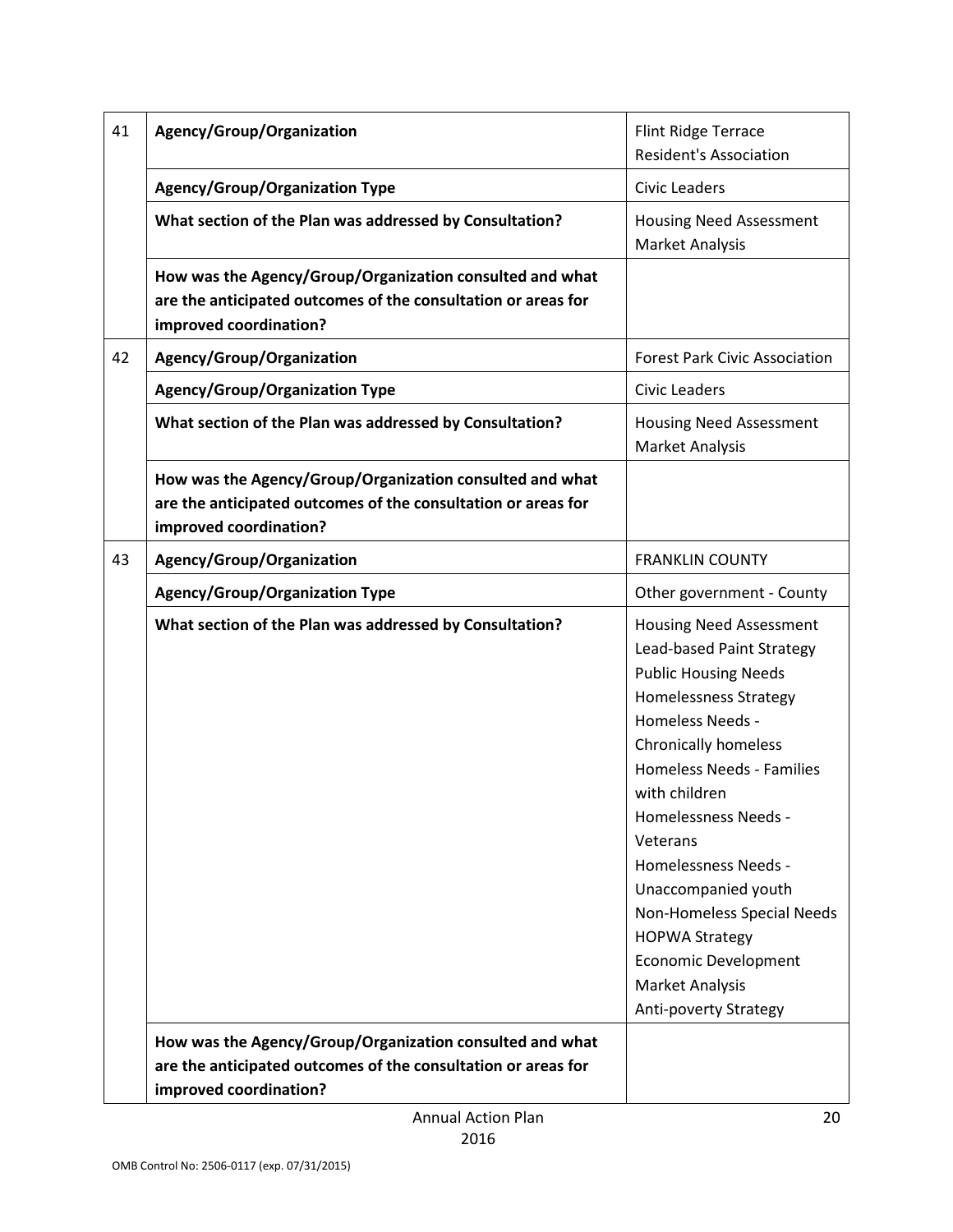| | | |
|---|---|---|
| 41 | **Agency/Group/Organization** | Flint Ridge Terrace Resident's Association |
| | **Agency/Group/Organization Type** | Civic Leaders |
| | **What section of the Plan was addressed by Consultation?** | Housing Need Assessment<br>Market Analysis |
| | **How was the Agency/Group/Organization consulted and what are the anticipated outcomes of the consultation or areas for improved coordination?** | |
| 42 | **Agency/Group/Organization** | Forest Park Civic Association |
| | **Agency/Group/Organization Type** | Civic Leaders |
| | **What section of the Plan was addressed by Consultation?** | Housing Need Assessment<br>Market Analysis |
| | **How was the Agency/Group/Organization consulted and what are the anticipated outcomes of the consultation or areas for improved coordination?** | |
| 43 | **Agency/Group/Organization** | FRANKLIN COUNTY |
| | **Agency/Group/Organization Type** | Other government - County |
| | **What section of the Plan was addressed by Consultation?** | Housing Need Assessment<br>Lead-based Paint Strategy<br>Public Housing Needs<br>Homelessness Strategy<br>Homeless Needs - Chronically homeless<br>Homeless Needs - Families with children<br>Homelessness Needs - Veterans<br>Homelessness Needs - Unaccompanied youth<br>Non-Homeless Special Needs<br>HOPWA Strategy<br>Economic Development<br>Market Analysis<br>Anti-poverty Strategy |
| | **How was the Agency/Group/Organization consulted and what are the anticipated outcomes of the consultation or areas for improved coordination?** | |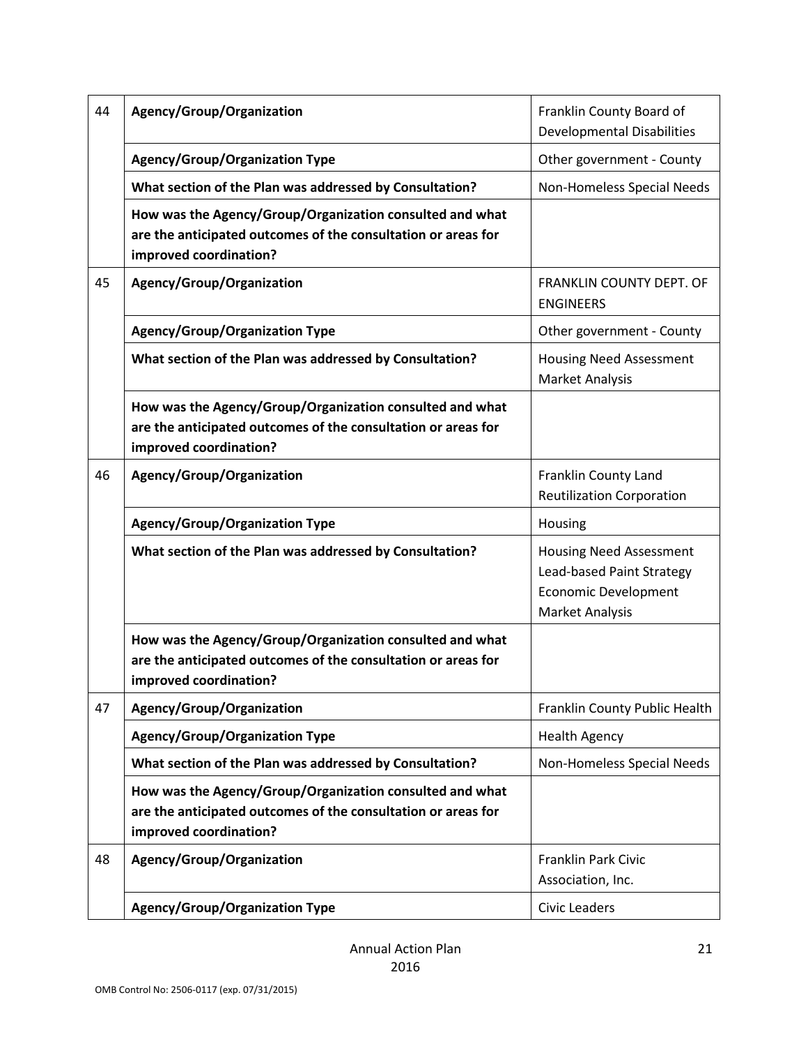| | | |
|---|---|---|
| 44 | **Agency/Group/Organization** | Franklin County Board of Developmental Disabilities |
| | **Agency/Group/Organization Type** | Other government - County |
| | **What section of the Plan was addressed by Consultation?** | Non-Homeless Special Needs |
| | **How was the Agency/Group/Organization consulted and what are the anticipated outcomes of the consultation or areas for improved coordination?** | |
| 45 | **Agency/Group/Organization** | FRANKLIN COUNTY DEPT. OF ENGINEERS |
| | **Agency/Group/Organization Type** | Other government - County |
| | **What section of the Plan was addressed by Consultation?** | Housing Need Assessment<br>Market Analysis |
| | **How was the Agency/Group/Organization consulted and what are the anticipated outcomes of the consultation or areas for improved coordination?** | |
| 46 | **Agency/Group/Organization** | Franklin County Land Reutilization Corporation |
| | **Agency/Group/Organization Type** | Housing |
| | **What section of the Plan was addressed by Consultation?** | Housing Need Assessment<br>Lead-based Paint Strategy<br>Economic Development<br>Market Analysis |
| | **How was the Agency/Group/Organization consulted and what are the anticipated outcomes of the consultation or areas for improved coordination?** | |
| 47 | **Agency/Group/Organization** | Franklin County Public Health |
| | **Agency/Group/Organization Type** | Health Agency |
| | **What section of the Plan was addressed by Consultation?** | Non-Homeless Special Needs |
| | **How was the Agency/Group/Organization consulted and what are the anticipated outcomes of the consultation or areas for improved coordination?** | |
| 48 | **Agency/Group/Organization** | Franklin Park Civic Association, Inc. |
| | **Agency/Group/Organization Type** | Civic Leaders |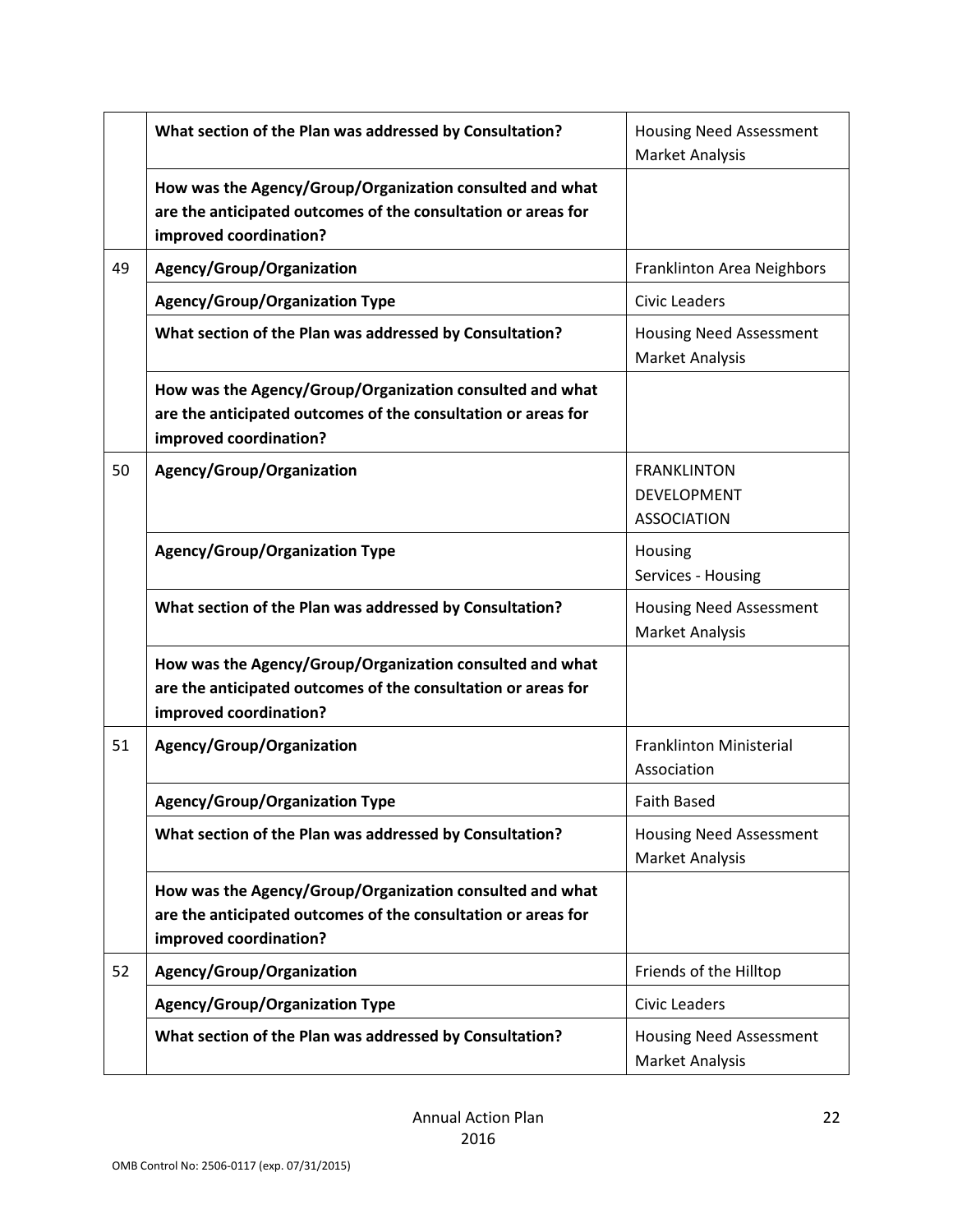| | | |
|---|---|---|
| | **What section of the Plan was addressed by Consultation?** | Housing Need Assessment<br>Market Analysis |
| | **How was the Agency/Group/Organization consulted and what are the anticipated outcomes of the consultation or areas for improved coordination?** | |
| 49 | **Agency/Group/Organization** | Franklinton Area Neighbors |
| | **Agency/Group/Organization Type** | Civic Leaders |
| | **What section of the Plan was addressed by Consultation?** | Housing Need Assessment<br>Market Analysis |
| | **How was the Agency/Group/Organization consulted and what are the anticipated outcomes of the consultation or areas for improved coordination?** | |
| 50 | **Agency/Group/Organization** | FRANKLINTON DEVELOPMENT ASSOCIATION |
| | **Agency/Group/Organization Type** | Housing<br>Services - Housing |
| | **What section of the Plan was addressed by Consultation?** | Housing Need Assessment<br>Market Analysis |
| | **How was the Agency/Group/Organization consulted and what are the anticipated outcomes of the consultation or areas for improved coordination?** | |
| 51 | **Agency/Group/Organization** | Franklinton Ministerial Association |
| | **Agency/Group/Organization Type** | Faith Based |
| | **What section of the Plan was addressed by Consultation?** | Housing Need Assessment<br>Market Analysis |
| | **How was the Agency/Group/Organization consulted and what are the anticipated outcomes of the consultation or areas for improved coordination?** | |
| 52 | **Agency/Group/Organization** | Friends of the Hilltop |
| | **Agency/Group/Organization Type** | Civic Leaders |
| | **What section of the Plan was addressed by Consultation?** | Housing Need Assessment<br>Market Analysis |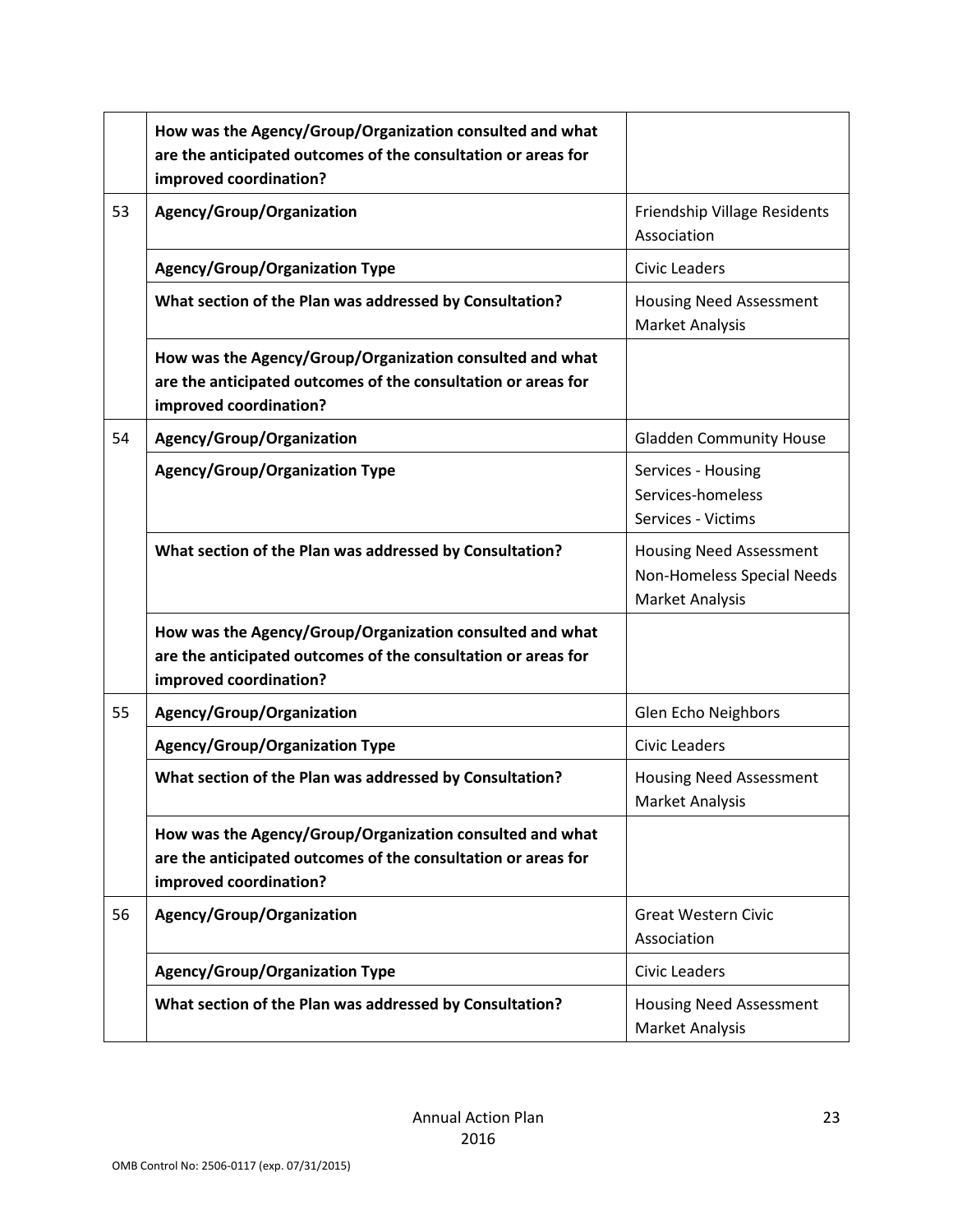| | | |
|---|---|---|
| | **How was the Agency/Group/Organization consulted and what are the anticipated outcomes of the consultation or areas for improved coordination?** | |
| 53 | **Agency/Group/Organization** | Friendship Village Residents Association |
| | **Agency/Group/Organization Type** | Civic Leaders |
| | **What section of the Plan was addressed by Consultation?** | Housing Need Assessment<br>Market Analysis |
| | **How was the Agency/Group/Organization consulted and what are the anticipated outcomes of the consultation or areas for improved coordination?** | |
| 54 | **Agency/Group/Organization** | Gladden Community House |
| | **Agency/Group/Organization Type** | Services - Housing<br>Services-homeless<br>Services - Victims |
| | **What section of the Plan was addressed by Consultation?** | Housing Need Assessment<br>Non-Homeless Special Needs<br>Market Analysis |
| | **How was the Agency/Group/Organization consulted and what are the anticipated outcomes of the consultation or areas for improved coordination?** | |
| 55 | **Agency/Group/Organization** | Glen Echo Neighbors |
| | **Agency/Group/Organization Type** | Civic Leaders |
| | **What section of the Plan was addressed by Consultation?** | Housing Need Assessment<br>Market Analysis |
| | **How was the Agency/Group/Organization consulted and what are the anticipated outcomes of the consultation or areas for improved coordination?** | |
| 56 | **Agency/Group/Organization** | Great Western Civic Association |
| | **Agency/Group/Organization Type** | Civic Leaders |
| | **What section of the Plan was addressed by Consultation?** | Housing Need Assessment<br>Market Analysis |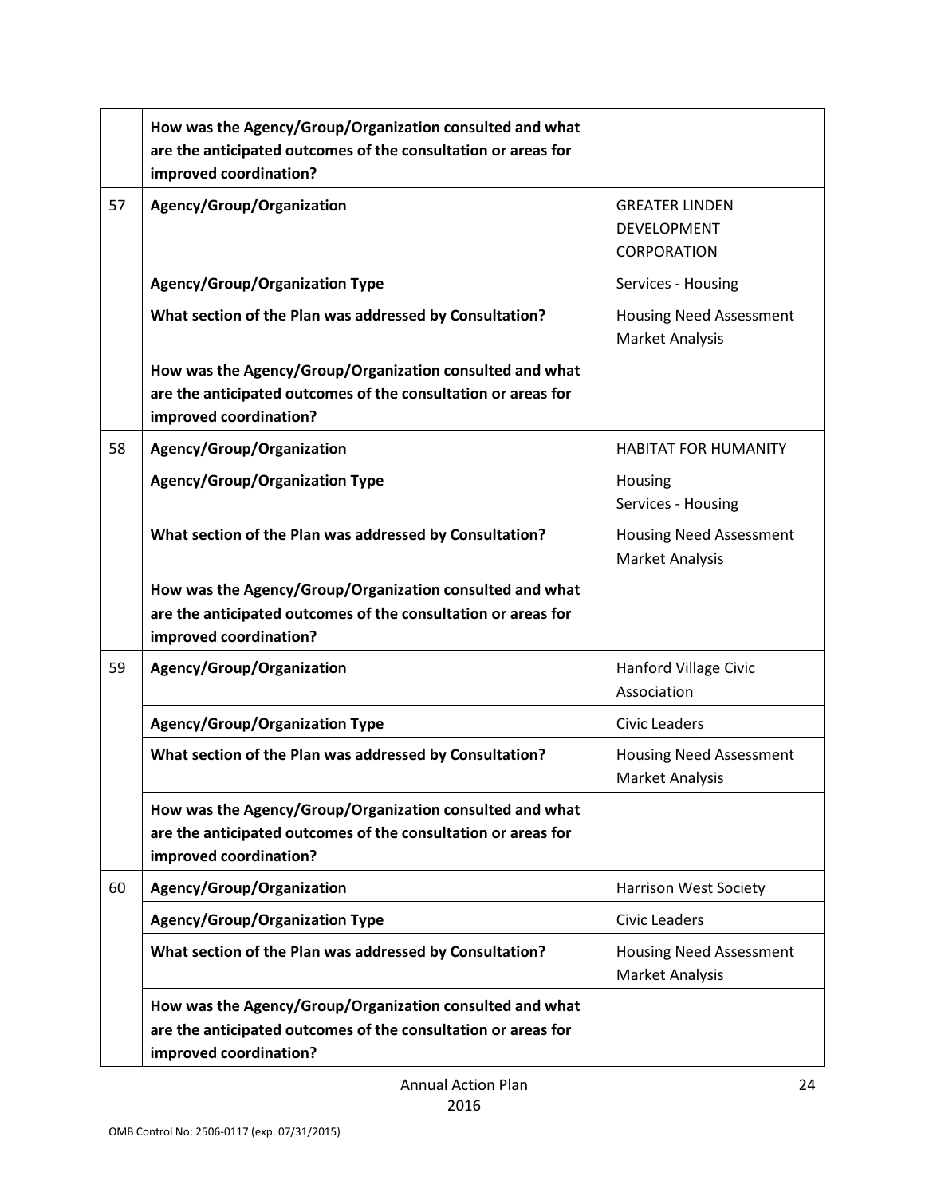| | | |
|---|---|---|
| | **How was the Agency/Group/Organization consulted and what are the anticipated outcomes of the consultation or areas for improved coordination?** | |
| 57 | **Agency/Group/Organization** | GREATER LINDEN DEVELOPMENT CORPORATION |
| | **Agency/Group/Organization Type** | Services - Housing |
| | **What section of the Plan was addressed by Consultation?** | Housing Need Assessment<br>Market Analysis |
| | **How was the Agency/Group/Organization consulted and what are the anticipated outcomes of the consultation or areas for improved coordination?** | |
| 58 | **Agency/Group/Organization** | HABITAT FOR HUMANITY |
| | **Agency/Group/Organization Type** | Housing<br>Services - Housing |
| | **What section of the Plan was addressed by Consultation?** | Housing Need Assessment<br>Market Analysis |
| | **How was the Agency/Group/Organization consulted and what are the anticipated outcomes of the consultation or areas for improved coordination?** | |
| 59 | **Agency/Group/Organization** | Hanford Village Civic Association |
| | **Agency/Group/Organization Type** | Civic Leaders |
| | **What section of the Plan was addressed by Consultation?** | Housing Need Assessment<br>Market Analysis |
| | **How was the Agency/Group/Organization consulted and what are the anticipated outcomes of the consultation or areas for improved coordination?** | |
| 60 | **Agency/Group/Organization** | Harrison West Society |
| | **Agency/Group/Organization Type** | Civic Leaders |
| | **What section of the Plan was addressed by Consultation?** | Housing Need Assessment<br>Market Analysis |
| | **How was the Agency/Group/Organization consulted and what are the anticipated outcomes of the consultation or areas for improved coordination?** | |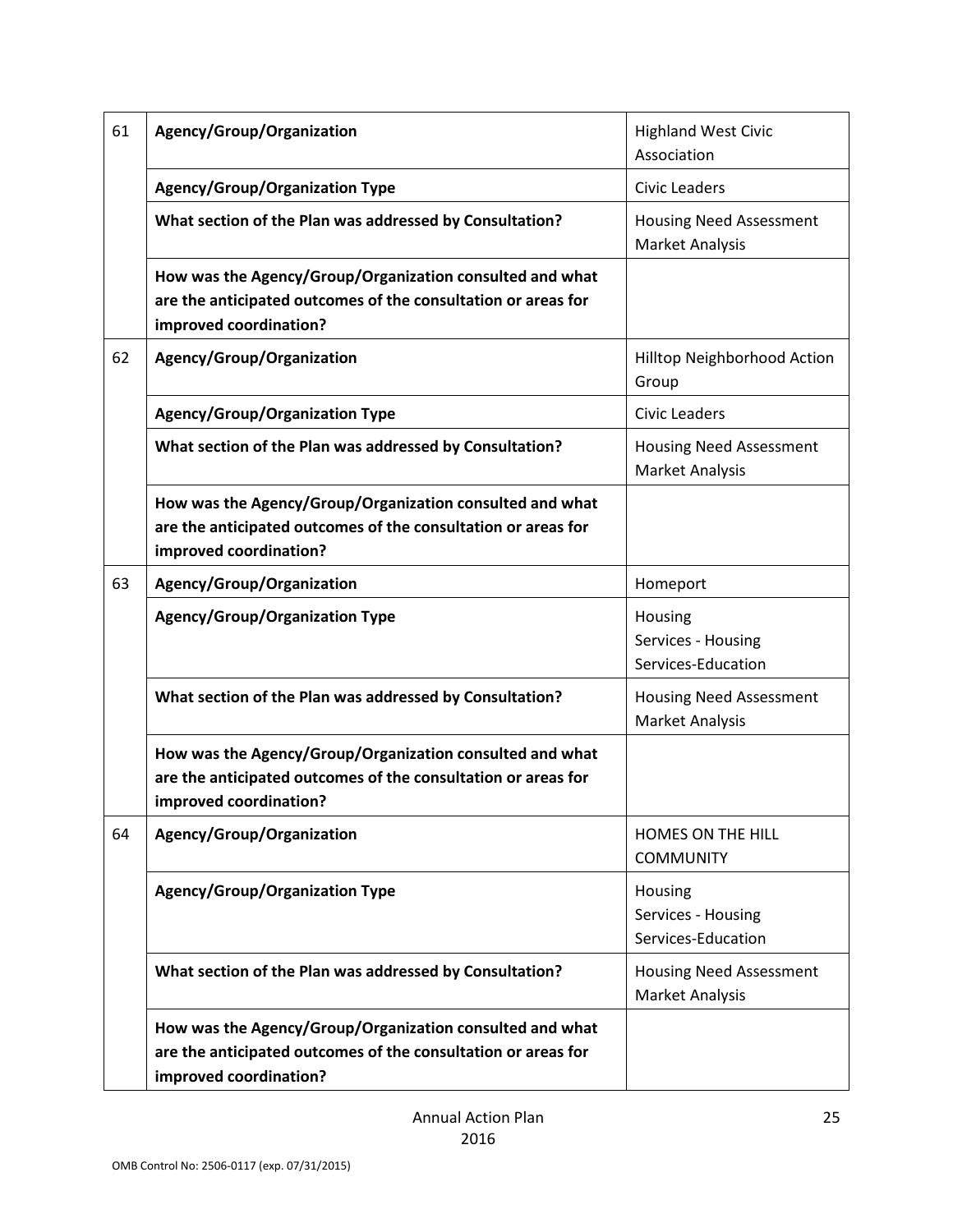| | | |
|---|---|---|
| 61 | **Agency/Group/Organization** | Highland West Civic Association |
| | **Agency/Group/Organization Type** | Civic Leaders |
| | **What section of the Plan was addressed by Consultation?** | Housing Need Assessment<br>Market Analysis |
| | **How was the Agency/Group/Organization consulted and what are the anticipated outcomes of the consultation or areas for improved coordination?** | |
| 62 | **Agency/Group/Organization** | Hilltop Neighborhood Action Group |
| | **Agency/Group/Organization Type** | Civic Leaders |
| | **What section of the Plan was addressed by Consultation?** | Housing Need Assessment<br>Market Analysis |
| | **How was the Agency/Group/Organization consulted and what are the anticipated outcomes of the consultation or areas for improved coordination?** | |
| 63 | **Agency/Group/Organization** | Homeport |
| | **Agency/Group/Organization Type** | Housing<br>Services - Housing<br>Services-Education |
| | **What section of the Plan was addressed by Consultation?** | Housing Need Assessment<br>Market Analysis |
| | **How was the Agency/Group/Organization consulted and what are the anticipated outcomes of the consultation or areas for improved coordination?** | |
| 64 | **Agency/Group/Organization** | HOMES ON THE HILL COMMUNITY |
| | **Agency/Group/Organization Type** | Housing<br>Services - Housing<br>Services-Education |
| | **What section of the Plan was addressed by Consultation?** | Housing Need Assessment<br>Market Analysis |
| | **How was the Agency/Group/Organization consulted and what are the anticipated outcomes of the consultation or areas for improved coordination?** | |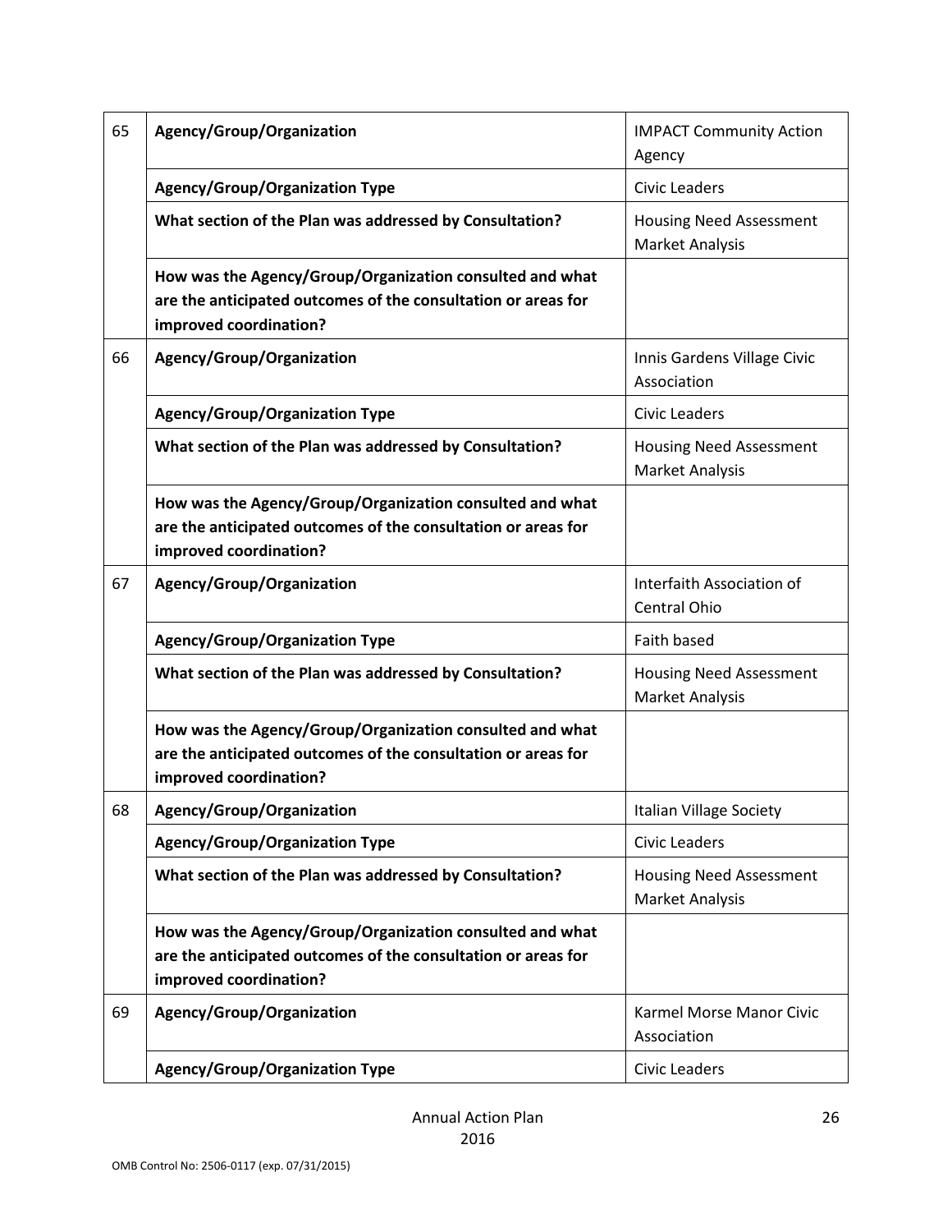| | | |
|---|---|---|
| 65 | **Agency/Group/Organization** | IMPACT Community Action Agency |
| | **Agency/Group/Organization Type** | Civic Leaders |
| | **What section of the Plan was addressed by Consultation?** | Housing Need Assessment<br>Market Analysis |
| | **How was the Agency/Group/Organization consulted and what are the anticipated outcomes of the consultation or areas for improved coordination?** | |
| 66 | **Agency/Group/Organization** | Innis Gardens Village Civic Association |
| | **Agency/Group/Organization Type** | Civic Leaders |
| | **What section of the Plan was addressed by Consultation?** | Housing Need Assessment<br>Market Analysis |
| | **How was the Agency/Group/Organization consulted and what are the anticipated outcomes of the consultation or areas for improved coordination?** | |
| 67 | **Agency/Group/Organization** | Interfaith Association of Central Ohio |
| | **Agency/Group/Organization Type** | Faith based |
| | **What section of the Plan was addressed by Consultation?** | Housing Need Assessment<br>Market Analysis |
| | **How was the Agency/Group/Organization consulted and what are the anticipated outcomes of the consultation or areas for improved coordination?** | |
| 68 | **Agency/Group/Organization** | Italian Village Society |
| | **Agency/Group/Organization Type** | Civic Leaders |
| | **What section of the Plan was addressed by Consultation?** | Housing Need Assessment<br>Market Analysis |
| | **How was the Agency/Group/Organization consulted and what are the anticipated outcomes of the consultation or areas for improved coordination?** | |
| 69 | **Agency/Group/Organization** | Karmel Morse Manor Civic Association |
| | **Agency/Group/Organization Type** | Civic Leaders |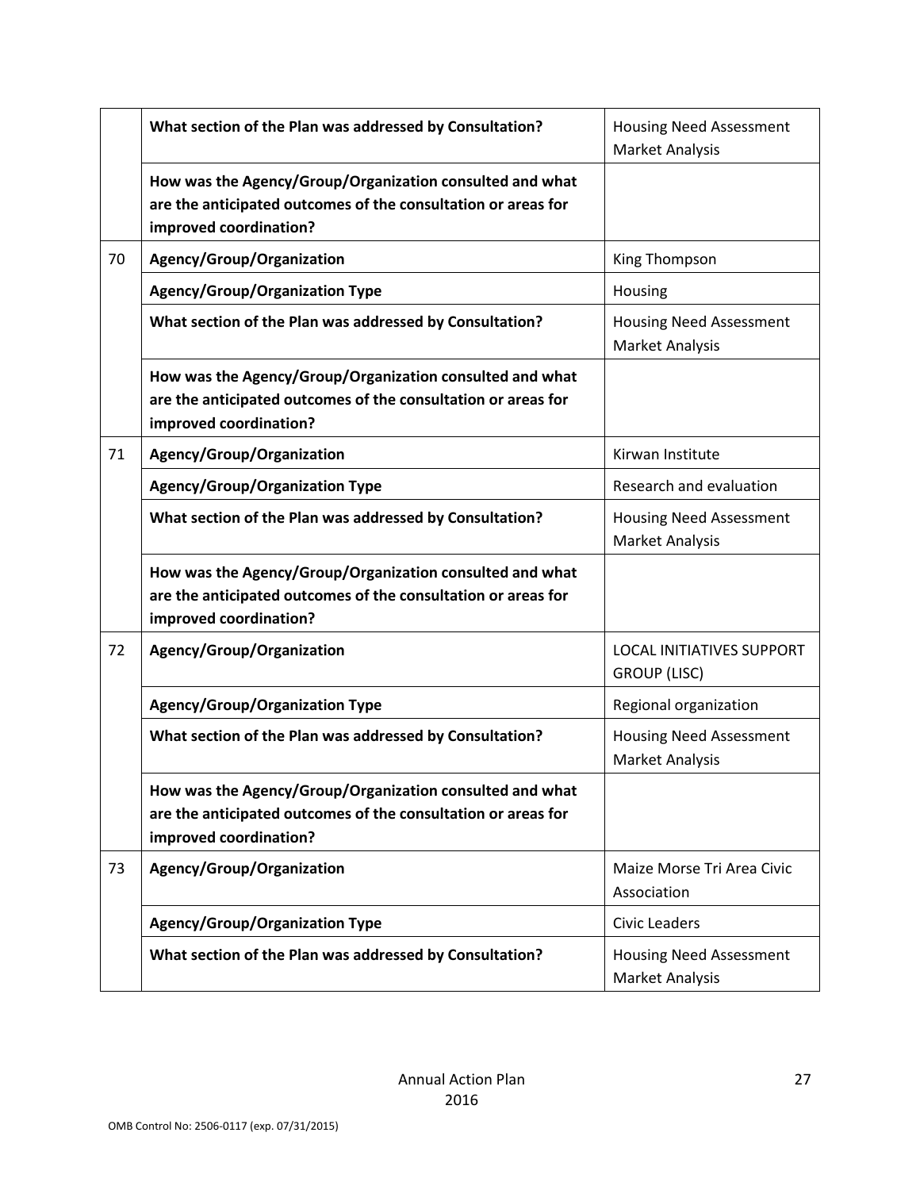| | | |
|---|---|---|
| | **What section of the Plan was addressed by Consultation?** | Housing Need Assessment Market Analysis |
| | **How was the Agency/Group/Organization consulted and what are the anticipated outcomes of the consultation or areas for improved coordination?** | |
| 70 | **Agency/Group/Organization** | King Thompson |
| | **Agency/Group/Organization Type** | Housing |
| | **What section of the Plan was addressed by Consultation?** | Housing Need Assessment Market Analysis |
| | **How was the Agency/Group/Organization consulted and what are the anticipated outcomes of the consultation or areas for improved coordination?** | |
| 71 | **Agency/Group/Organization** | Kirwan Institute |
| | **Agency/Group/Organization Type** | Research and evaluation |
| | **What section of the Plan was addressed by Consultation?** | Housing Need Assessment Market Analysis |
| | **How was the Agency/Group/Organization consulted and what are the anticipated outcomes of the consultation or areas for improved coordination?** | |
| 72 | **Agency/Group/Organization** | LOCAL INITIATIVES SUPPORT GROUP (LISC) |
| | **Agency/Group/Organization Type** | Regional organization |
| | **What section of the Plan was addressed by Consultation?** | Housing Need Assessment Market Analysis |
| | **How was the Agency/Group/Organization consulted and what are the anticipated outcomes of the consultation or areas for improved coordination?** | |
| 73 | **Agency/Group/Organization** | Maize Morse Tri Area Civic Association |
| | **Agency/Group/Organization Type** | Civic Leaders |
| | **What section of the Plan was addressed by Consultation?** | Housing Need Assessment Market Analysis |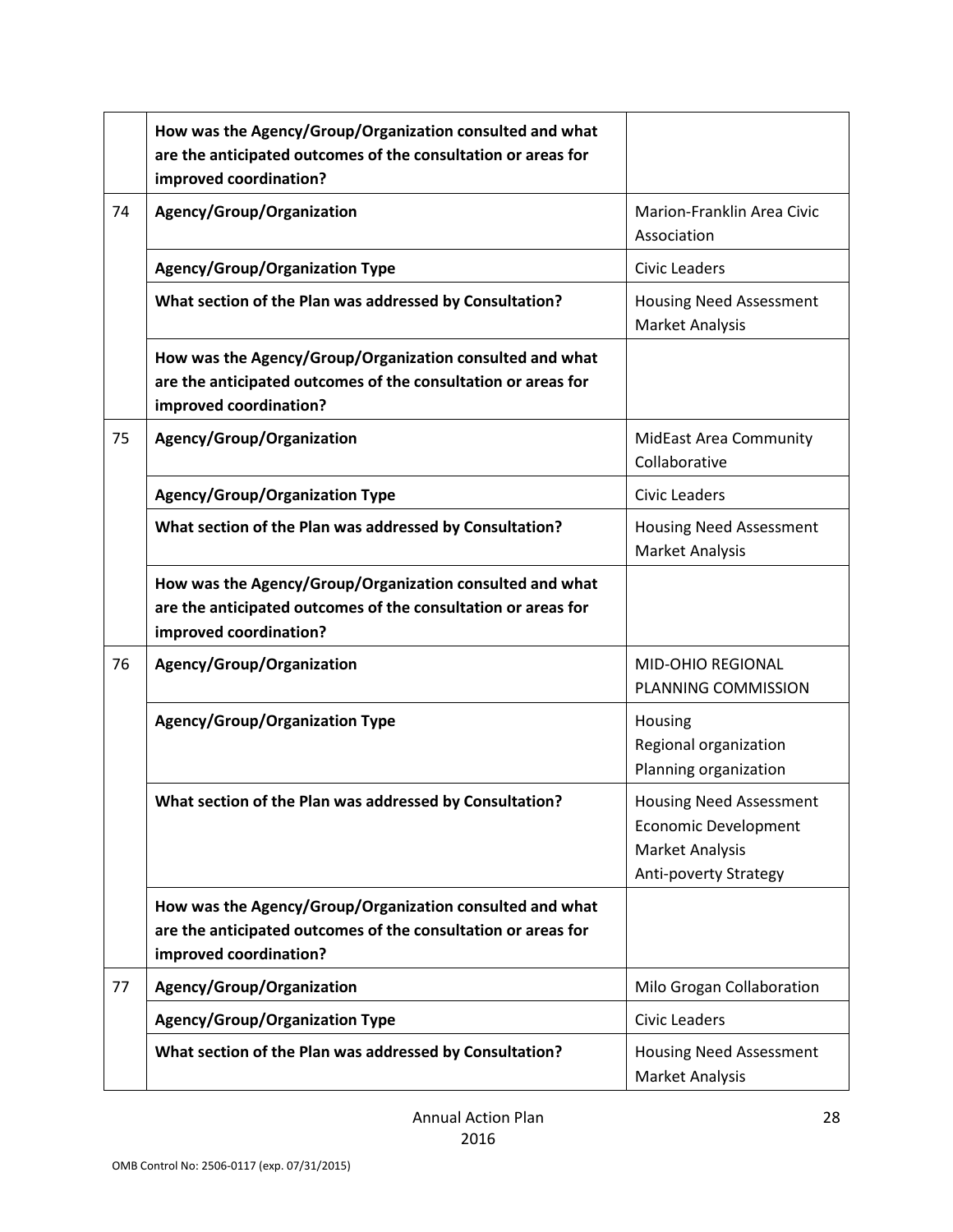| | | |
|---|---|---|
| | **How was the Agency/Group/Organization consulted and what are the anticipated outcomes of the consultation or areas for improved coordination?** | |
| 74 | **Agency/Group/Organization** | Marion-Franklin Area Civic Association |
| | **Agency/Group/Organization Type** | Civic Leaders |
| | **What section of the Plan was addressed by Consultation?** | Housing Need Assessment<br>Market Analysis |
| | **How was the Agency/Group/Organization consulted and what are the anticipated outcomes of the consultation or areas for improved coordination?** | |
| 75 | **Agency/Group/Organization** | MidEast Area Community Collaborative |
| | **Agency/Group/Organization Type** | Civic Leaders |
| | **What section of the Plan was addressed by Consultation?** | Housing Need Assessment<br>Market Analysis |
| | **How was the Agency/Group/Organization consulted and what are the anticipated outcomes of the consultation or areas for improved coordination?** | |
| 76 | **Agency/Group/Organization** | MID-OHIO REGIONAL PLANNING COMMISSION |
| | **Agency/Group/Organization Type** | Housing<br>Regional organization<br>Planning organization |
| | **What section of the Plan was addressed by Consultation?** | Housing Need Assessment<br>Economic Development<br>Market Analysis<br>Anti-poverty Strategy |
| | **How was the Agency/Group/Organization consulted and what are the anticipated outcomes of the consultation or areas for improved coordination?** | |
| 77 | **Agency/Group/Organization** | Milo Grogan Collaboration |
| | **Agency/Group/Organization Type** | Civic Leaders |
| | **What section of the Plan was addressed by Consultation?** | Housing Need Assessment<br>Market Analysis |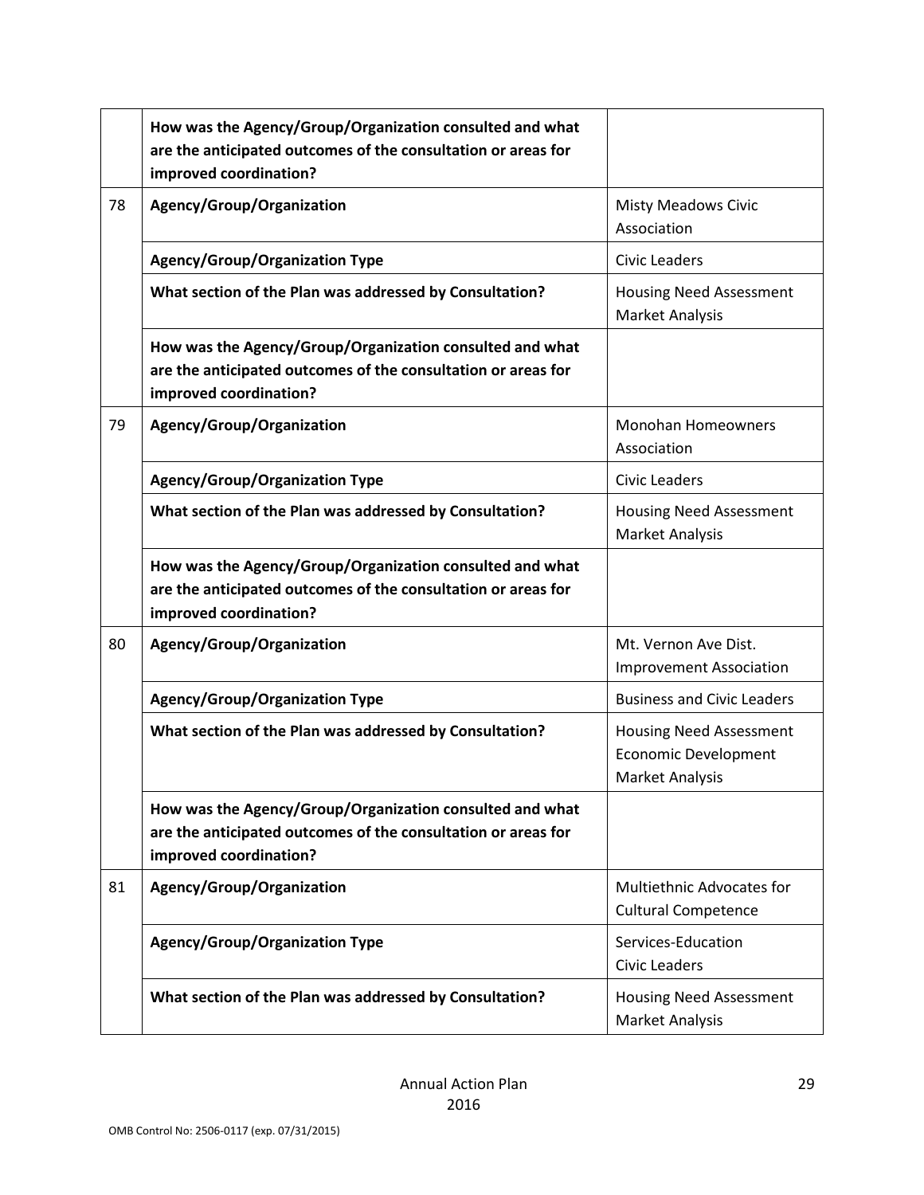| | | |
|---|---|---|
| | **How was the Agency/Group/Organization consulted and what are the anticipated outcomes of the consultation or areas for improved coordination?** | |
| 78 | **Agency/Group/Organization** | Misty Meadows Civic Association |
| | **Agency/Group/Organization Type** | Civic Leaders |
| | **What section of the Plan was addressed by Consultation?** | Housing Need Assessment<br>Market Analysis |
| | **How was the Agency/Group/Organization consulted and what are the anticipated outcomes of the consultation or areas for improved coordination?** | |
| 79 | **Agency/Group/Organization** | Monohan Homeowners Association |
| | **Agency/Group/Organization Type** | Civic Leaders |
| | **What section of the Plan was addressed by Consultation?** | Housing Need Assessment<br>Market Analysis |
| | **How was the Agency/Group/Organization consulted and what are the anticipated outcomes of the consultation or areas for improved coordination?** | |
| 80 | **Agency/Group/Organization** | Mt. Vernon Ave Dist. Improvement Association |
| | **Agency/Group/Organization Type** | Business and Civic Leaders |
| | **What section of the Plan was addressed by Consultation?** | Housing Need Assessment<br>Economic Development<br>Market Analysis |
| | **How was the Agency/Group/Organization consulted and what are the anticipated outcomes of the consultation or areas for improved coordination?** | |
| 81 | **Agency/Group/Organization** | Multiethnic Advocates for Cultural Competence |
| | **Agency/Group/Organization Type** | Services-Education<br>Civic Leaders |
| | **What section of the Plan was addressed by Consultation?** | Housing Need Assessment<br>Market Analysis |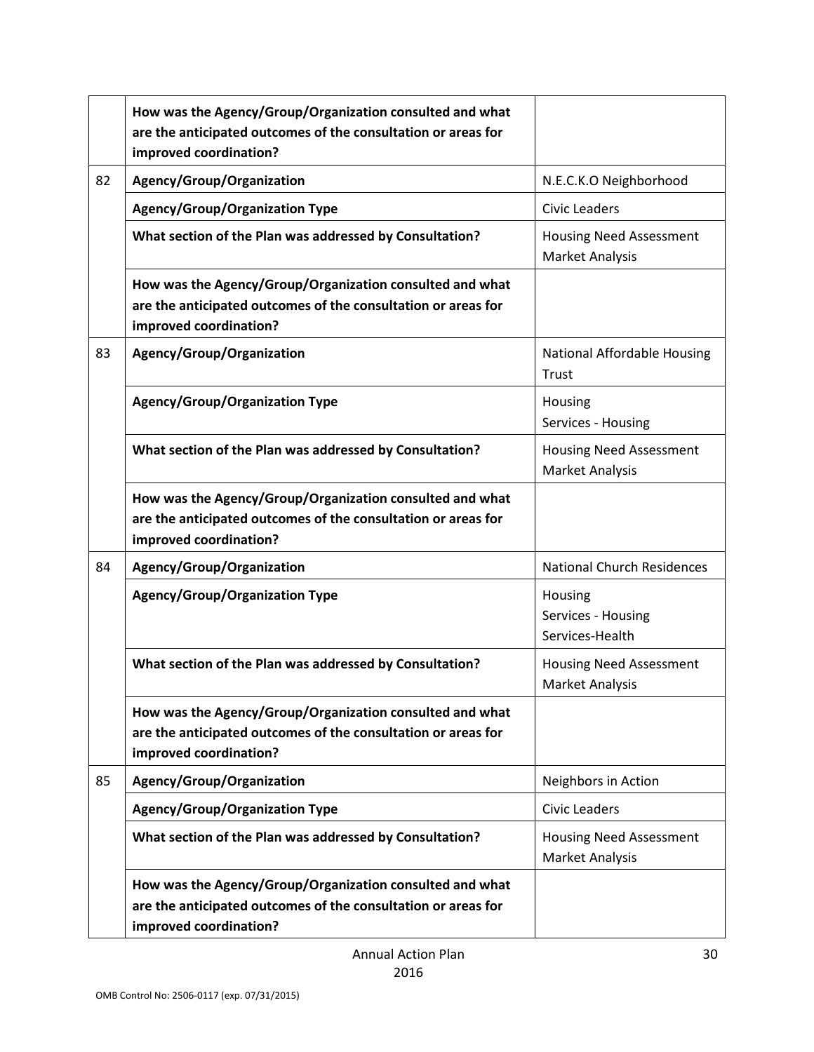| | | |
|---|---|---|
| | **How was the Agency/Group/Organization consulted and what are the anticipated outcomes of the consultation or areas for improved coordination?** | |
| 82 | **Agency/Group/Organization** | N.E.C.K.O Neighborhood |
| | **Agency/Group/Organization Type** | Civic Leaders |
| | **What section of the Plan was addressed by Consultation?** | Housing Need Assessment<br>Market Analysis |
| | **How was the Agency/Group/Organization consulted and what are the anticipated outcomes of the consultation or areas for improved coordination?** | |
| 83 | **Agency/Group/Organization** | National Affordable Housing Trust |
| | **Agency/Group/Organization Type** | Housing<br>Services - Housing |
| | **What section of the Plan was addressed by Consultation?** | Housing Need Assessment<br>Market Analysis |
| | **How was the Agency/Group/Organization consulted and what are the anticipated outcomes of the consultation or areas for improved coordination?** | |
| 84 | **Agency/Group/Organization** | National Church Residences |
| | **Agency/Group/Organization Type** | Housing<br>Services - Housing<br>Services-Health |
| | **What section of the Plan was addressed by Consultation?** | Housing Need Assessment<br>Market Analysis |
| | **How was the Agency/Group/Organization consulted and what are the anticipated outcomes of the consultation or areas for improved coordination?** | |
| 85 | **Agency/Group/Organization** | Neighbors in Action |
| | **Agency/Group/Organization Type** | Civic Leaders |
| | **What section of the Plan was addressed by Consultation?** | Housing Need Assessment<br>Market Analysis |
| | **How was the Agency/Group/Organization consulted and what are the anticipated outcomes of the consultation or areas for improved coordination?** | |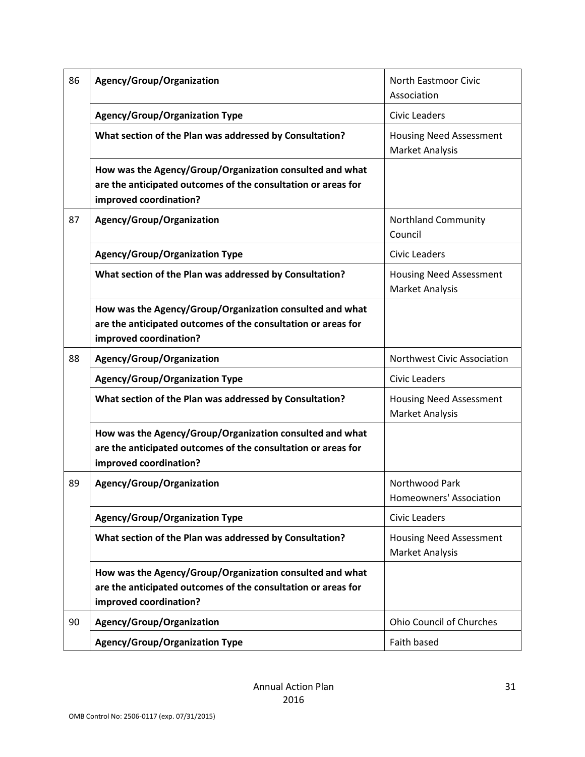| | | |
|---|---|---|
| 86 | **Agency/Group/Organization** | North Eastmoor Civic Association |
| | **Agency/Group/Organization Type** | Civic Leaders |
| | **What section of the Plan was addressed by Consultation?** | Housing Need Assessment<br>Market Analysis |
| | **How was the Agency/Group/Organization consulted and what are the anticipated outcomes of the consultation or areas for improved coordination?** | |
| 87 | **Agency/Group/Organization** | Northland Community Council |
| | **Agency/Group/Organization Type** | Civic Leaders |
| | **What section of the Plan was addressed by Consultation?** | Housing Need Assessment<br>Market Analysis |
| | **How was the Agency/Group/Organization consulted and what are the anticipated outcomes of the consultation or areas for improved coordination?** | |
| 88 | **Agency/Group/Organization** | Northwest Civic Association |
| | **Agency/Group/Organization Type** | Civic Leaders |
| | **What section of the Plan was addressed by Consultation?** | Housing Need Assessment<br>Market Analysis |
| | **How was the Agency/Group/Organization consulted and what are the anticipated outcomes of the consultation or areas for improved coordination?** | |
| 89 | **Agency/Group/Organization** | Northwood Park Homeowners' Association |
| | **Agency/Group/Organization Type** | Civic Leaders |
| | **What section of the Plan was addressed by Consultation?** | Housing Need Assessment<br>Market Analysis |
| | **How was the Agency/Group/Organization consulted and what are the anticipated outcomes of the consultation or areas for improved coordination?** | |
| 90 | **Agency/Group/Organization** | Ohio Council of Churches |
| | **Agency/Group/Organization Type** | Faith based |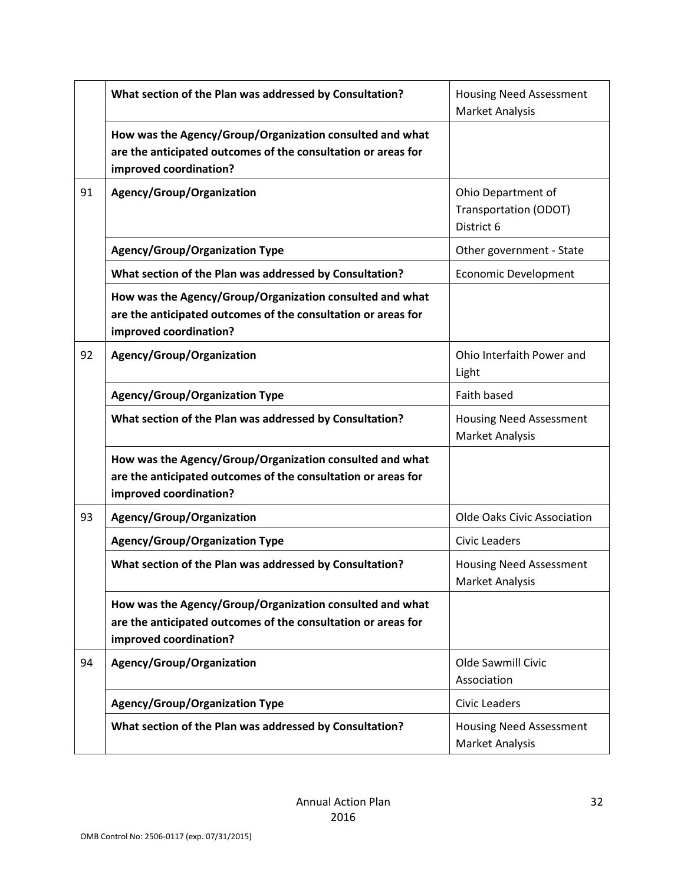| | | |
|---|---|---|
| | **What section of the Plan was addressed by Consultation?** | Housing Need Assessment Market Analysis |
| | **How was the Agency/Group/Organization consulted and what are the anticipated outcomes of the consultation or areas for improved coordination?** | |
| 91 | **Agency/Group/Organization** | Ohio Department of Transportation (ODOT) District 6 |
| | **Agency/Group/Organization Type** | Other government - State |
| | **What section of the Plan was addressed by Consultation?** | Economic Development |
| | **How was the Agency/Group/Organization consulted and what are the anticipated outcomes of the consultation or areas for improved coordination?** | |
| 92 | **Agency/Group/Organization** | Ohio Interfaith Power and Light |
| | **Agency/Group/Organization Type** | Faith based |
| | **What section of the Plan was addressed by Consultation?** | Housing Need Assessment Market Analysis |
| | **How was the Agency/Group/Organization consulted and what are the anticipated outcomes of the consultation or areas for improved coordination?** | |
| 93 | **Agency/Group/Organization** | Olde Oaks Civic Association |
| | **Agency/Group/Organization Type** | Civic Leaders |
| | **What section of the Plan was addressed by Consultation?** | Housing Need Assessment Market Analysis |
| | **How was the Agency/Group/Organization consulted and what are the anticipated outcomes of the consultation or areas for improved coordination?** | |
| 94 | **Agency/Group/Organization** | Olde Sawmill Civic Association |
| | **Agency/Group/Organization Type** | Civic Leaders |
| | **What section of the Plan was addressed by Consultation?** | Housing Need Assessment Market Analysis |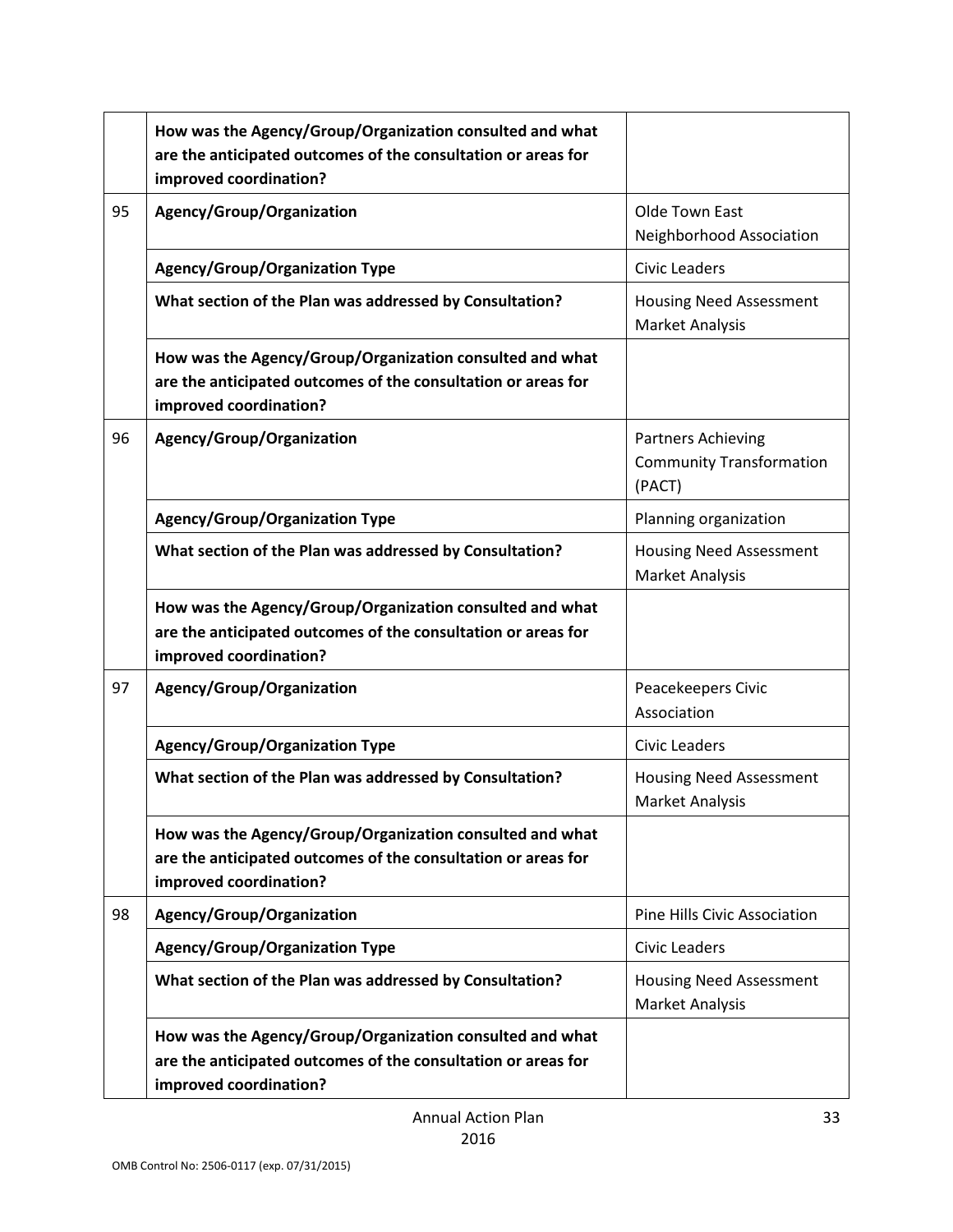| | | |
|---|---|---|
| | **How was the Agency/Group/Organization consulted and what are the anticipated outcomes of the consultation or areas for improved coordination?** | |
| 95 | **Agency/Group/Organization** | Olde Town East Neighborhood Association |
| | **Agency/Group/Organization Type** | Civic Leaders |
| | **What section of the Plan was addressed by Consultation?** | Housing Need Assessment Market Analysis |
| | **How was the Agency/Group/Organization consulted and what are the anticipated outcomes of the consultation or areas for improved coordination?** | |
| 96 | **Agency/Group/Organization** | Partners Achieving Community Transformation (PACT) |
| | **Agency/Group/Organization Type** | Planning organization |
| | **What section of the Plan was addressed by Consultation?** | Housing Need Assessment Market Analysis |
| | **How was the Agency/Group/Organization consulted and what are the anticipated outcomes of the consultation or areas for improved coordination?** | |
| 97 | **Agency/Group/Organization** | Peacekeepers Civic Association |
| | **Agency/Group/Organization Type** | Civic Leaders |
| | **What section of the Plan was addressed by Consultation?** | Housing Need Assessment Market Analysis |
| | **How was the Agency/Group/Organization consulted and what are the anticipated outcomes of the consultation or areas for improved coordination?** | |
| 98 | **Agency/Group/Organization** | Pine Hills Civic Association |
| | **Agency/Group/Organization Type** | Civic Leaders |
| | **What section of the Plan was addressed by Consultation?** | Housing Need Assessment Market Analysis |
| | **How was the Agency/Group/Organization consulted and what are the anticipated outcomes of the consultation or areas for improved coordination?** | |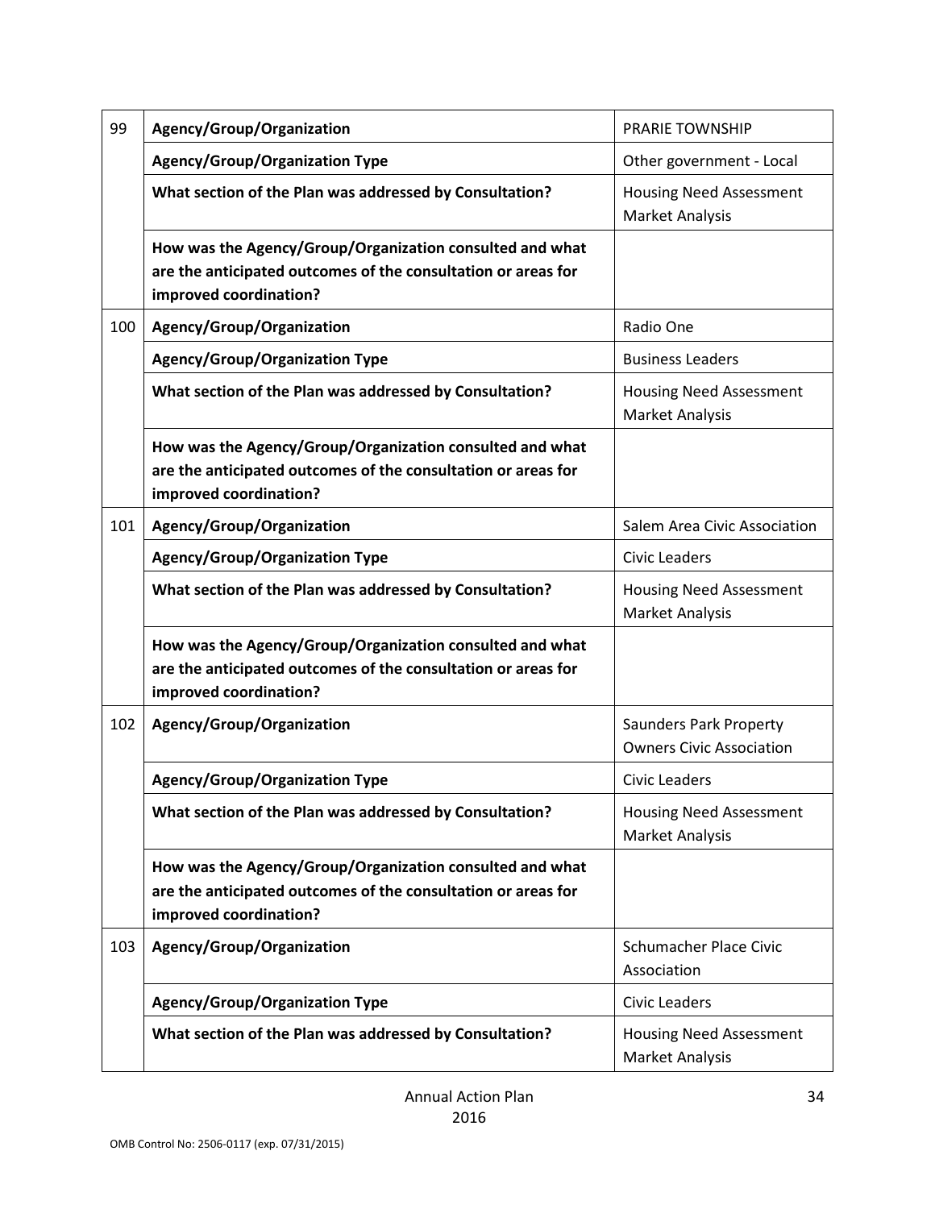| | | |
|---|---|---|
| 99 | **Agency/Group/Organization** | PRARIE TOWNSHIP |
| | **Agency/Group/Organization Type** | Other government - Local |
| | **What section of the Plan was addressed by Consultation?** | Housing Need Assessment Market Analysis |
| | **How was the Agency/Group/Organization consulted and what are the anticipated outcomes of the consultation or areas for improved coordination?** | |
| 100 | **Agency/Group/Organization** | Radio One |
| | **Agency/Group/Organization Type** | Business Leaders |
| | **What section of the Plan was addressed by Consultation?** | Housing Need Assessment Market Analysis |
| | **How was the Agency/Group/Organization consulted and what are the anticipated outcomes of the consultation or areas for improved coordination?** | |
| 101 | **Agency/Group/Organization** | Salem Area Civic Association |
| | **Agency/Group/Organization Type** | Civic Leaders |
| | **What section of the Plan was addressed by Consultation?** | Housing Need Assessment Market Analysis |
| | **How was the Agency/Group/Organization consulted and what are the anticipated outcomes of the consultation or areas for improved coordination?** | |
| 102 | **Agency/Group/Organization** | Saunders Park Property Owners Civic Association |
| | **Agency/Group/Organization Type** | Civic Leaders |
| | **What section of the Plan was addressed by Consultation?** | Housing Need Assessment Market Analysis |
| | **How was the Agency/Group/Organization consulted and what are the anticipated outcomes of the consultation or areas for improved coordination?** | |
| 103 | **Agency/Group/Organization** | Schumacher Place Civic Association |
| | **Agency/Group/Organization Type** | Civic Leaders |
| | **What section of the Plan was addressed by Consultation?** | Housing Need Assessment Market Analysis |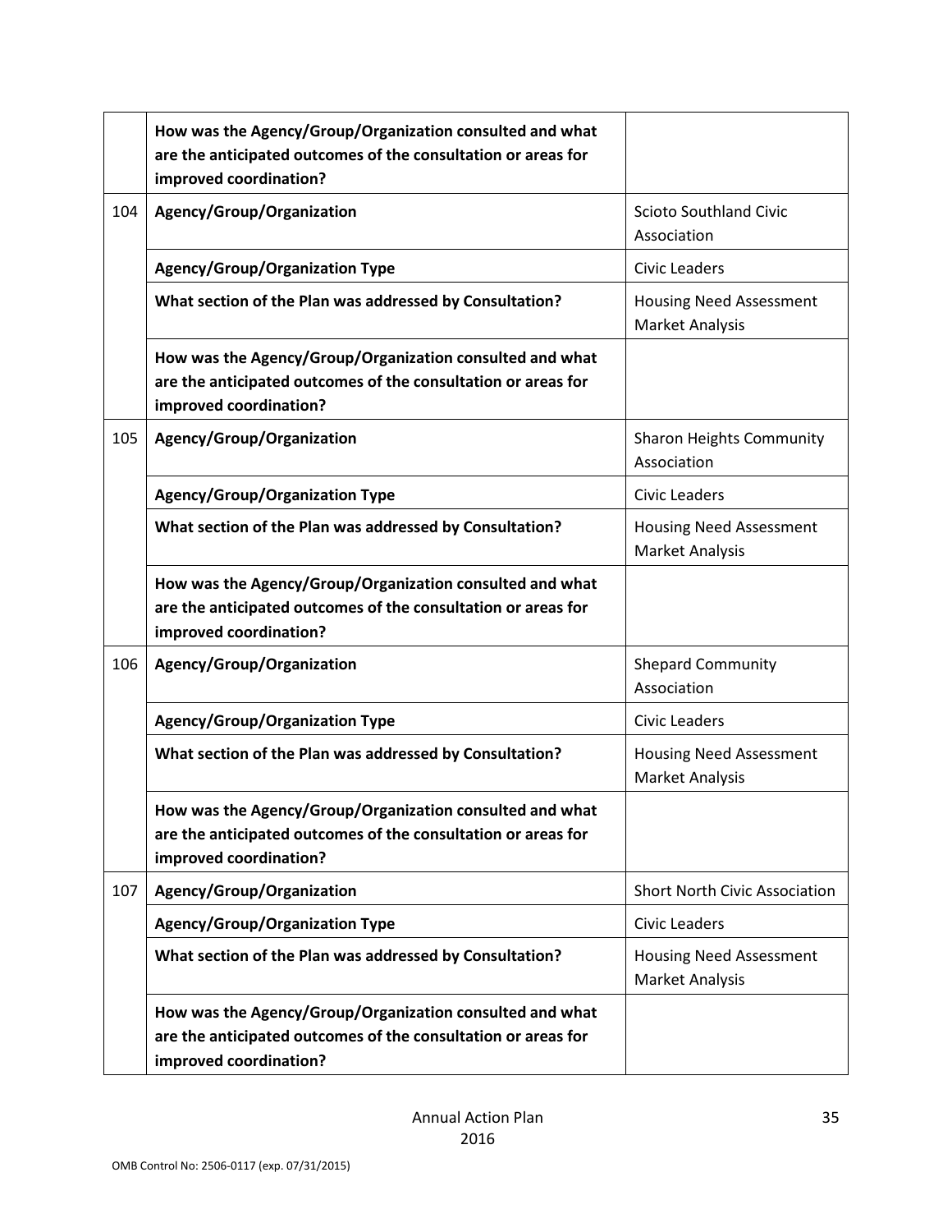| | | |
|---|---|---|
| | **How was the Agency/Group/Organization consulted and what are the anticipated outcomes of the consultation or areas for improved coordination?** | |
| 104 | **Agency/Group/Organization** | Scioto Southland Civic Association |
| | **Agency/Group/Organization Type** | Civic Leaders |
| | **What section of the Plan was addressed by Consultation?** | Housing Need Assessment Market Analysis |
| | **How was the Agency/Group/Organization consulted and what are the anticipated outcomes of the consultation or areas for improved coordination?** | |
| 105 | **Agency/Group/Organization** | Sharon Heights Community Association |
| | **Agency/Group/Organization Type** | Civic Leaders |
| | **What section of the Plan was addressed by Consultation?** | Housing Need Assessment Market Analysis |
| | **How was the Agency/Group/Organization consulted and what are the anticipated outcomes of the consultation or areas for improved coordination?** | |
| 106 | **Agency/Group/Organization** | Shepard Community Association |
| | **Agency/Group/Organization Type** | Civic Leaders |
| | **What section of the Plan was addressed by Consultation?** | Housing Need Assessment Market Analysis |
| | **How was the Agency/Group/Organization consulted and what are the anticipated outcomes of the consultation or areas for improved coordination?** | |
| 107 | **Agency/Group/Organization** | Short North Civic Association |
| | **Agency/Group/Organization Type** | Civic Leaders |
| | **What section of the Plan was addressed by Consultation?** | Housing Need Assessment Market Analysis |
| | **How was the Agency/Group/Organization consulted and what are the anticipated outcomes of the consultation or areas for improved coordination?** | |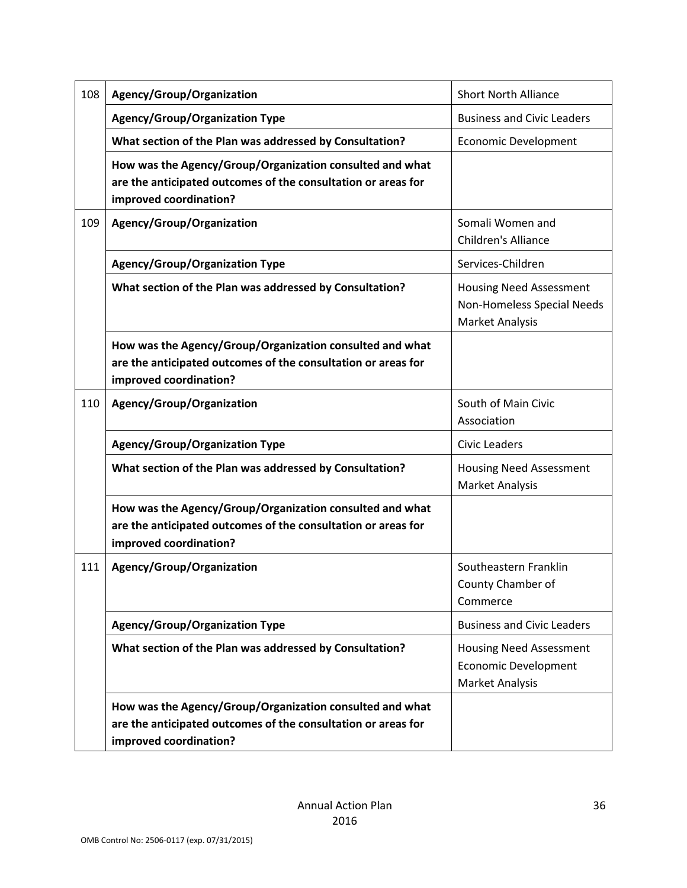| | | |
|---|---|---|
| 108 | **Agency/Group/Organization** | Short North Alliance |
| | **Agency/Group/Organization Type** | Business and Civic Leaders |
| | **What section of the Plan was addressed by Consultation?** | Economic Development |
| | **How was the Agency/Group/Organization consulted and what are the anticipated outcomes of the consultation or areas for improved coordination?** | |
| 109 | **Agency/Group/Organization** | Somali Women and Children's Alliance |
| | **Agency/Group/Organization Type** | Services-Children |
| | **What section of the Plan was addressed by Consultation?** | Housing Need Assessment<br>Non-Homeless Special Needs<br>Market Analysis |
| | **How was the Agency/Group/Organization consulted and what are the anticipated outcomes of the consultation or areas for improved coordination?** | |
| 110 | **Agency/Group/Organization** | South of Main Civic Association |
| | **Agency/Group/Organization Type** | Civic Leaders |
| | **What section of the Plan was addressed by Consultation?** | Housing Need Assessment<br>Market Analysis |
| | **How was the Agency/Group/Organization consulted and what are the anticipated outcomes of the consultation or areas for improved coordination?** | |
| 111 | **Agency/Group/Organization** | Southeastern Franklin County Chamber of Commerce |
| | **Agency/Group/Organization Type** | Business and Civic Leaders |
| | **What section of the Plan was addressed by Consultation?** | Housing Need Assessment<br>Economic Development<br>Market Analysis |
| | **How was the Agency/Group/Organization consulted and what are the anticipated outcomes of the consultation or areas for improved coordination?** | |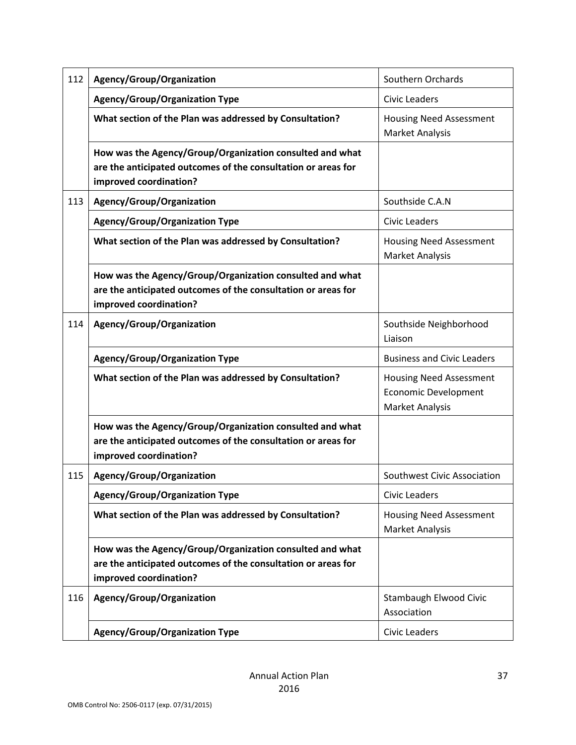| | | |
|---|---|---|
| 112 | **Agency/Group/Organization** | Southern Orchards |
| | **Agency/Group/Organization Type** | Civic Leaders |
| | **What section of the Plan was addressed by Consultation?** | Housing Need Assessment<br>Market Analysis |
| | **How was the Agency/Group/Organization consulted and what are the anticipated outcomes of the consultation or areas for improved coordination?** | |
| 113 | **Agency/Group/Organization** | Southside C.A.N |
| | **Agency/Group/Organization Type** | Civic Leaders |
| | **What section of the Plan was addressed by Consultation?** | Housing Need Assessment<br>Market Analysis |
| | **How was the Agency/Group/Organization consulted and what are the anticipated outcomes of the consultation or areas for improved coordination?** | |
| 114 | **Agency/Group/Organization** | Southside Neighborhood Liaison |
| | **Agency/Group/Organization Type** | Business and Civic Leaders |
| | **What section of the Plan was addressed by Consultation?** | Housing Need Assessment<br>Economic Development<br>Market Analysis |
| | **How was the Agency/Group/Organization consulted and what are the anticipated outcomes of the consultation or areas for improved coordination?** | |
| 115 | **Agency/Group/Organization** | Southwest Civic Association |
| | **Agency/Group/Organization Type** | Civic Leaders |
| | **What section of the Plan was addressed by Consultation?** | Housing Need Assessment<br>Market Analysis |
| | **How was the Agency/Group/Organization consulted and what are the anticipated outcomes of the consultation or areas for improved coordination?** | |
| 116 | **Agency/Group/Organization** | Stambaugh Elwood Civic Association |
| | **Agency/Group/Organization Type** | Civic Leaders |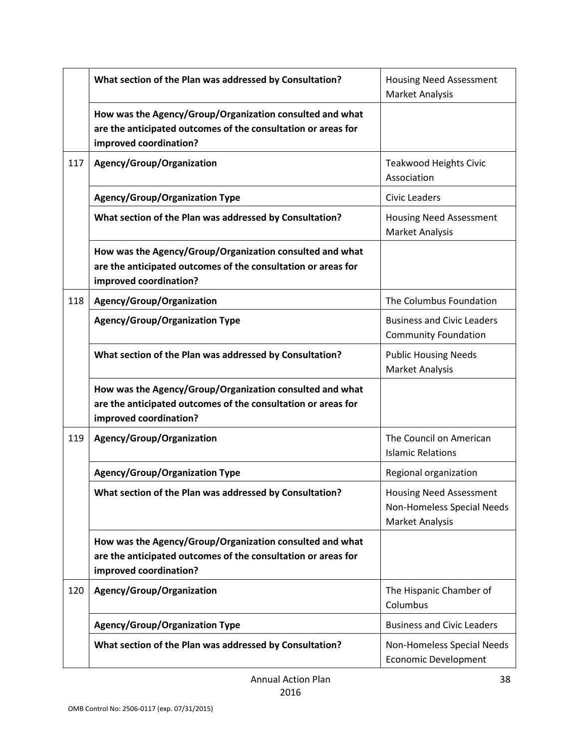| | | |
|---|---|---|
| | **What section of the Plan was addressed by Consultation?** | Housing Need Assessment<br>Market Analysis |
| | **How was the Agency/Group/Organization consulted and what are the anticipated outcomes of the consultation or areas for improved coordination?** | |
| 117 | **Agency/Group/Organization** | Teakwood Heights Civic Association |
| | **Agency/Group/Organization Type** | Civic Leaders |
| | **What section of the Plan was addressed by Consultation?** | Housing Need Assessment<br>Market Analysis |
| | **How was the Agency/Group/Organization consulted and what are the anticipated outcomes of the consultation or areas for improved coordination?** | |
| 118 | **Agency/Group/Organization** | The Columbus Foundation |
| | **Agency/Group/Organization Type** | Business and Civic Leaders<br>Community Foundation |
| | **What section of the Plan was addressed by Consultation?** | Public Housing Needs<br>Market Analysis |
| | **How was the Agency/Group/Organization consulted and what are the anticipated outcomes of the consultation or areas for improved coordination?** | |
| 119 | **Agency/Group/Organization** | The Council on American Islamic Relations |
| | **Agency/Group/Organization Type** | Regional organization |
| | **What section of the Plan was addressed by Consultation?** | Housing Need Assessment<br>Non-Homeless Special Needs<br>Market Analysis |
| | **How was the Agency/Group/Organization consulted and what are the anticipated outcomes of the consultation or areas for improved coordination?** | |
| 120 | **Agency/Group/Organization** | The Hispanic Chamber of Columbus |
| | **Agency/Group/Organization Type** | Business and Civic Leaders |
| | **What section of the Plan was addressed by Consultation?** | Non-Homeless Special Needs<br>Economic Development |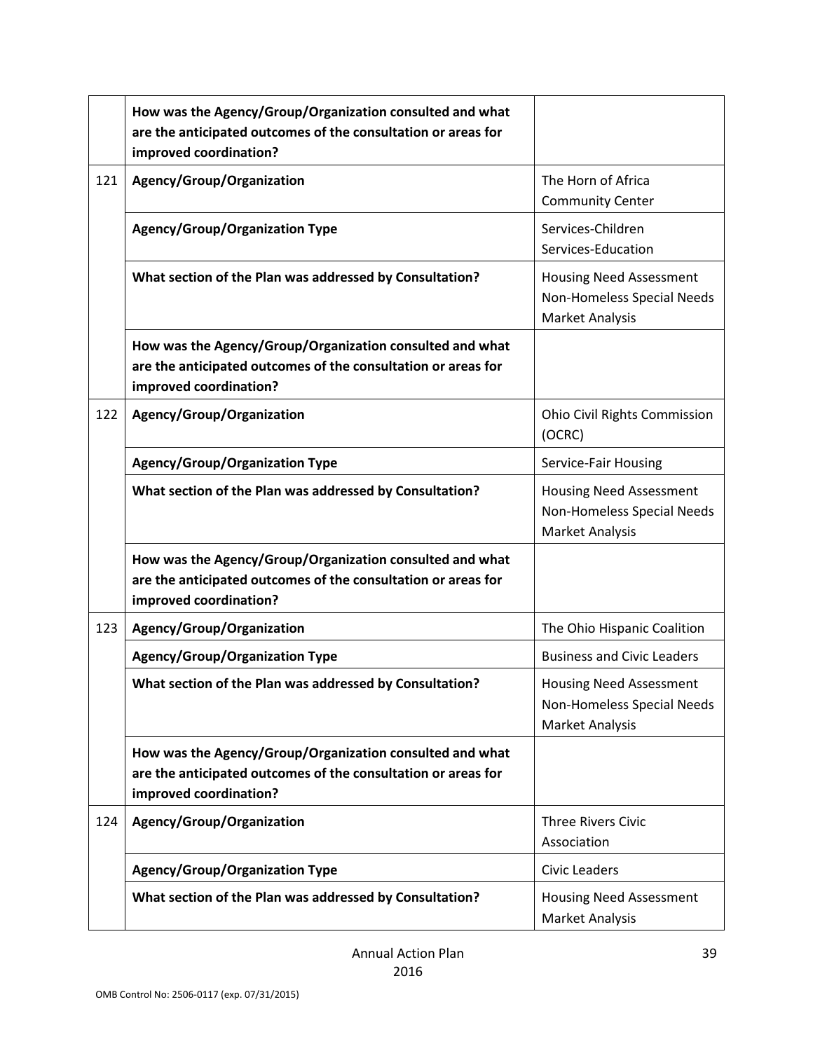| | | |
|---|---|---|
| | **How was the Agency/Group/Organization consulted and what are the anticipated outcomes of the consultation or areas for improved coordination?** | |
| 121 | **Agency/Group/Organization** | The Horn of Africa Community Center |
| | **Agency/Group/Organization Type** | Services-Children<br>Services-Education |
| | **What section of the Plan was addressed by Consultation?** | Housing Need Assessment<br>Non-Homeless Special Needs<br>Market Analysis |
| | **How was the Agency/Group/Organization consulted and what are the anticipated outcomes of the consultation or areas for improved coordination?** | |
| 122 | **Agency/Group/Organization** | Ohio Civil Rights Commission (OCRC) |
| | **Agency/Group/Organization Type** | Service-Fair Housing |
| | **What section of the Plan was addressed by Consultation?** | Housing Need Assessment<br>Non-Homeless Special Needs<br>Market Analysis |
| | **How was the Agency/Group/Organization consulted and what are the anticipated outcomes of the consultation or areas for improved coordination?** | |
| 123 | **Agency/Group/Organization** | The Ohio Hispanic Coalition |
| | **Agency/Group/Organization Type** | Business and Civic Leaders |
| | **What section of the Plan was addressed by Consultation?** | Housing Need Assessment<br>Non-Homeless Special Needs<br>Market Analysis |
| | **How was the Agency/Group/Organization consulted and what are the anticipated outcomes of the consultation or areas for improved coordination?** | |
| 124 | **Agency/Group/Organization** | Three Rivers Civic Association |
| | **Agency/Group/Organization Type** | Civic Leaders |
| | **What section of the Plan was addressed by Consultation?** | Housing Need Assessment<br>Market Analysis |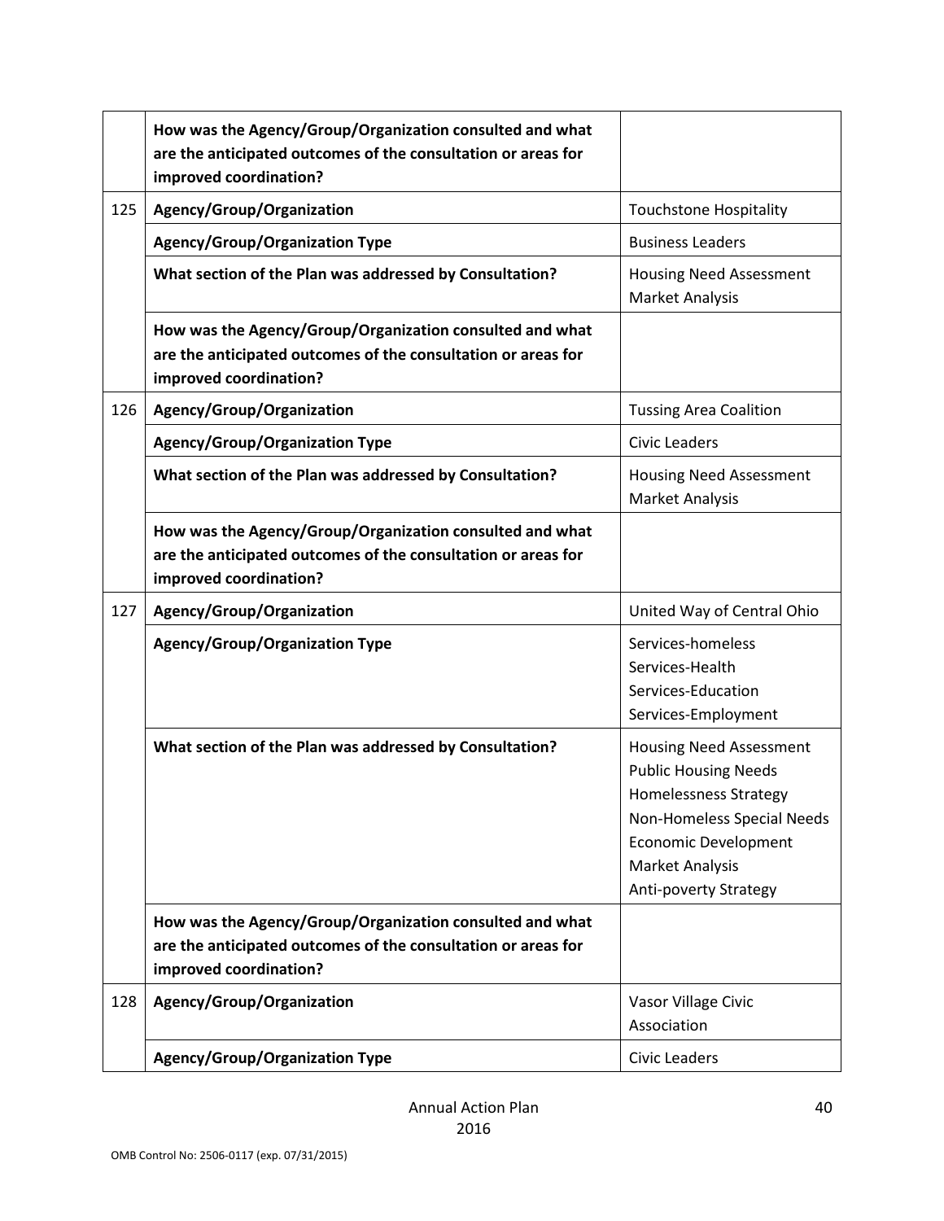| | | |
|---|---|---|
| | **How was the Agency/Group/Organization consulted and what are the anticipated outcomes of the consultation or areas for improved coordination?** | |
| 125 | **Agency/Group/Organization** | Touchstone Hospitality |
| | **Agency/Group/Organization Type** | Business Leaders |
| | **What section of the Plan was addressed by Consultation?** | Housing Need Assessment<br>Market Analysis |
| | **How was the Agency/Group/Organization consulted and what are the anticipated outcomes of the consultation or areas for improved coordination?** | |
| 126 | **Agency/Group/Organization** | Tussing Area Coalition |
| | **Agency/Group/Organization Type** | Civic Leaders |
| | **What section of the Plan was addressed by Consultation?** | Housing Need Assessment<br>Market Analysis |
| | **How was the Agency/Group/Organization consulted and what are the anticipated outcomes of the consultation or areas for improved coordination?** | |
| 127 | **Agency/Group/Organization** | United Way of Central Ohio |
| | **Agency/Group/Organization Type** | Services-homeless<br>Services-Health<br>Services-Education<br>Services-Employment |
| | **What section of the Plan was addressed by Consultation?** | Housing Need Assessment<br>Public Housing Needs<br>Homelessness Strategy<br>Non-Homeless Special Needs<br>Economic Development<br>Market Analysis<br>Anti-poverty Strategy |
| | **How was the Agency/Group/Organization consulted and what are the anticipated outcomes of the consultation or areas for improved coordination?** | |
| 128 | **Agency/Group/Organization** | Vasor Village Civic Association |
| | **Agency/Group/Organization Type** | Civic Leaders |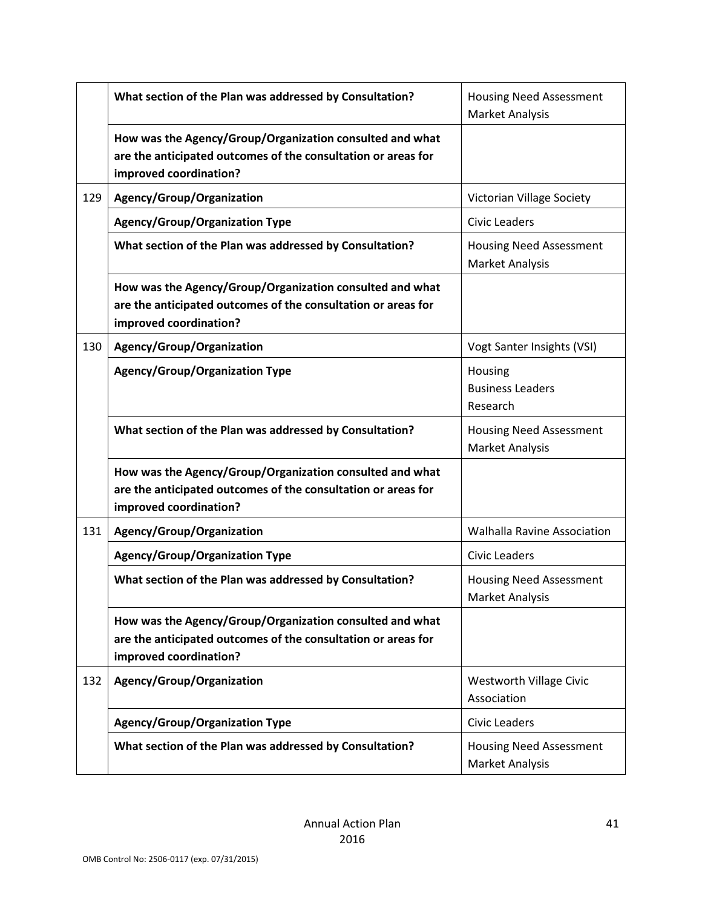| | | |
|---|---|---|
| | **What section of the Plan was addressed by Consultation?** | Housing Need Assessment<br>Market Analysis |
| | **How was the Agency/Group/Organization consulted and what are the anticipated outcomes of the consultation or areas for improved coordination?** | |
| 129 | **Agency/Group/Organization** | Victorian Village Society |
| | **Agency/Group/Organization Type** | Civic Leaders |
| | **What section of the Plan was addressed by Consultation?** | Housing Need Assessment<br>Market Analysis |
| | **How was the Agency/Group/Organization consulted and what are the anticipated outcomes of the consultation or areas for improved coordination?** | |
| 130 | **Agency/Group/Organization** | Vogt Santer Insights (VSI) |
| | **Agency/Group/Organization Type** | Housing<br>Business Leaders<br>Research |
| | **What section of the Plan was addressed by Consultation?** | Housing Need Assessment<br>Market Analysis |
| | **How was the Agency/Group/Organization consulted and what are the anticipated outcomes of the consultation or areas for improved coordination?** | |
| 131 | **Agency/Group/Organization** | Walhalla Ravine Association |
| | **Agency/Group/Organization Type** | Civic Leaders |
| | **What section of the Plan was addressed by Consultation?** | Housing Need Assessment<br>Market Analysis |
| | **How was the Agency/Group/Organization consulted and what are the anticipated outcomes of the consultation or areas for improved coordination?** | |
| 132 | **Agency/Group/Organization** | Westworth Village Civic Association |
| | **Agency/Group/Organization Type** | Civic Leaders |
| | **What section of the Plan was addressed by Consultation?** | Housing Need Assessment<br>Market Analysis |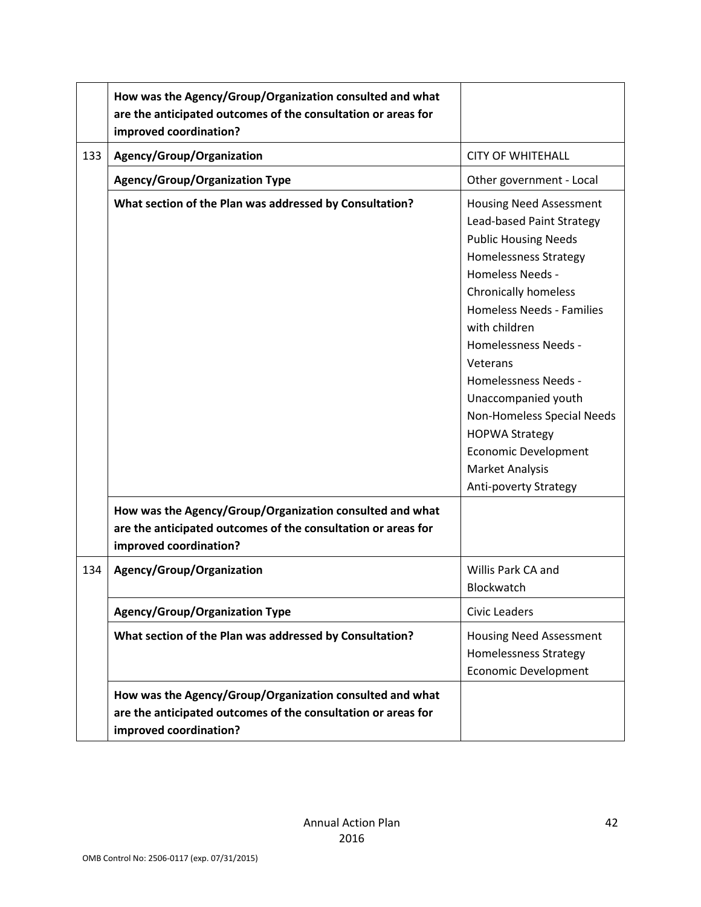| | | |
|---|---|---|
| | **How was the Agency/Group/Organization consulted and what are the anticipated outcomes of the consultation or areas for improved coordination?** | |
| 133 | **Agency/Group/Organization** | CITY OF WHITEHALL |
| | **Agency/Group/Organization Type** | Other government - Local |
| | **What section of the Plan was addressed by Consultation?** | Housing Need Assessment<br>Lead-based Paint Strategy<br>Public Housing Needs<br>Homelessness Strategy<br>Homeless Needs - Chronically homeless<br>Homeless Needs - Families with children<br>Homelessness Needs - Veterans<br>Homelessness Needs - Unaccompanied youth<br>Non-Homeless Special Needs<br>HOPWA Strategy<br>Economic Development<br>Market Analysis<br>Anti-poverty Strategy |
| | **How was the Agency/Group/Organization consulted and what are the anticipated outcomes of the consultation or areas for improved coordination?** | |
| 134 | **Agency/Group/Organization** | Willis Park CA and Blockwatch |
| | **Agency/Group/Organization Type** | Civic Leaders |
| | **What section of the Plan was addressed by Consultation?** | Housing Need Assessment<br>Homelessness Strategy<br>Economic Development |
| | **How was the Agency/Group/Organization consulted and what are the anticipated outcomes of the consultation or areas for improved coordination?** | |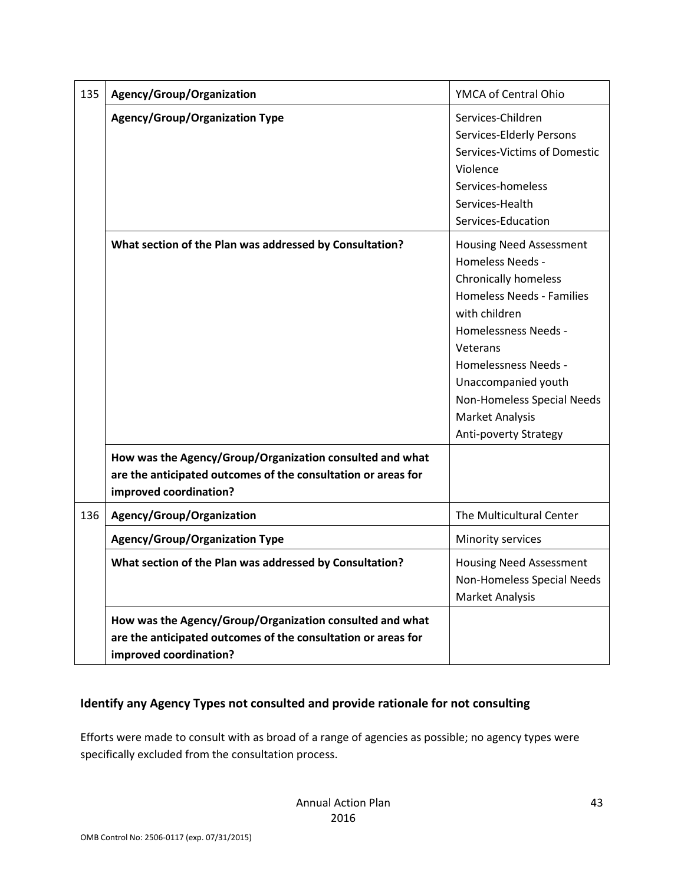| 135 | Agency/Group/Organization | YMCA of Central Ohio |
|---|---|---|
| | **Agency/Group/Organization Type** | Services-Children<br>Services-Elderly Persons<br>Services-Victims of Domestic Violence<br>Services-homeless<br>Services-Health<br>Services-Education |
| | **What section of the Plan was addressed by Consultation?** | Housing Need Assessment<br>Homeless Needs - Chronically homeless<br>Homeless Needs - Families with children<br>Homelessness Needs - Veterans<br>Homelessness Needs - Unaccompanied youth<br>Non-Homeless Special Needs<br>Market Analysis<br>Anti-poverty Strategy |
| | **How was the Agency/Group/Organization consulted and what are the anticipated outcomes of the consultation or areas for improved coordination?** | |
| 136 | **Agency/Group/Organization** | The Multicultural Center |
| | **Agency/Group/Organization Type** | Minority services |
| | **What section of the Plan was addressed by Consultation?** | Housing Need Assessment<br>Non-Homeless Special Needs<br>Market Analysis |
| | **How was the Agency/Group/Organization consulted and what are the anticipated outcomes of the consultation or areas for improved coordination?** | |

### Identify any Agency Types not consulted and provide rationale for not consulting

Efforts were made to consult with as broad of a range of agencies as possible; no agency types were specifically excluded from the consultation process.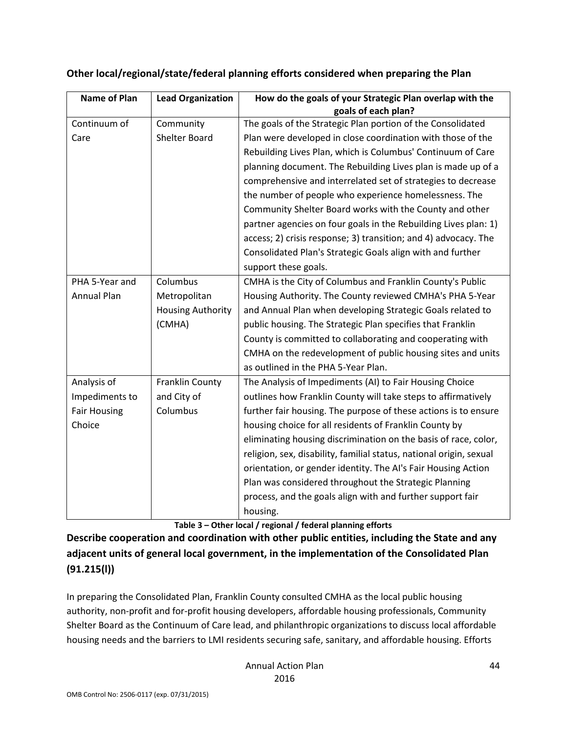**Other local/regional/state/federal planning efforts considered when preparing the Plan**

| Name of Plan | Lead Organization | How do the goals of your Strategic Plan overlap with the goals of each plan? |
|---|---|---|
| Continuum of Care | Community Shelter Board | The goals of the Strategic Plan portion of the Consolidated Plan were developed in close coordination with those of the Rebuilding Lives Plan, which is Columbus' Continuum of Care planning document. The Rebuilding Lives plan is made up of a comprehensive and interrelated set of strategies to decrease the number of people who experience homelessness. The Community Shelter Board works with the County and other partner agencies on four goals in the Rebuilding Lives plan: 1) access; 2) crisis response; 3) transition; and 4) advocacy. The Consolidated Plan's Strategic Goals align with and further support these goals. |
| PHA 5-Year and Annual Plan | Columbus Metropolitan Housing Authority (CMHA) | CMHA is the City of Columbus and Franklin County's Public Housing Authority. The County reviewed CMHA's PHA 5-Year and Annual Plan when developing Strategic Goals related to public housing. The Strategic Plan specifies that Franklin County is committed to collaborating and cooperating with CMHA on the redevelopment of public housing sites and units as outlined in the PHA 5-Year Plan. |
| Analysis of Impediments to Fair Housing Choice | Franklin County and City of Columbus | The Analysis of Impediments (AI) to Fair Housing Choice outlines how Franklin County will take steps to affirmatively further fair housing. The purpose of these actions is to ensure housing choice for all residents of Franklin County by eliminating housing discrimination on the basis of race, color, religion, sex, disability, familial status, national origin, sexual orientation, or gender identity. The AI's Fair Housing Action Plan was considered throughout the Strategic Planning process, and the goals align with and further support fair housing. |

**Table 3 – Other local / regional / federal planning efforts**

### Describe cooperation and coordination with other public entities, including the State and any adjacent units of general local government, in the implementation of the Consolidated Plan (91.215(l))

In preparing the Consolidated Plan, Franklin County consulted CMHA as the local public housing authority, non-profit and for-profit housing developers, affordable housing professionals, Community Shelter Board as the Continuum of Care lead, and philanthropic organizations to discuss local affordable housing needs and the barriers to LMI residents securing safe, sanitary, and affordable housing. Efforts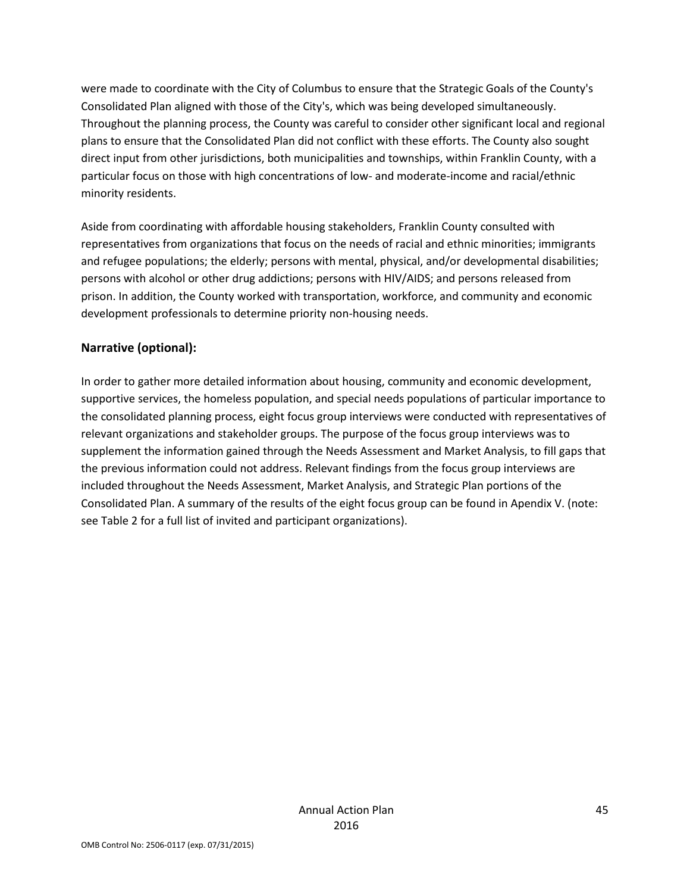were made to coordinate with the City of Columbus to ensure that the Strategic Goals of the County's Consolidated Plan aligned with those of the City's, which was being developed simultaneously. Throughout the planning process, the County was careful to consider other significant local and regional plans to ensure that the Consolidated Plan did not conflict with these efforts. The County also sought direct input from other jurisdictions, both municipalities and townships, within Franklin County, with a particular focus on those with high concentrations of low- and moderate-income and racial/ethnic minority residents.

Aside from coordinating with affordable housing stakeholders, Franklin County consulted with representatives from organizations that focus on the needs of racial and ethnic minorities; immigrants and refugee populations; the elderly; persons with mental, physical, and/or developmental disabilities; persons with alcohol or other drug addictions; persons with HIV/AIDS; and persons released from prison. In addition, the County worked with transportation, workforce, and community and economic development professionals to determine priority non-housing needs.

### Narrative (optional):

In order to gather more detailed information about housing, community and economic development, supportive services, the homeless population, and special needs populations of particular importance to the consolidated planning process, eight focus group interviews were conducted with representatives of relevant organizations and stakeholder groups. The purpose of the focus group interviews was to supplement the information gained through the Needs Assessment and Market Analysis, to fill gaps that the previous information could not address. Relevant findings from the focus group interviews are included throughout the Needs Assessment, Market Analysis, and Strategic Plan portions of the Consolidated Plan. A summary of the results of the eight focus group can be found in Apendix V. (note: see Table 2 for a full list of invited and participant organizations).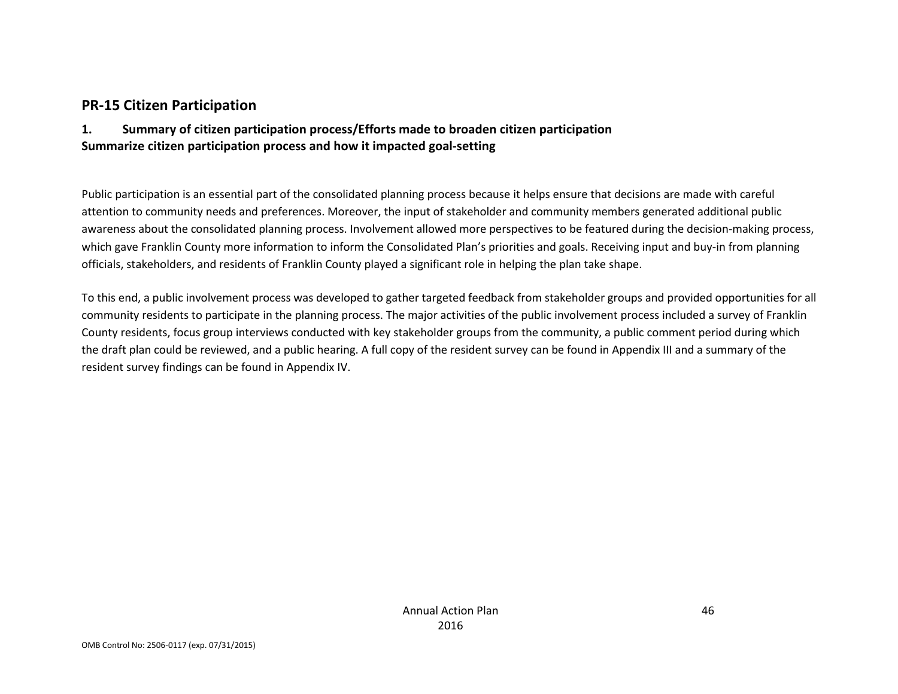## PR-15 Citizen Participation

### 1. Summary of citizen participation process/Efforts made to broaden citizen participation
### Summarize citizen participation process and how it impacted goal-setting

Public participation is an essential part of the consolidated planning process because it helps ensure that decisions are made with careful attention to community needs and preferences. Moreover, the input of stakeholder and community members generated additional public awareness about the consolidated planning process. Involvement allowed more perspectives to be featured during the decision-making process, which gave Franklin County more information to inform the Consolidated Plan's priorities and goals. Receiving input and buy-in from planning officials, stakeholders, and residents of Franklin County played a significant role in helping the plan take shape.

To this end, a public involvement process was developed to gather targeted feedback from stakeholder groups and provided opportunities for all community residents to participate in the planning process. The major activities of the public involvement process included a survey of Franklin County residents, focus group interviews conducted with key stakeholder groups from the community, a public comment period during which the draft plan could be reviewed, and a public hearing. A full copy of the resident survey can be found in Appendix III and a summary of the resident survey findings can be found in Appendix IV.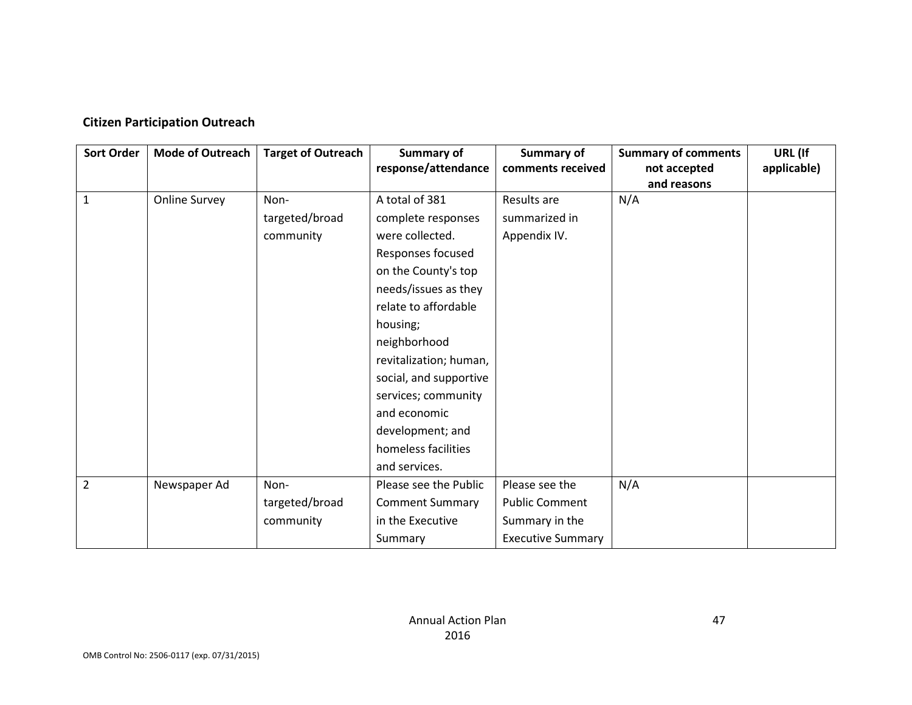**Citizen Participation Outreach**

| Sort Order | Mode of Outreach | Target of Outreach | Summary of response/attendance | Summary of comments received | Summary of comments not accepted and reasons | URL (If applicable) |
|---|---|---|---|---|---|---|
| 1 | Online Survey | Non-targeted/broad community | A total of 381 complete responses were collected. Responses focused on the County's top needs/issues as they relate to affordable housing; neighborhood revitalization; human, social, and supportive services; community and economic development; and homeless facilities and services. | Results are summarized in Appendix IV. | N/A | |
| 2 | Newspaper Ad | Non-targeted/broad community | Please see the Public Comment Summary in the Executive Summary | Please see the Public Comment Summary in the Executive Summary | N/A | |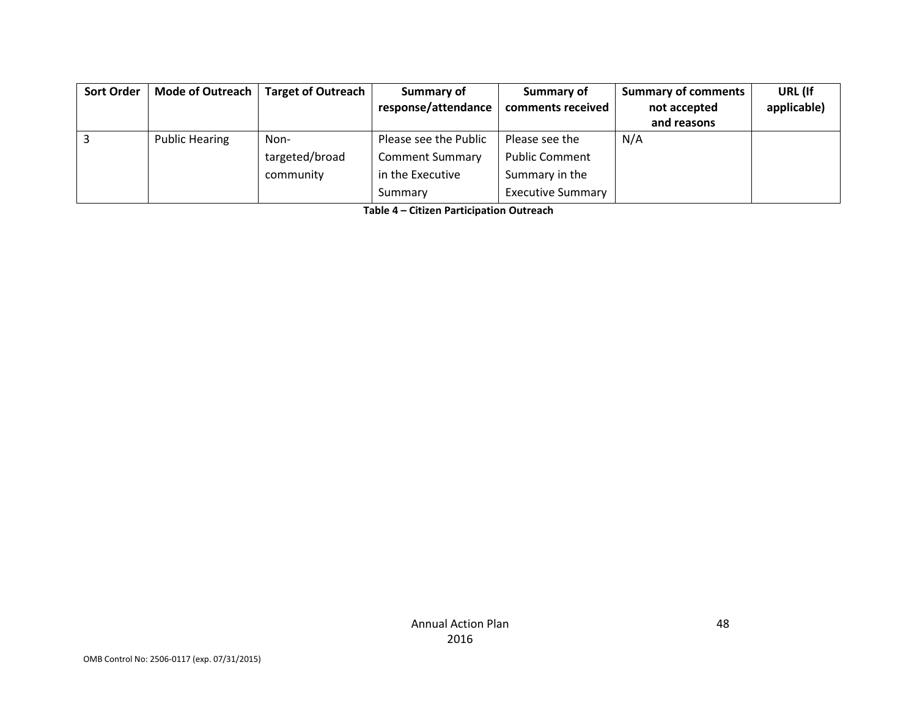| Sort Order | Mode of Outreach | Target of Outreach | Summary of response/attendance | Summary of comments received | Summary of comments not accepted and reasons | URL (If applicable) |
|---|---|---|---|---|---|---|
| 3 | Public Hearing | Non-targeted/broad community | Please see the Public Comment Summary in the Executive Summary | Please see the Public Comment Summary in the Executive Summary | N/A | |

**Table 4 – Citizen Participation Outreach**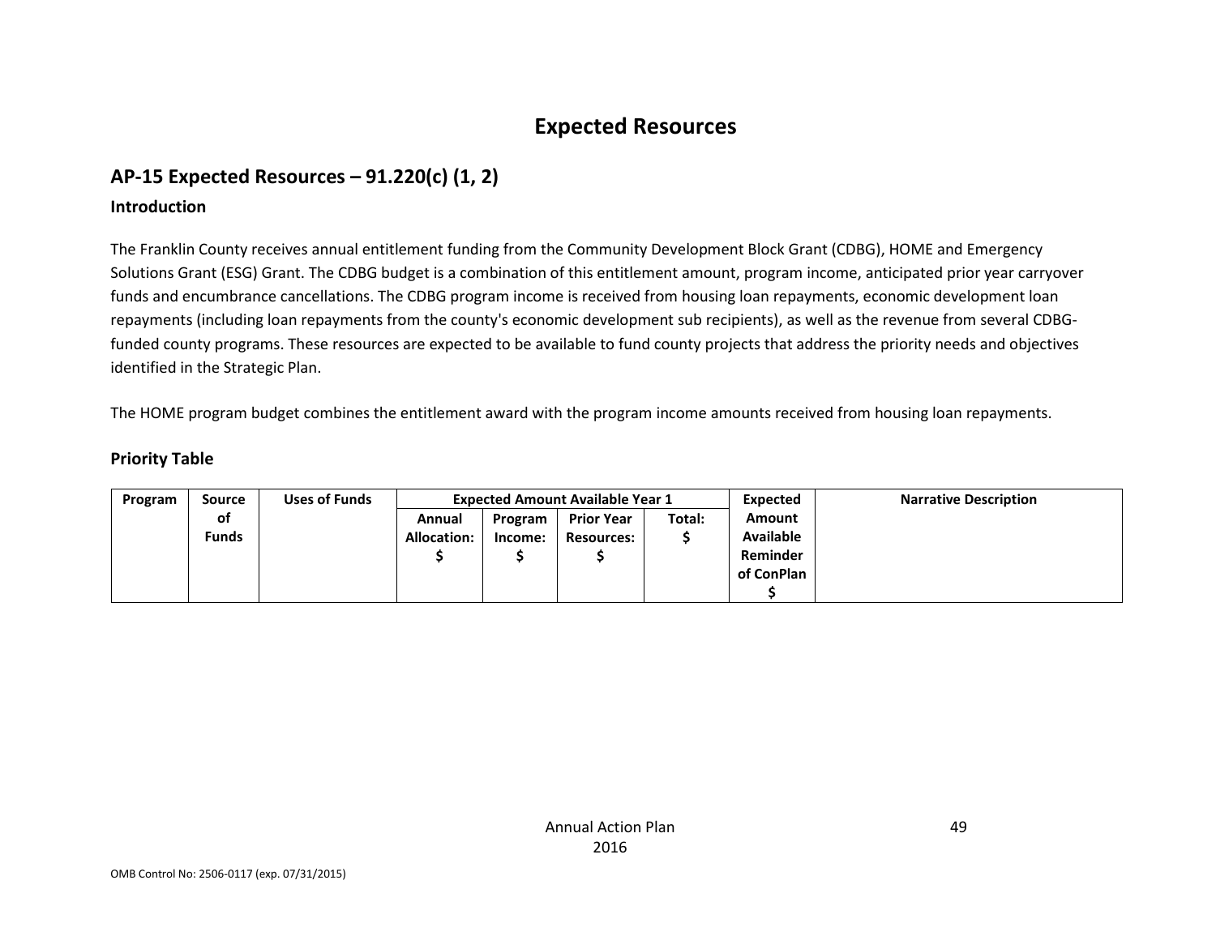# Expected Resources

## AP-15 Expected Resources – 91.220(c) (1, 2)

### Introduction

The Franklin County receives annual entitlement funding from the Community Development Block Grant (CDBG), HOME and Emergency Solutions Grant (ESG) Grant. The CDBG budget is a combination of this entitlement amount, program income, anticipated prior year carryover funds and encumbrance cancellations. The CDBG program income is received from housing loan repayments, economic development loan repayments (including loan repayments from the county's economic development sub recipients), as well as the revenue from several CDBG-funded county programs. These resources are expected to be available to fund county projects that address the priority needs and objectives identified in the Strategic Plan.

The HOME program budget combines the entitlement award with the program income amounts received from housing loan repayments.

### Priority Table

| Program | Source of Funds | Uses of Funds | Expected Amount Available Year 1 | | | | Expected Amount Available Reminder of ConPlan $ | Narrative Description |
|---|---|---|---|---|---|---|---|---|
| | | | Annual Allocation: $ | Program Income: $ | Prior Year Resources: $ | Total: $ | | |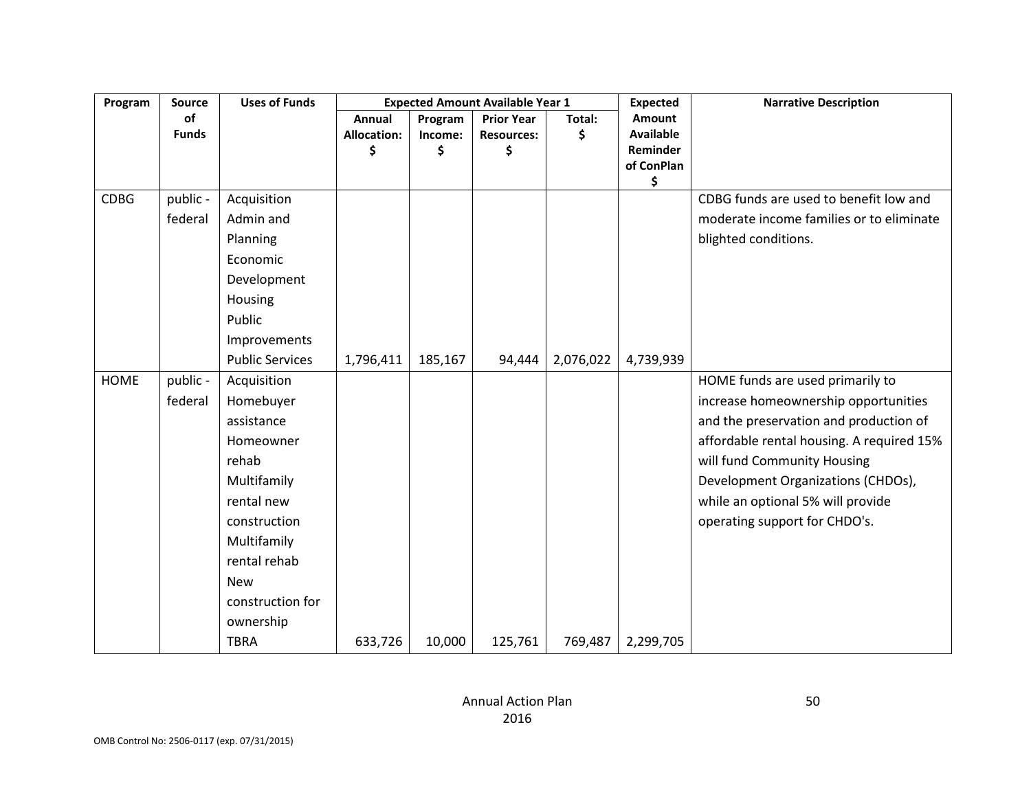| Program | Source of Funds | Uses of Funds | Expected Amount Available Year 1 | | | | Expected Amount Available Reminder of ConPlan $ | Narrative Description |
|---|---|---|---|---|---|---|---|---|
| | | | Annual Allocation: $ | Program Income: $ | Prior Year Resources: $ | Total: $ | | |
| CDBG | public - federal | Acquisition<br>Admin and Planning<br>Economic Development<br>Housing<br>Public Improvements<br>Public Services | 1,796,411 | 185,167 | 94,444 | 2,076,022 | 4,739,939 | CDBG funds are used to benefit low and moderate income families or to eliminate blighted conditions. |
| HOME | public - federal | Acquisition<br>Homebuyer assistance<br>Homeowner rehab<br>Multifamily rental new construction<br>Multifamily rental rehab<br>New construction for ownership<br>TBRA | 633,726 | 10,000 | 125,761 | 769,487 | 2,299,705 | HOME funds are used primarily to increase homeownership opportunities and the preservation and production of affordable rental housing. A required 15% will fund Community Housing Development Organizations (CHDOs), while an optional 5% will provide operating support for CHDO's. |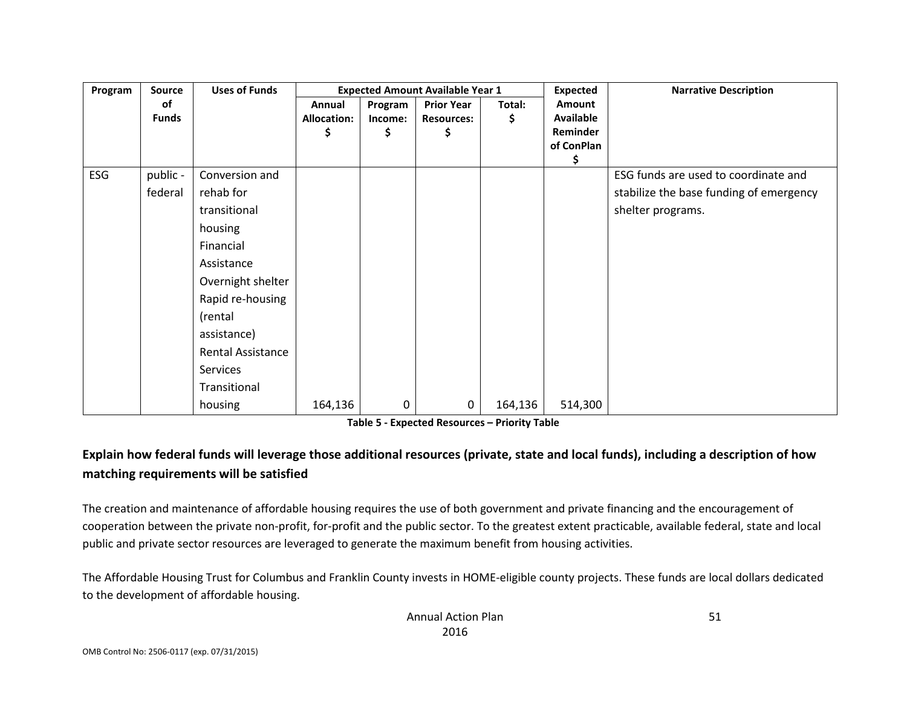| Program | Source of Funds | Uses of Funds | Expected Amount Available Year 1 | | | | Expected Amount Available Reminder of ConPlan $ | Narrative Description |
|---|---|---|---|---|---|---|---|---|
| | | | Annual Allocation: $ | Program Income: $ | Prior Year Resources: $ | Total: $ | | |
| ESG | public - federal | Conversion and rehab for transitional housing<br>Financial Assistance<br>Overnight shelter<br>Rapid re-housing (rental assistance)<br>Rental Assistance Services<br>Transitional housing | 164,136 | 0 | 0 | 164,136 | 514,300 | ESG funds are used to coordinate and stabilize the base funding of emergency shelter programs. |

**Table 5 - Expected Resources – Priority Table**

**Explain how federal funds will leverage those additional resources (private, state and local funds), including a description of how matching requirements will be satisfied**

The creation and maintenance of affordable housing requires the use of both government and private financing and the encouragement of cooperation between the private non-profit, for-profit and the public sector. To the greatest extent practicable, available federal, state and local public and private sector resources are leveraged to generate the maximum benefit from housing activities.

The Affordable Housing Trust for Columbus and Franklin County invests in HOME-eligible county projects. These funds are local dollars dedicated to the development of affordable housing.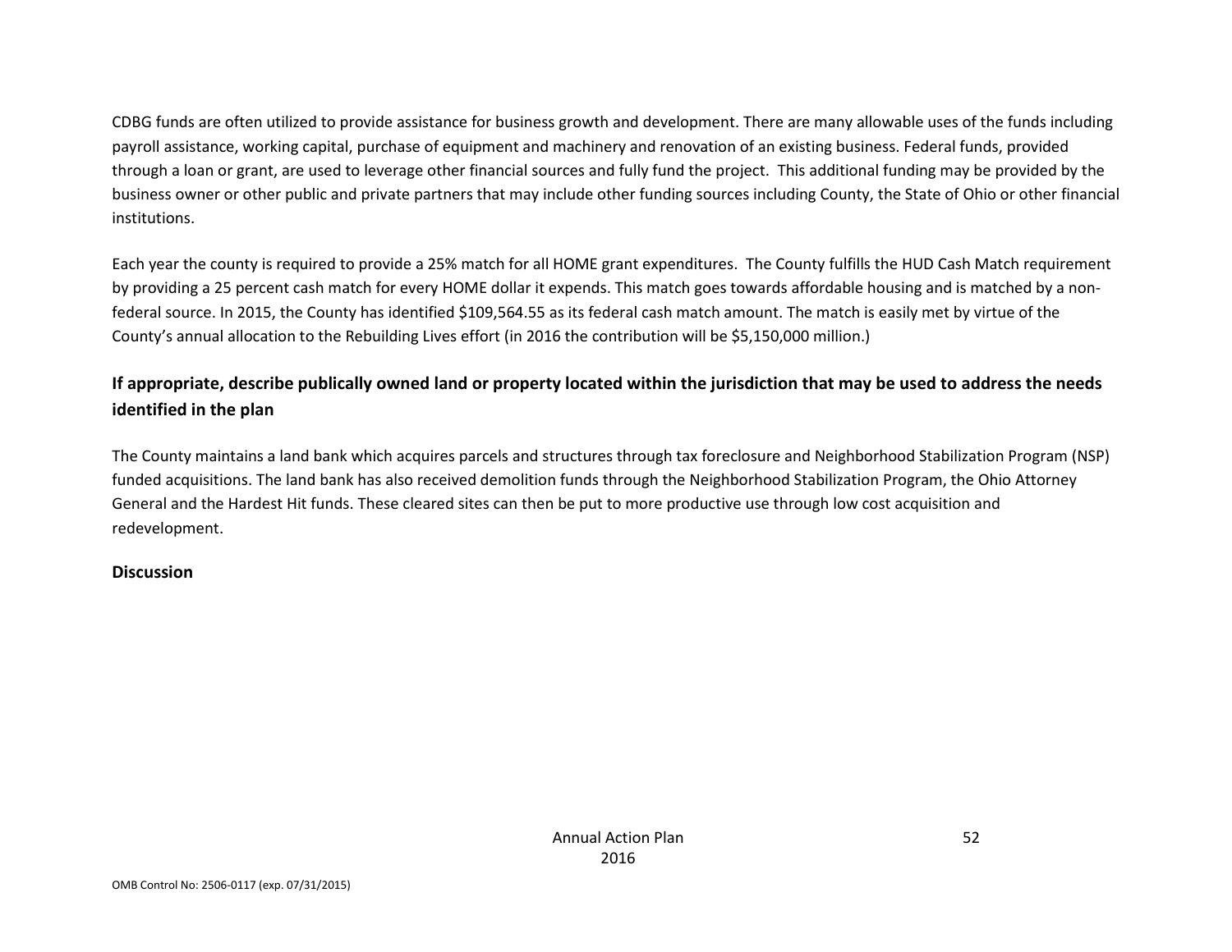CDBG funds are often utilized to provide assistance for business growth and development. There are many allowable uses of the funds including payroll assistance, working capital, purchase of equipment and machinery and renovation of an existing business. Federal funds, provided through a loan or grant, are used to leverage other financial sources and fully fund the project.  This additional funding may be provided by the business owner or other public and private partners that may include other funding sources including County, the State of Ohio or other financial institutions.

Each year the county is required to provide a 25% match for all HOME grant expenditures.  The County fulfills the HUD Cash Match requirement by providing a 25 percent cash match for every HOME dollar it expends. This match goes towards affordable housing and is matched by a non-federal source. In 2015, the County has identified $109,564.55 as its federal cash match amount. The match is easily met by virtue of the County's annual allocation to the Rebuilding Lives effort (in 2016 the contribution will be $5,150,000 million.)

## If appropriate, describe publically owned land or property located within the jurisdiction that may be used to address the needs identified in the plan

The County maintains a land bank which acquires parcels and structures through tax foreclosure and Neighborhood Stabilization Program (NSP) funded acquisitions. The land bank has also received demolition funds through the Neighborhood Stabilization Program, the Ohio Attorney General and the Hardest Hit funds. These cleared sites can then be put to more productive use through low cost acquisition and redevelopment.

## Discussion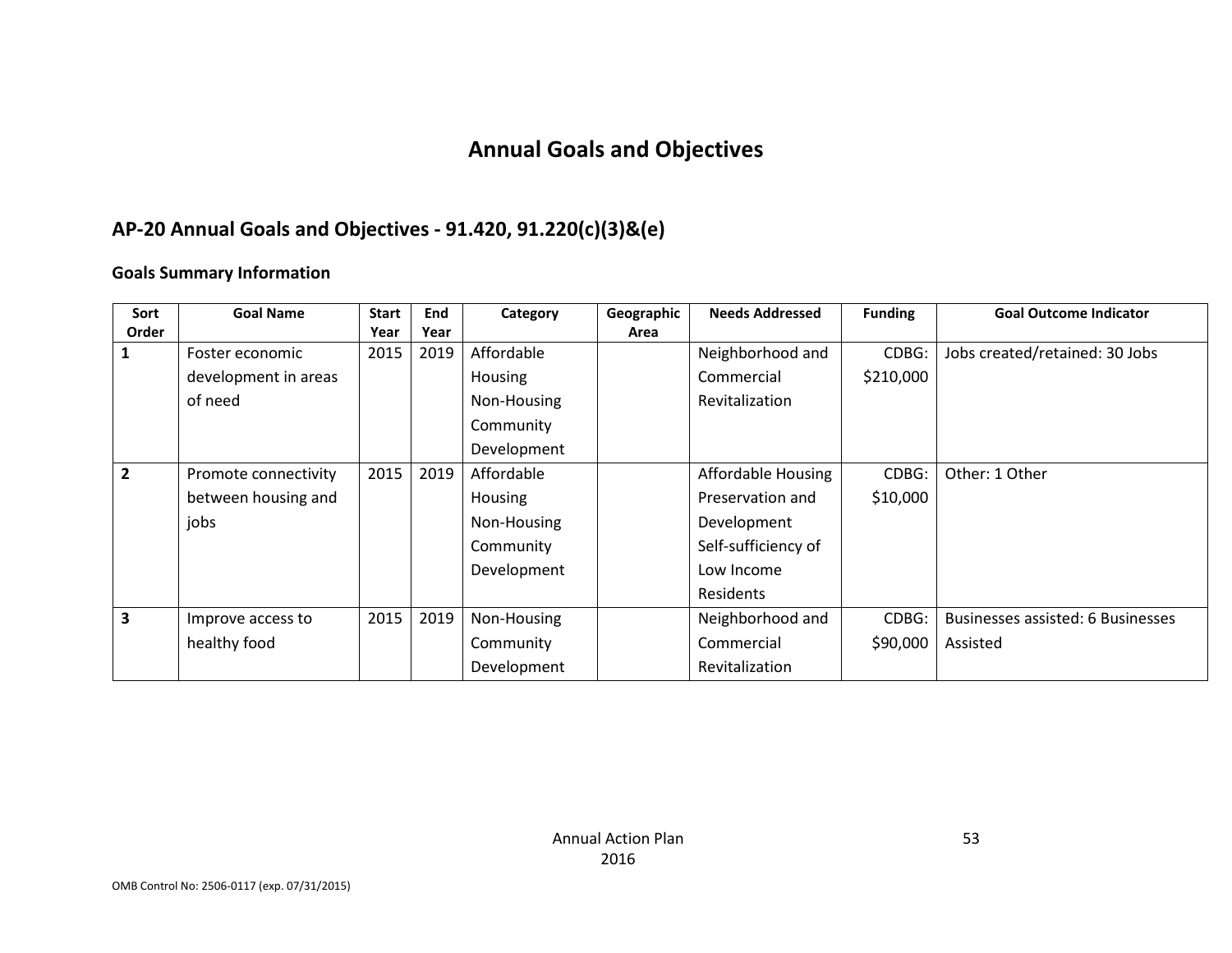# Annual Goals and Objectives

## AP-20 Annual Goals and Objectives - 91.420, 91.220(c)(3)&(e)

### Goals Summary Information

| Sort Order | Goal Name | Start Year | End Year | Category | Geographic Area | Needs Addressed | Funding | Goal Outcome Indicator |
|---|---|---|---|---|---|---|---|---|
| 1 | Foster economic development in areas of need | 2015 | 2019 | Affordable Housing Non-Housing Community Development | | Neighborhood and Commercial Revitalization | CDBG: $210,000 | Jobs created/retained: 30 Jobs |
| 2 | Promote connectivity between housing and jobs | 2015 | 2019 | Affordable Housing Non-Housing Community Development | | Affordable Housing Preservation and Development Self-sufficiency of Low Income Residents | CDBG: $10,000 | Other: 1 Other |
| 3 | Improve access to healthy food | 2015 | 2019 | Non-Housing Community Development | | Neighborhood and Commercial Revitalization | CDBG: $90,000 | Businesses assisted: 6 Businesses Assisted |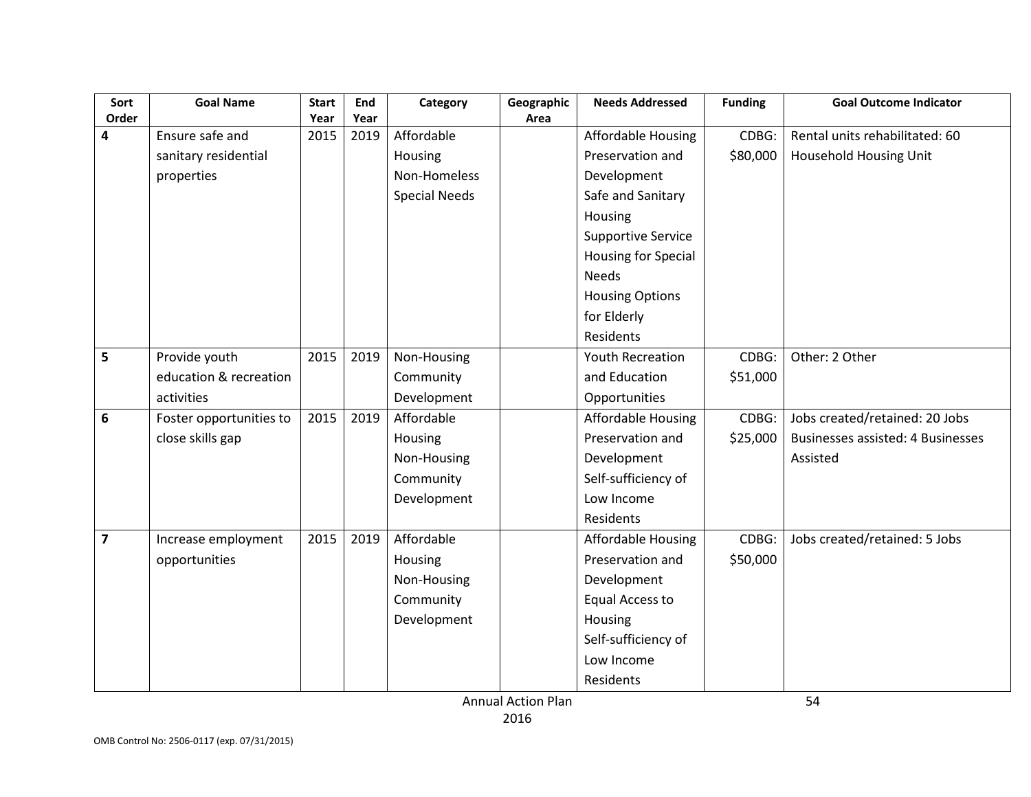| Sort Order | Goal Name | Start Year | End Year | Category | Geographic Area | Needs Addressed | Funding | Goal Outcome Indicator |
|---|---|---|---|---|---|---|---|---|
| 4 | Ensure safe and sanitary residential properties | 2015 | 2019 | Affordable Housing<br>Non-Homeless Special Needs | | Affordable Housing Preservation and Development<br>Safe and Sanitary Housing<br>Supportive Service Housing for Special Needs<br>Housing Options for Elderly Residents | CDBG: $80,000 | Rental units rehabilitated: 60 Household Housing Unit |
| 5 | Provide youth education & recreation activities | 2015 | 2019 | Non-Housing Community Development | | Youth Recreation and Education Opportunities | CDBG: $51,000 | Other: 2 Other |
| 6 | Foster opportunities to close skills gap | 2015 | 2019 | Affordable Housing<br>Non-Housing Community Development | | Affordable Housing Preservation and Development<br>Self-sufficiency of Low Income Residents | CDBG: $25,000 | Jobs created/retained: 20 Jobs<br>Businesses assisted: 4 Businesses Assisted |
| 7 | Increase employment opportunities | 2015 | 2019 | Affordable Housing<br>Non-Housing Community Development | | Affordable Housing Preservation and Development<br>Equal Access to Housing<br>Self-sufficiency of Low Income Residents | CDBG: $50,000 | Jobs created/retained: 5 Jobs |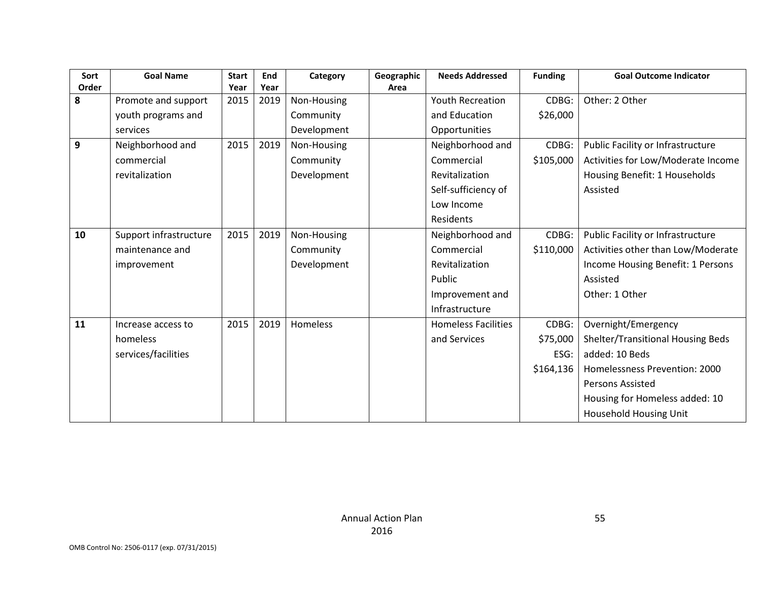| Sort Order | Goal Name | Start Year | End Year | Category | Geographic Area | Needs Addressed | Funding | Goal Outcome Indicator |
|---|---|---|---|---|---|---|---|---|
| **8** | Promote and support youth programs and services | 2015 | 2019 | Non-Housing Community Development | | Youth Recreation and Education Opportunities | CDBG: $26,000 | Other: 2 Other |
| **9** | Neighborhood and commercial revitalization | 2015 | 2019 | Non-Housing Community Development | | Neighborhood and Commercial Revitalization<br>Self-sufficiency of Low Income Residents | CDBG: $105,000 | Public Facility or Infrastructure Activities for Low/Moderate Income Housing Benefit: 1 Households Assisted |
| **10** | Support infrastructure maintenance and improvement | 2015 | 2019 | Non-Housing Community Development | | Neighborhood and Commercial Revitalization<br>Public Improvement and Infrastructure | CDBG: $110,000 | Public Facility or Infrastructure Activities other than Low/Moderate Income Housing Benefit: 1 Persons Assisted<br>Other: 1 Other |
| **11** | Increase access to homeless services/facilities | 2015 | 2019 | Homeless | | Homeless Facilities and Services | CDBG: $75,000<br>ESG: $164,136 | Overnight/Emergency Shelter/Transitional Housing Beds added: 10 Beds<br>Homelessness Prevention: 2000 Persons Assisted<br>Housing for Homeless added: 10 Household Housing Unit |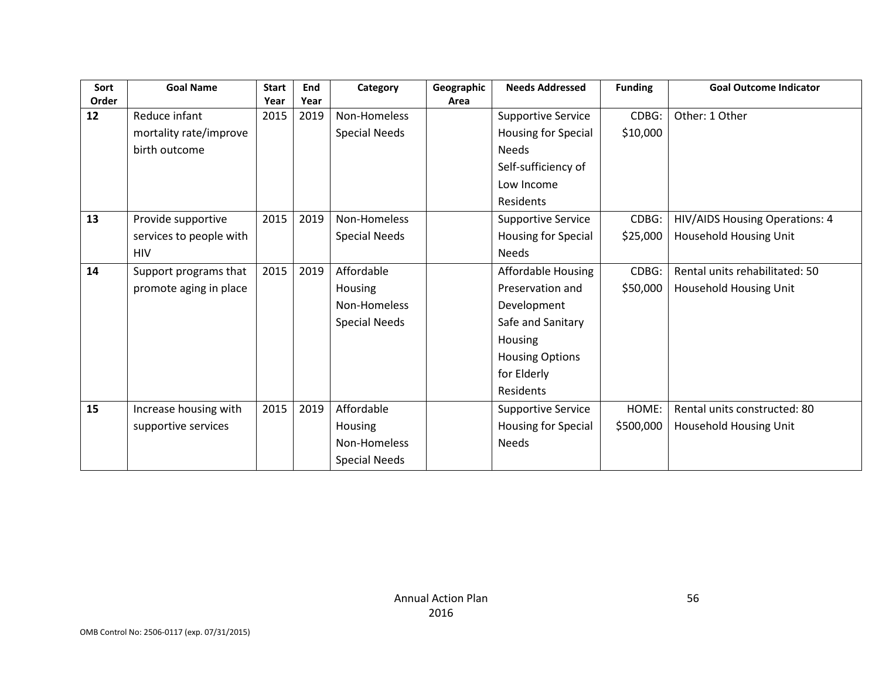| Sort Order | Goal Name | Start Year | End Year | Category | Geographic Area | Needs Addressed | Funding | Goal Outcome Indicator |
|---|---|---|---|---|---|---|---|---|
| 12 | Reduce infant mortality rate/improve birth outcome | 2015 | 2019 | Non-Homeless Special Needs | | Supportive Service Housing for Special Needs<br>Self-sufficiency of Low Income Residents | CDBG: $10,000 | Other: 1 Other |
| 13 | Provide supportive services to people with HIV | 2015 | 2019 | Non-Homeless Special Needs | | Supportive Service Housing for Special Needs | CDBG: $25,000 | HIV/AIDS Housing Operations: 4 Household Housing Unit |
| 14 | Support programs that promote aging in place | 2015 | 2019 | Affordable Housing<br>Non-Homeless Special Needs | | Affordable Housing Preservation and Development<br>Safe and Sanitary Housing<br>Housing Options for Elderly Residents | CDBG: $50,000 | Rental units rehabilitated: 50 Household Housing Unit |
| 15 | Increase housing with supportive services | 2015 | 2019 | Affordable Housing<br>Non-Homeless Special Needs | | Supportive Service Housing for Special Needs | HOME: $500,000 | Rental units constructed: 80 Household Housing Unit |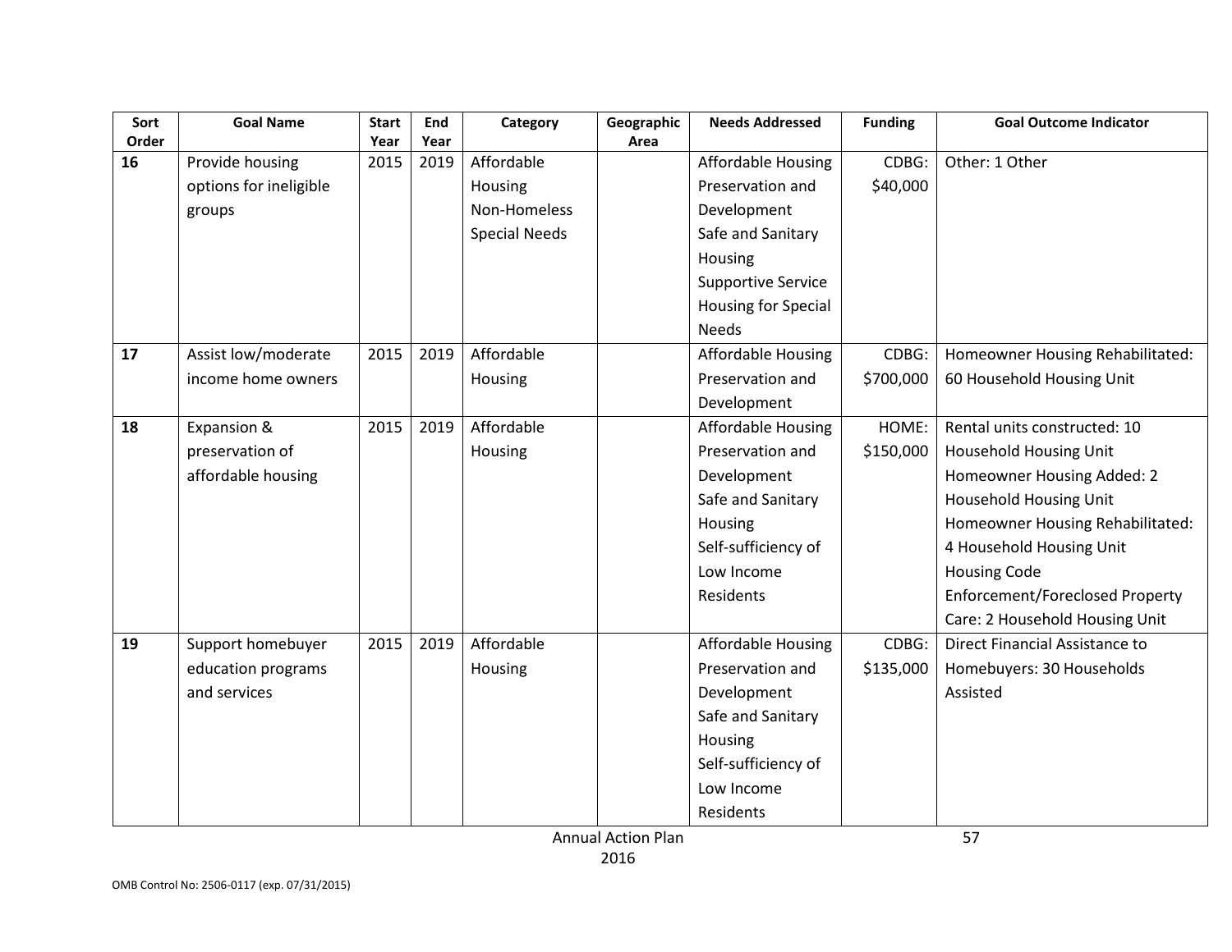| Sort Order | Goal Name | Start Year | End Year | Category | Geographic Area | Needs Addressed | Funding | Goal Outcome Indicator |
|---|---|---|---|---|---|---|---|---|
| **16** | Provide housing options for ineligible groups | 2015 | 2019 | Affordable Housing<br>Non-Homeless Special Needs | | Affordable Housing Preservation and Development<br>Safe and Sanitary Housing<br>Supportive Service Housing for Special Needs | CDBG: $40,000 | Other: 1 Other |
| **17** | Assist low/moderate income home owners | 2015 | 2019 | Affordable Housing | | Affordable Housing Preservation and Development | CDBG: $700,000 | Homeowner Housing Rehabilitated: 60 Household Housing Unit |
| **18** | Expansion & preservation of affordable housing | 2015 | 2019 | Affordable Housing | | Affordable Housing Preservation and Development<br>Safe and Sanitary Housing<br>Self-sufficiency of Low Income Residents | HOME: $150,000 | Rental units constructed: 10 Household Housing Unit<br>Homeowner Housing Added: 2 Household Housing Unit<br>Homeowner Housing Rehabilitated: 4 Household Housing Unit<br>Housing Code Enforcement/Foreclosed Property Care: 2 Household Housing Unit |
| **19** | Support homebuyer education programs and services | 2015 | 2019 | Affordable Housing | | Affordable Housing Preservation and Development<br>Safe and Sanitary Housing<br>Self-sufficiency of Low Income Residents | CDBG: $135,000 | Direct Financial Assistance to Homebuyers: 30 Households Assisted |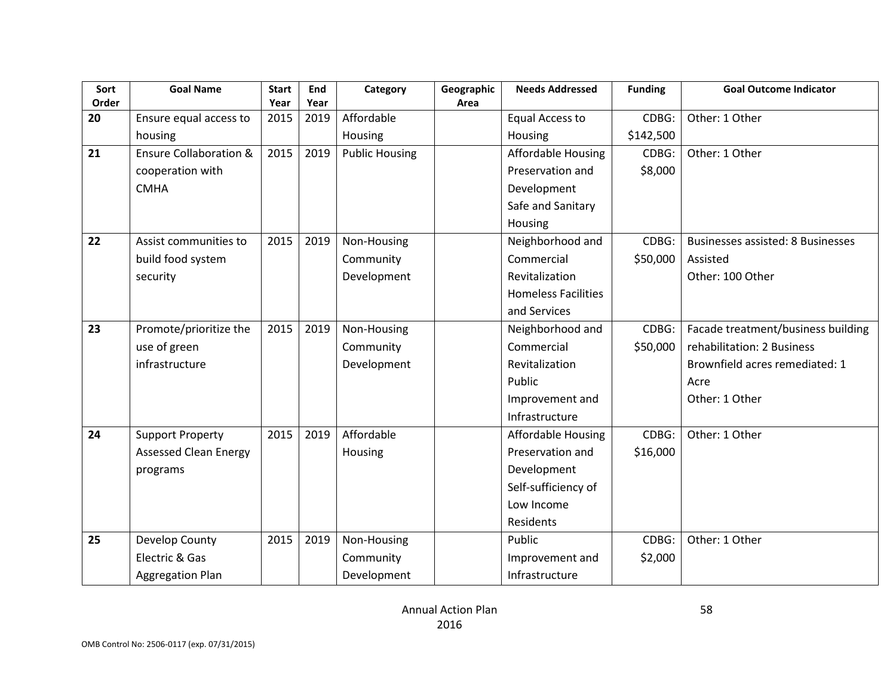| Sort Order | Goal Name | Start Year | End Year | Category | Geographic Area | Needs Addressed | Funding | Goal Outcome Indicator |
|---|---|---|---|---|---|---|---|---|
| **20** | Ensure equal access to housing | 2015 | 2019 | Affordable Housing | | Equal Access to Housing | CDBG: $142,500 | Other: 1 Other |
| **21** | Ensure Collaboration & cooperation with CMHA | 2015 | 2019 | Public Housing | | Affordable Housing Preservation and Development<br>Safe and Sanitary Housing | CDBG: $8,000 | Other: 1 Other |
| **22** | Assist communities to build food system security | 2015 | 2019 | Non-Housing Community Development | | Neighborhood and Commercial Revitalization<br>Homeless Facilities and Services | CDBG: $50,000 | Businesses assisted: 8 Businesses Assisted<br>Other: 100 Other |
| **23** | Promote/prioritize the use of green infrastructure | 2015 | 2019 | Non-Housing Community Development | | Neighborhood and Commercial Revitalization<br>Public Improvement and Infrastructure | CDBG: $50,000 | Facade treatment/business building rehabilitation: 2 Business<br>Brownfield acres remediated: 1 Acre<br>Other: 1 Other |
| **24** | Support Property Assessed Clean Energy programs | 2015 | 2019 | Affordable Housing | | Affordable Housing Preservation and Development<br>Self-sufficiency of Low Income Residents | CDBG: $16,000 | Other: 1 Other |
| **25** | Develop County Electric & Gas Aggregation Plan | 2015 | 2019 | Non-Housing Community Development | | Public Improvement and Infrastructure | CDBG: $2,000 | Other: 1 Other |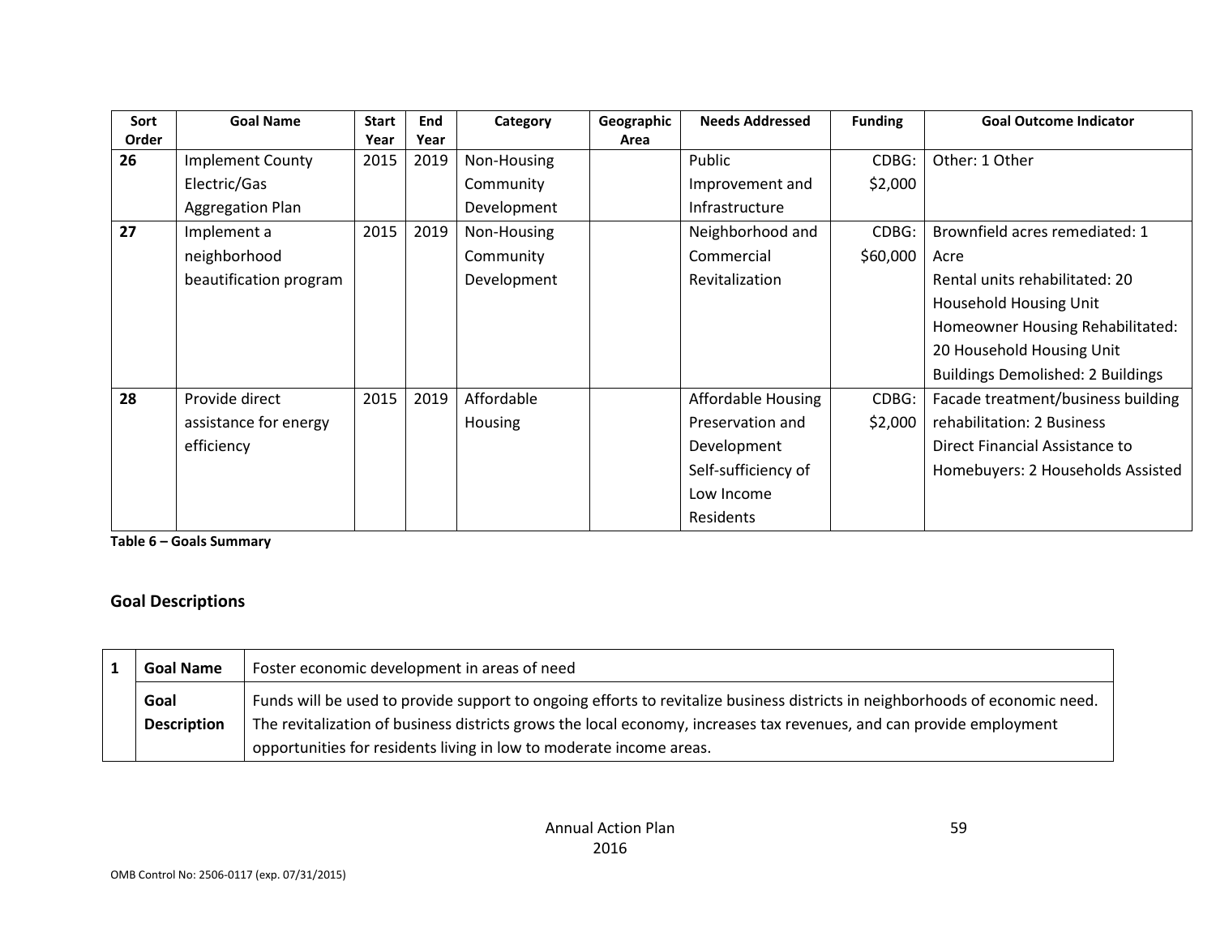| Sort Order | Goal Name | Start Year | End Year | Category | Geographic Area | Needs Addressed | Funding | Goal Outcome Indicator |
|---|---|---|---|---|---|---|---|---|
| 26 | Implement County Electric/Gas Aggregation Plan | 2015 | 2019 | Non-Housing Community Development | | Public Improvement and Infrastructure | CDBG: $2,000 | Other: 1 Other |
| 27 | Implement a neighborhood beautification program | 2015 | 2019 | Non-Housing Community Development | | Neighborhood and Commercial Revitalization | CDBG: $60,000 | Brownfield acres remediated: 1 Acre<br>Rental units rehabilitated: 20 Household Housing Unit<br>Homeowner Housing Rehabilitated: 20 Household Housing Unit<br>Buildings Demolished: 2 Buildings |
| 28 | Provide direct assistance for energy efficiency | 2015 | 2019 | Affordable Housing | | Affordable Housing Preservation and Development<br>Self-sufficiency of Low Income Residents | CDBG: $2,000 | Facade treatment/business building rehabilitation: 2 Business<br>Direct Financial Assistance to Homebuyers: 2 Households Assisted |

**Table 6 – Goals Summary**

## Goal Descriptions

| 1 | Goal Name | Foster economic development in areas of need |
|---|---|---|
| | **Goal Description** | Funds will be used to provide support to ongoing efforts to revitalize business districts in neighborhoods of economic need. The revitalization of business districts grows the local economy, increases tax revenues, and can provide employment opportunities for residents living in low to moderate income areas. |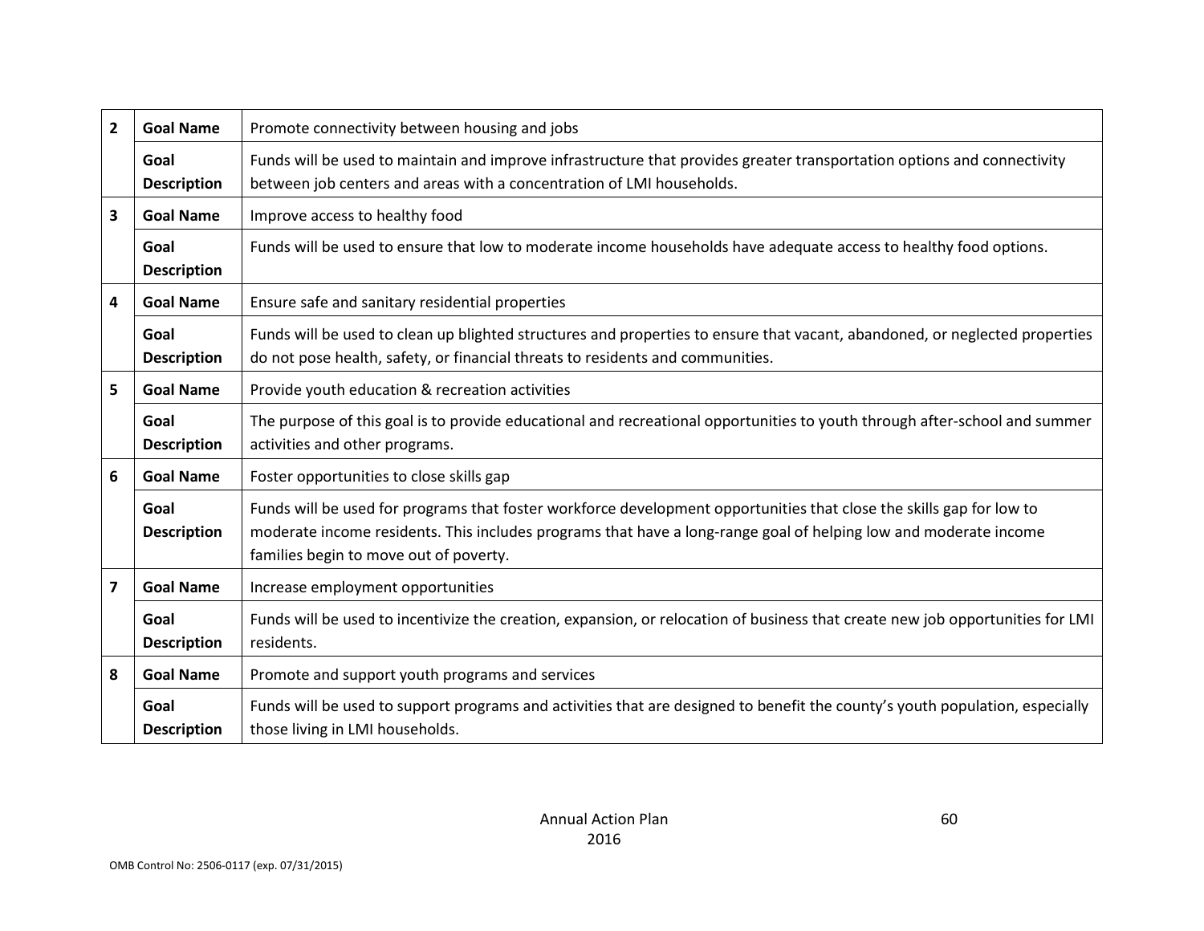| | | |
|---|---|---|
| 2 | **Goal Name** | Promote connectivity between housing and jobs |
| | **Goal Description** | Funds will be used to maintain and improve infrastructure that provides greater transportation options and connectivity between job centers and areas with a concentration of LMI households. |
| 3 | **Goal Name** | Improve access to healthy food |
| | **Goal Description** | Funds will be used to ensure that low to moderate income households have adequate access to healthy food options. |
| 4 | **Goal Name** | Ensure safe and sanitary residential properties |
| | **Goal Description** | Funds will be used to clean up blighted structures and properties to ensure that vacant, abandoned, or neglected properties do not pose health, safety, or financial threats to residents and communities. |
| 5 | **Goal Name** | Provide youth education & recreation activities |
| | **Goal Description** | The purpose of this goal is to provide educational and recreational opportunities to youth through after-school and summer activities and other programs. |
| 6 | **Goal Name** | Foster opportunities to close skills gap |
| | **Goal Description** | Funds will be used for programs that foster workforce development opportunities that close the skills gap for low to moderate income residents. This includes programs that have a long-range goal of helping low and moderate income families begin to move out of poverty. |
| 7 | **Goal Name** | Increase employment opportunities |
| | **Goal Description** | Funds will be used to incentivize the creation, expansion, or relocation of business that create new job opportunities for LMI residents. |
| 8 | **Goal Name** | Promote and support youth programs and services |
| | **Goal Description** | Funds will be used to support programs and activities that are designed to benefit the county's youth population, especially those living in LMI households. |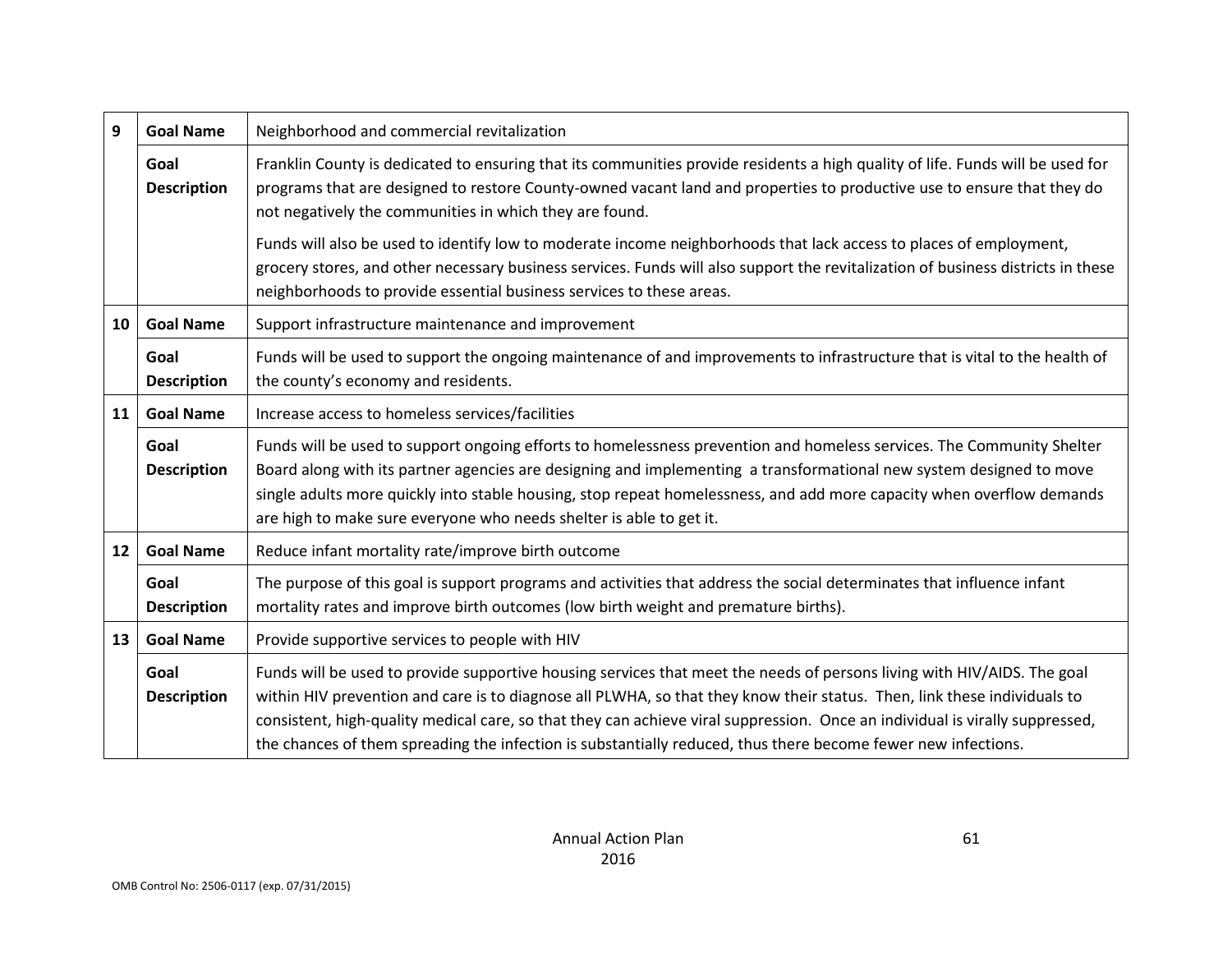| | | |
|---|---|---|
| 9 | **Goal Name** | Neighborhood and commercial revitalization |
| | **Goal Description** | Franklin County is dedicated to ensuring that its communities provide residents a high quality of life. Funds will be used for programs that are designed to restore County-owned vacant land and properties to productive use to ensure that they do not negatively the communities in which they are found.<br><br>Funds will also be used to identify low to moderate income neighborhoods that lack access to places of employment, grocery stores, and other necessary business services. Funds will also support the revitalization of business districts in these neighborhoods to provide essential business services to these areas. |
| 10 | **Goal Name** | Support infrastructure maintenance and improvement |
| | **Goal Description** | Funds will be used to support the ongoing maintenance of and improvements to infrastructure that is vital to the health of the county's economy and residents. |
| 11 | **Goal Name** | Increase access to homeless services/facilities |
| | **Goal Description** | Funds will be used to support ongoing efforts to homelessness prevention and homeless services. The Community Shelter Board along with its partner agencies are designing and implementing a transformational new system designed to move single adults more quickly into stable housing, stop repeat homelessness, and add more capacity when overflow demands are high to make sure everyone who needs shelter is able to get it. |
| 12 | **Goal Name** | Reduce infant mortality rate/improve birth outcome |
| | **Goal Description** | The purpose of this goal is support programs and activities that address the social determinates that influence infant mortality rates and improve birth outcomes (low birth weight and premature births). |
| 13 | **Goal Name** | Provide supportive services to people with HIV |
| | **Goal Description** | Funds will be used to provide supportive housing services that meet the needs of persons living with HIV/AIDS. The goal within HIV prevention and care is to diagnose all PLWHA, so that they know their status. Then, link these individuals to consistent, high-quality medical care, so that they can achieve viral suppression. Once an individual is virally suppressed, the chances of them spreading the infection is substantially reduced, thus there become fewer new infections. |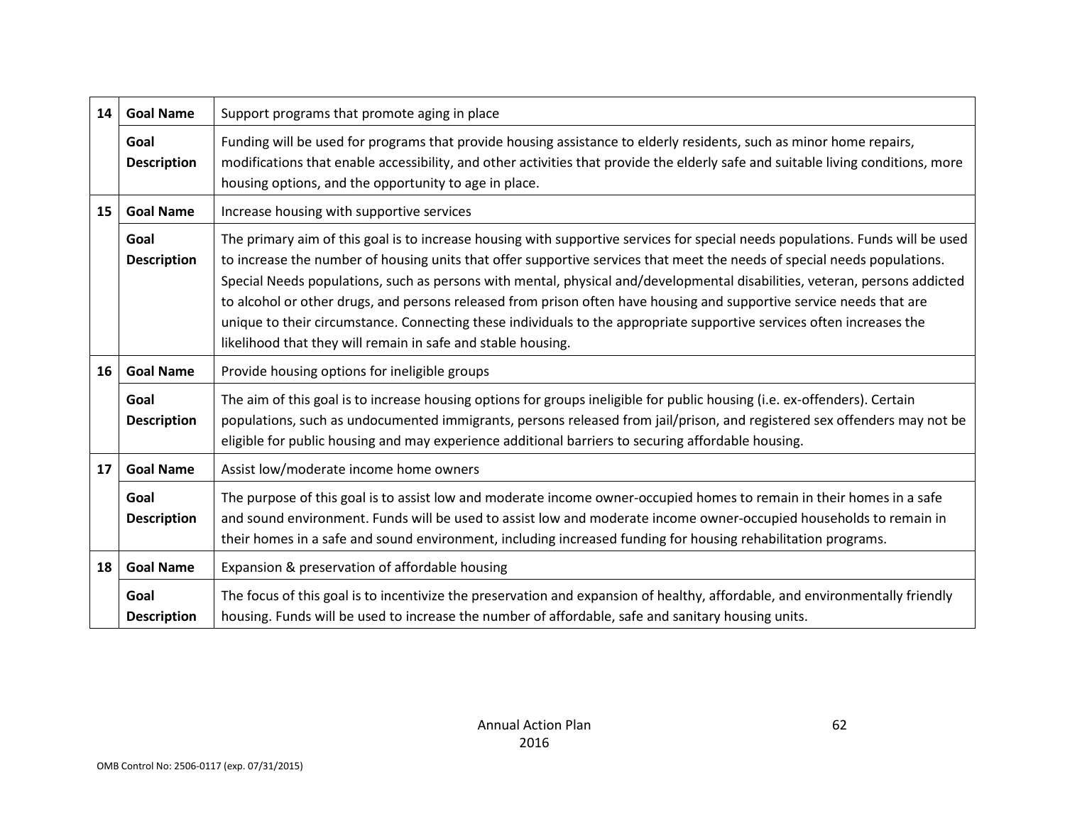| | | |
|---|---|---|
| 14 | **Goal Name** | Support programs that promote aging in place |
| | **Goal Description** | Funding will be used for programs that provide housing assistance to elderly residents, such as minor home repairs, modifications that enable accessibility, and other activities that provide the elderly safe and suitable living conditions, more housing options, and the opportunity to age in place. |
| 15 | **Goal Name** | Increase housing with supportive services |
| | **Goal Description** | The primary aim of this goal is to increase housing with supportive services for special needs populations. Funds will be used to increase the number of housing units that offer supportive services that meet the needs of special needs populations. Special Needs populations, such as persons with mental, physical and/developmental disabilities, veteran, persons addicted to alcohol or other drugs, and persons released from prison often have housing and supportive service needs that are unique to their circumstance. Connecting these individuals to the appropriate supportive services often increases the likelihood that they will remain in safe and stable housing. |
| 16 | **Goal Name** | Provide housing options for ineligible groups |
| | **Goal Description** | The aim of this goal is to increase housing options for groups ineligible for public housing (i.e. ex-offenders). Certain populations, such as undocumented immigrants, persons released from jail/prison, and registered sex offenders may not be eligible for public housing and may experience additional barriers to securing affordable housing. |
| 17 | **Goal Name** | Assist low/moderate income home owners |
| | **Goal Description** | The purpose of this goal is to assist low and moderate income owner-occupied homes to remain in their homes in a safe and sound environment. Funds will be used to assist low and moderate income owner-occupied households to remain in their homes in a safe and sound environment, including increased funding for housing rehabilitation programs. |
| 18 | **Goal Name** | Expansion & preservation of affordable housing |
| | **Goal Description** | The focus of this goal is to incentivize the preservation and expansion of healthy, affordable, and environmentally friendly housing. Funds will be used to increase the number of affordable, safe and sanitary housing units. |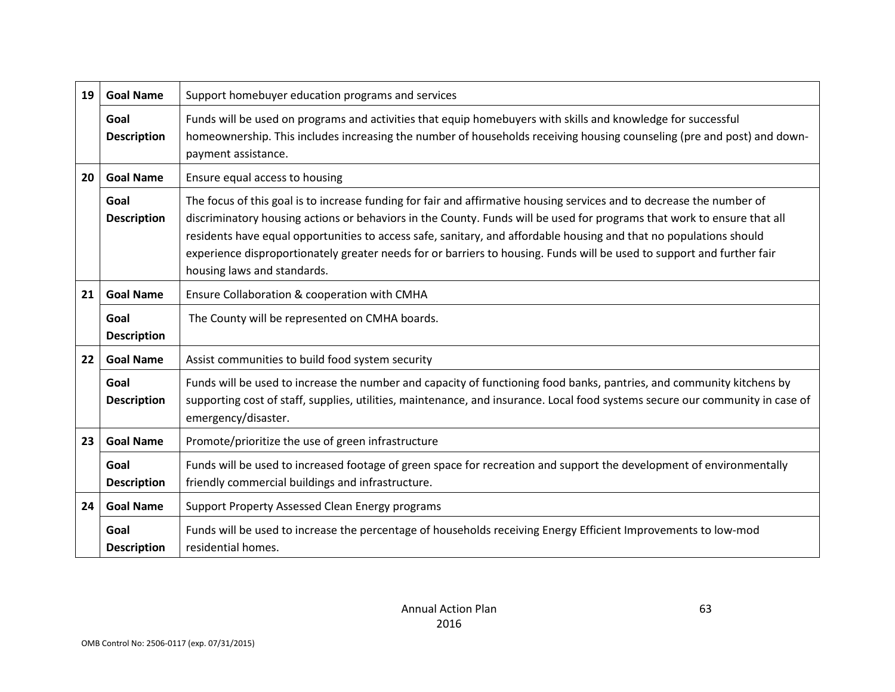| | | |
|---|---|---|
| 19 | **Goal Name** | Support homebuyer education programs and services |
| | **Goal Description** | Funds will be used on programs and activities that equip homebuyers with skills and knowledge for successful homeownership. This includes increasing the number of households receiving housing counseling (pre and post) and down-payment assistance. |
| 20 | **Goal Name** | Ensure equal access to housing |
| | **Goal Description** | The focus of this goal is to increase funding for fair and affirmative housing services and to decrease the number of discriminatory housing actions or behaviors in the County. Funds will be used for programs that work to ensure that all residents have equal opportunities to access safe, sanitary, and affordable housing and that no populations should experience disproportionately greater needs for or barriers to housing. Funds will be used to support and further fair housing laws and standards. |
| 21 | **Goal Name** | Ensure Collaboration & cooperation with CMHA |
| | **Goal Description** | The County will be represented on CMHA boards. |
| 22 | **Goal Name** | Assist communities to build food system security |
| | **Goal Description** | Funds will be used to increase the number and capacity of functioning food banks, pantries, and community kitchens by supporting cost of staff, supplies, utilities, maintenance, and insurance. Local food systems secure our community in case of emergency/disaster. |
| 23 | **Goal Name** | Promote/prioritize the use of green infrastructure |
| | **Goal Description** | Funds will be used to increased footage of green space for recreation and support the development of environmentally friendly commercial buildings and infrastructure. |
| 24 | **Goal Name** | Support Property Assessed Clean Energy programs |
| | **Goal Description** | Funds will be used to increase the percentage of households receiving Energy Efficient Improvements to low-mod residential homes. |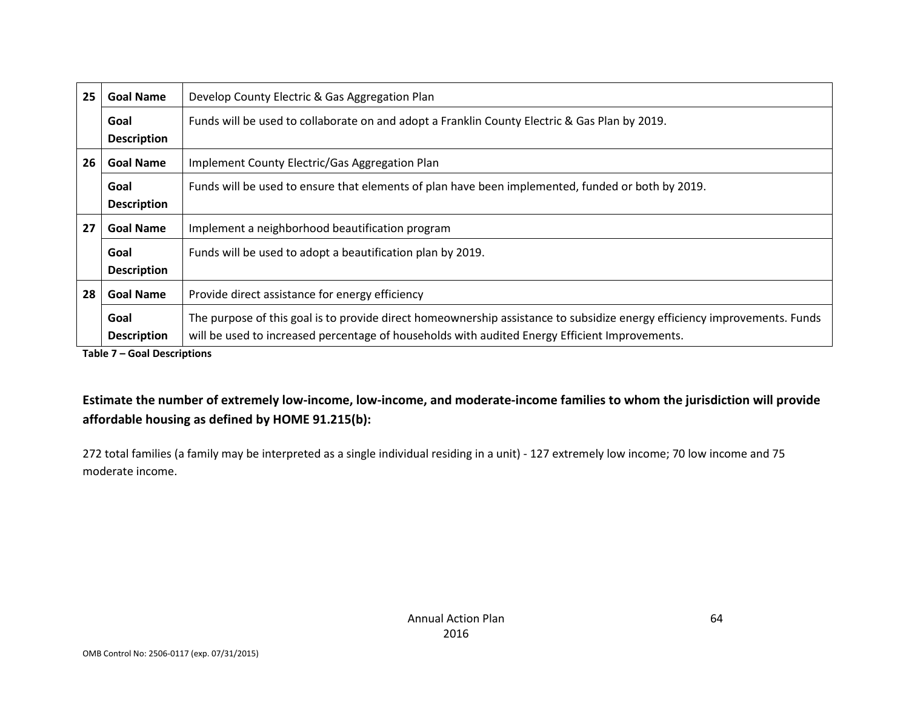| | | |
|---|---|---|
| 25 | **Goal Name** | Develop County Electric & Gas Aggregation Plan |
| | **Goal Description** | Funds will be used to collaborate on and adopt a Franklin County Electric & Gas Plan by 2019. |
| 26 | **Goal Name** | Implement County Electric/Gas Aggregation Plan |
| | **Goal Description** | Funds will be used to ensure that elements of plan have been implemented, funded or both by 2019. |
| 27 | **Goal Name** | Implement a neighborhood beautification program |
| | **Goal Description** | Funds will be used to adopt a beautification plan by 2019. |
| 28 | **Goal Name** | Provide direct assistance for energy efficiency |
| | **Goal Description** | The purpose of this goal is to provide direct homeownership assistance to subsidize energy efficiency improvements. Funds will be used to increased percentage of households with audited Energy Efficient Improvements. |

**Table 7 – Goal Descriptions**

### Estimate the number of extremely low-income, low-income, and moderate-income families to whom the jurisdiction will provide affordable housing as defined by HOME 91.215(b):

272 total families (a family may be interpreted as a single individual residing in a unit) - 127 extremely low income; 70 low income and 75 moderate income.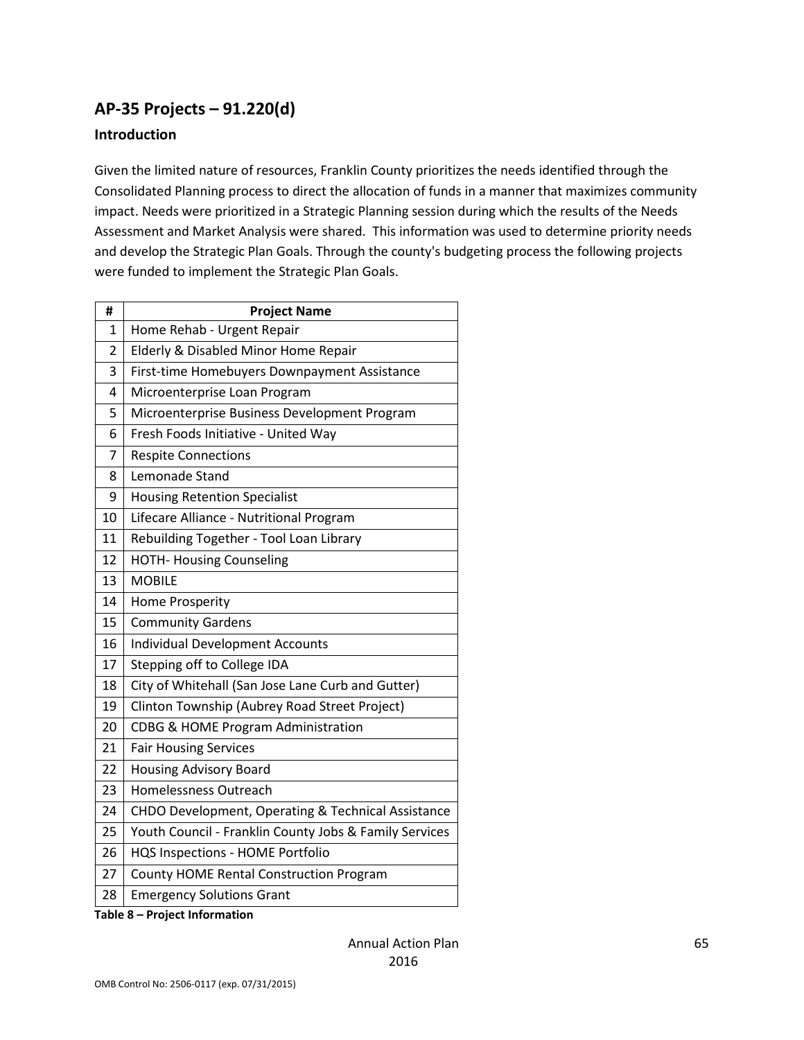## AP-35 Projects – 91.220(d)

### Introduction

Given the limited nature of resources, Franklin County prioritizes the needs identified through the Consolidated Planning process to direct the allocation of funds in a manner that maximizes community impact. Needs were prioritized in a Strategic Planning session during which the results of the Needs Assessment and Market Analysis were shared. This information was used to determine priority needs and develop the Strategic Plan Goals. Through the county's budgeting process the following projects were funded to implement the Strategic Plan Goals.

| # | Project Name |
|---|---|
| 1 | Home Rehab - Urgent Repair |
| 2 | Elderly & Disabled Minor Home Repair |
| 3 | First-time Homebuyers Downpayment Assistance |
| 4 | Microenterprise Loan Program |
| 5 | Microenterprise Business Development Program |
| 6 | Fresh Foods Initiative - United Way |
| 7 | Respite Connections |
| 8 | Lemonade Stand |
| 9 | Housing Retention Specialist |
| 10 | Lifecare Alliance - Nutritional Program |
| 11 | Rebuilding Together - Tool Loan Library |
| 12 | HOTH- Housing Counseling |
| 13 | MOBILE |
| 14 | Home Prosperity |
| 15 | Community Gardens |
| 16 | Individual Development Accounts |
| 17 | Stepping off to College IDA |
| 18 | City of Whitehall (San Jose Lane Curb and Gutter) |
| 19 | Clinton Township (Aubrey Road Street Project) |
| 20 | CDBG & HOME Program Administration |
| 21 | Fair Housing Services |
| 22 | Housing Advisory Board |
| 23 | Homelessness Outreach |
| 24 | CHDO Development, Operating & Technical Assistance |
| 25 | Youth Council - Franklin County Jobs & Family Services |
| 26 | HQS Inspections - HOME Portfolio |
| 27 | County HOME Rental Construction Program |
| 28 | Emergency Solutions Grant |

**Table 8 – Project Information**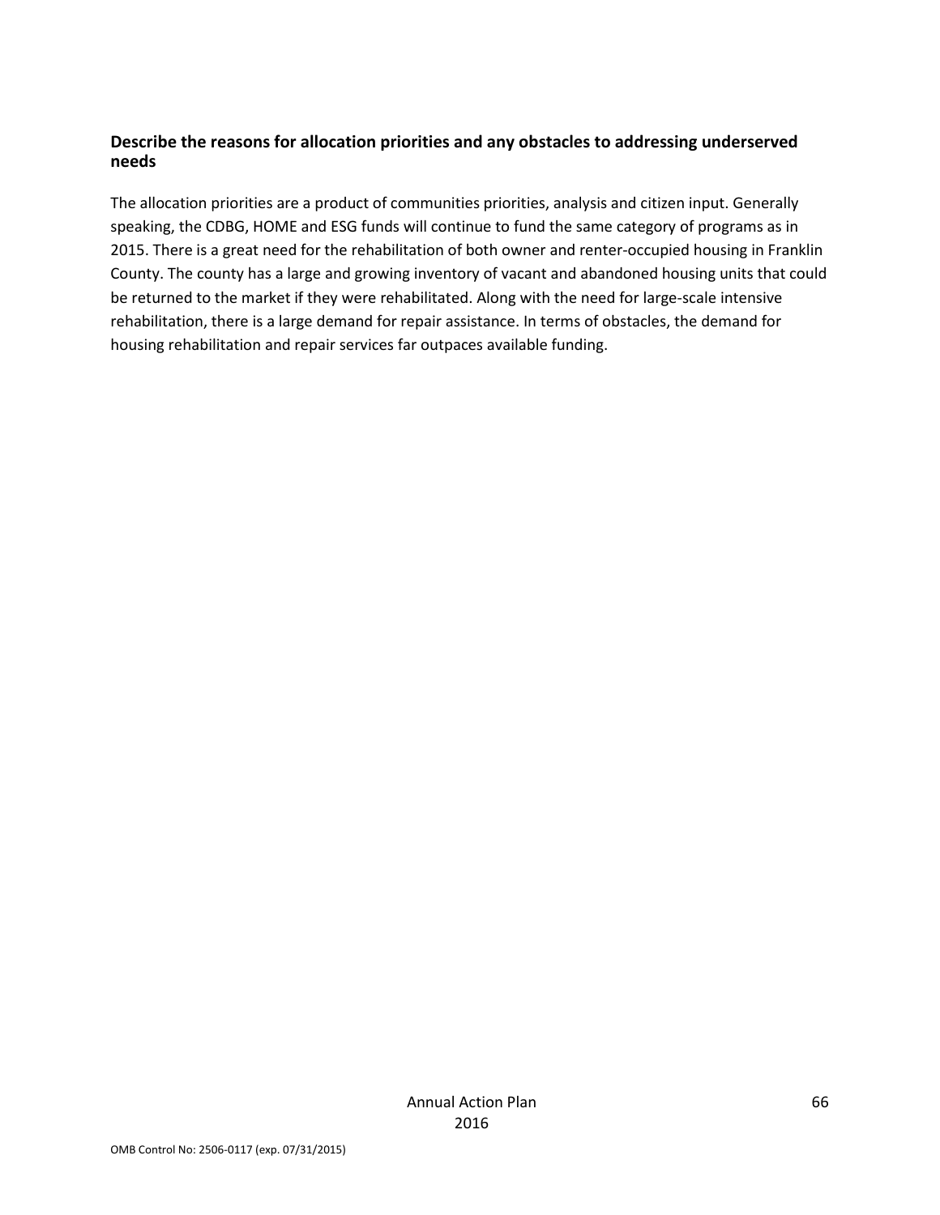**Describe the reasons for allocation priorities and any obstacles to addressing underserved needs**

The allocation priorities are a product of communities priorities, analysis and citizen input. Generally speaking, the CDBG, HOME and ESG funds will continue to fund the same category of programs as in 2015. There is a great need for the rehabilitation of both owner and renter-occupied housing in Franklin County. The county has a large and growing inventory of vacant and abandoned housing units that could be returned to the market if they were rehabilitated. Along with the need for large-scale intensive rehabilitation, there is a large demand for repair assistance. In terms of obstacles, the demand for housing rehabilitation and repair services far outpaces available funding.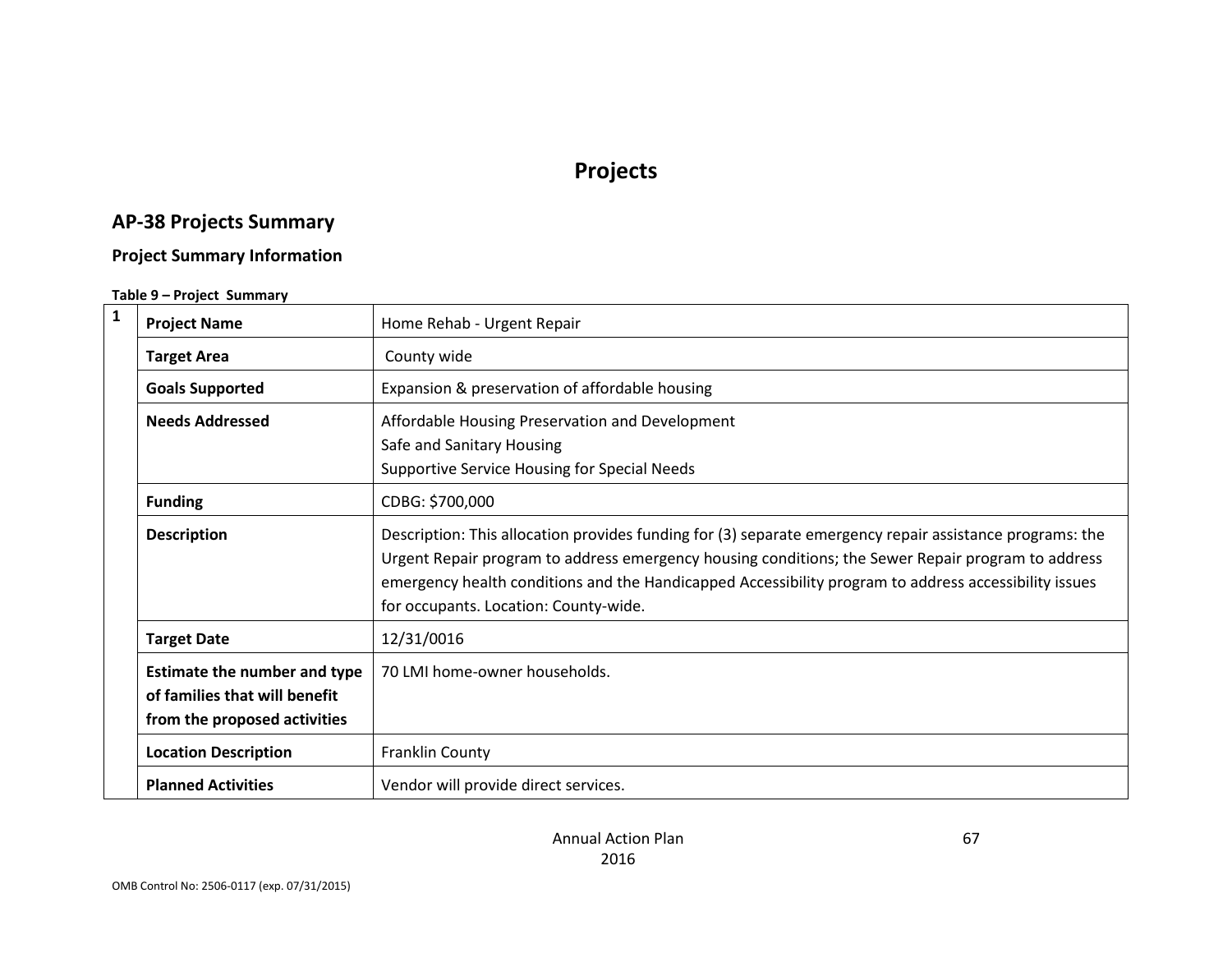# Projects

## AP-38 Projects Summary

### Project Summary Information

**Table 9 – Project Summary**

| 1 | | |
|---|---|---|
| | **Project Name** | Home Rehab - Urgent Repair |
| | **Target Area** | County wide |
| | **Goals Supported** | Expansion & preservation of affordable housing |
| | **Needs Addressed** | Affordable Housing Preservation and Development<br>Safe and Sanitary Housing<br>Supportive Service Housing for Special Needs |
| | **Funding** | CDBG: $700,000 |
| | **Description** | Description: This allocation provides funding for (3) separate emergency repair assistance programs: the Urgent Repair program to address emergency housing conditions; the Sewer Repair program to address emergency health conditions and the Handicapped Accessibility program to address accessibility issues for occupants. Location: County-wide. |
| | **Target Date** | 12/31/0016 |
| | **Estimate the number and type of families that will benefit from the proposed activities** | 70 LMI home-owner households. |
| | **Location Description** | Franklin County |
| | **Planned Activities** | Vendor will provide direct services. |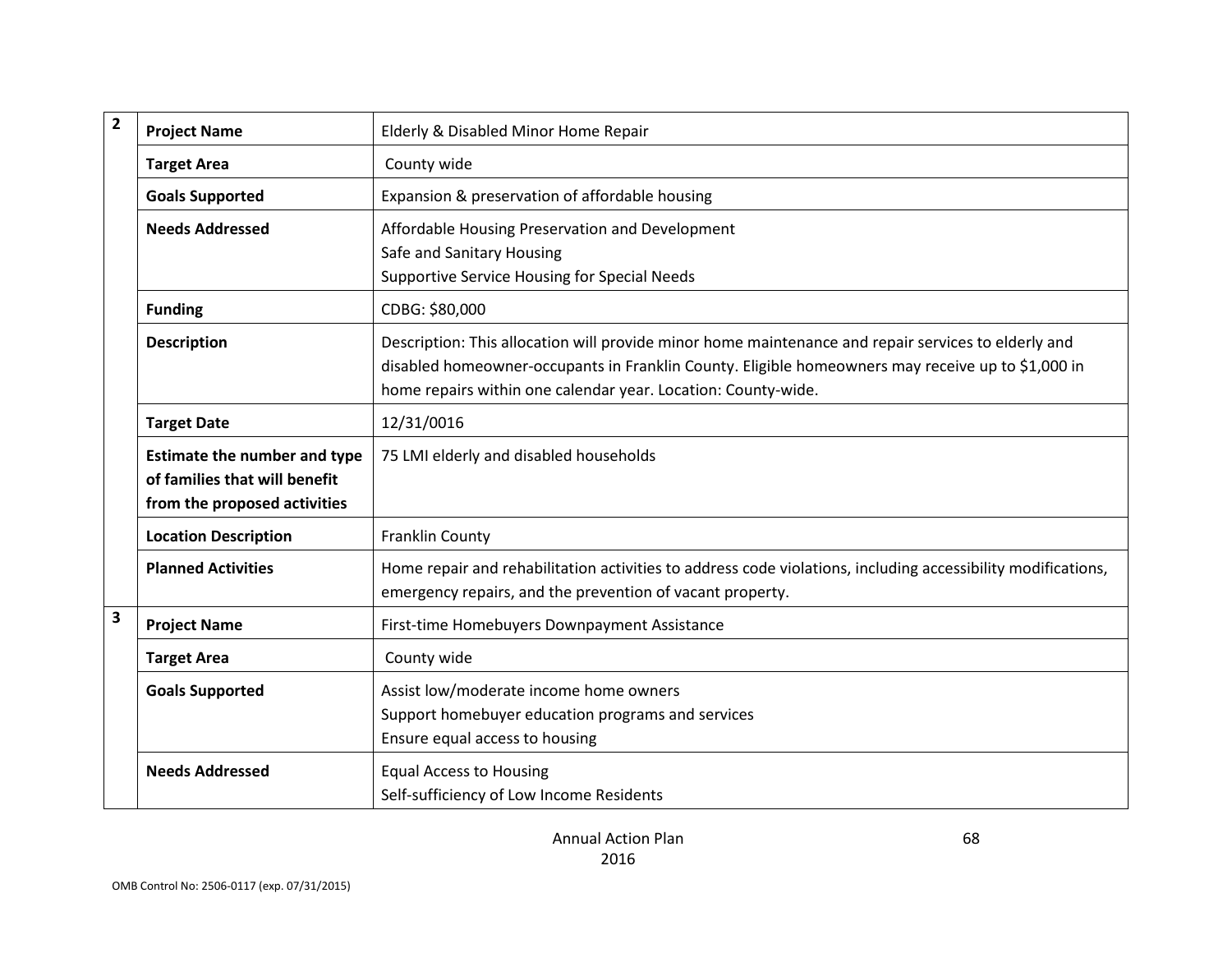| | | |
|---|---|---|
| **2** | **Project Name** | Elderly & Disabled Minor Home Repair |
| | **Target Area** | County wide |
| | **Goals Supported** | Expansion & preservation of affordable housing |
| | **Needs Addressed** | Affordable Housing Preservation and Development<br>Safe and Sanitary Housing<br>Supportive Service Housing for Special Needs |
| | **Funding** | CDBG: $80,000 |
| | **Description** | Description: This allocation will provide minor home maintenance and repair services to elderly and disabled homeowner-occupants in Franklin County. Eligible homeowners may receive up to $1,000 in home repairs within one calendar year. Location: County-wide. |
| | **Target Date** | 12/31/0016 |
| | **Estimate the number and type of families that will benefit from the proposed activities** | 75 LMI elderly and disabled households |
| | **Location Description** | Franklin County |
| | **Planned Activities** | Home repair and rehabilitation activities to address code violations, including accessibility modifications, emergency repairs, and the prevention of vacant property. |
| **3** | **Project Name** | First-time Homebuyers Downpayment Assistance |
| | **Target Area** | County wide |
| | **Goals Supported** | Assist low/moderate income home owners<br>Support homebuyer education programs and services<br>Ensure equal access to housing |
| | **Needs Addressed** | Equal Access to Housing<br>Self-sufficiency of Low Income Residents |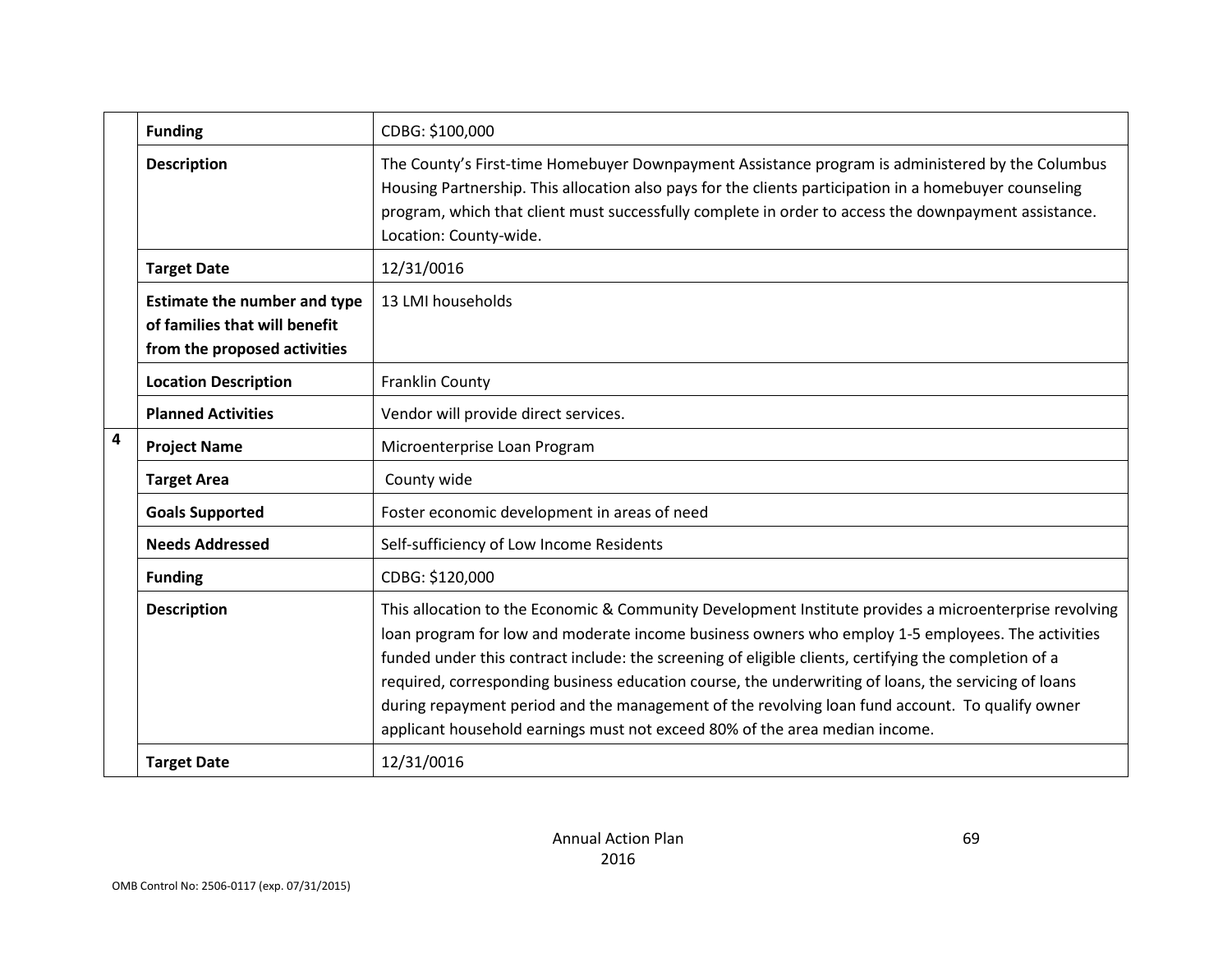| | | |
|---|---|---|
| | **Funding** | CDBG: $100,000 |
| | **Description** | The County's First-time Homebuyer Downpayment Assistance program is administered by the Columbus Housing Partnership. This allocation also pays for the clients participation in a homebuyer counseling program, which that client must successfully complete in order to access the downpayment assistance. Location: County-wide. |
| | **Target Date** | 12/31/0016 |
| | **Estimate the number and type of families that will benefit from the proposed activities** | 13 LMI households |
| | **Location Description** | Franklin County |
| | **Planned Activities** | Vendor will provide direct services. |
| **4** | **Project Name** | Microenterprise Loan Program |
| | **Target Area** | County wide |
| | **Goals Supported** | Foster economic development in areas of need |
| | **Needs Addressed** | Self-sufficiency of Low Income Residents |
| | **Funding** | CDBG: $120,000 |
| | **Description** | This allocation to the Economic & Community Development Institute provides a microenterprise revolving loan program for low and moderate income business owners who employ 1-5 employees. The activities funded under this contract include: the screening of eligible clients, certifying the completion of a required, corresponding business education course, the underwriting of loans, the servicing of loans during repayment period and the management of the revolving loan fund account. To qualify owner applicant household earnings must not exceed 80% of the area median income. |
| | **Target Date** | 12/31/0016 |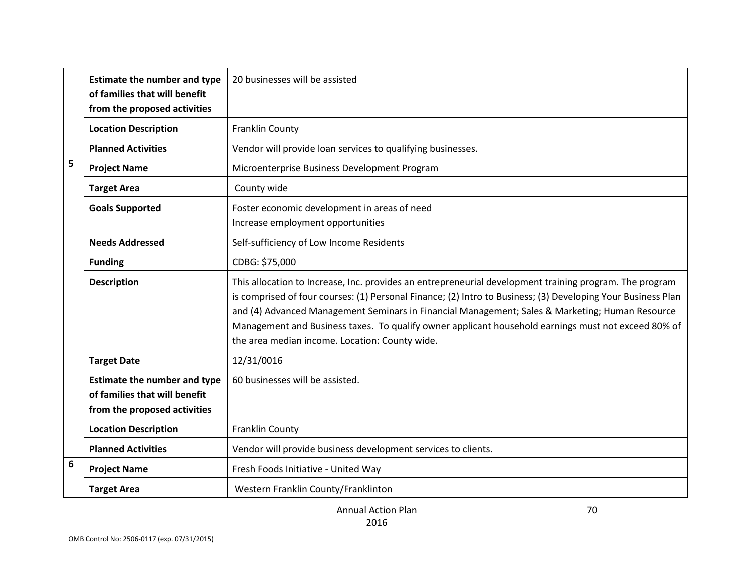| | | |
|---|---|---|
| | **Estimate the number and type of families that will benefit from the proposed activities** | 20 businesses will be assisted |
| | **Location Description** | Franklin County |
| | **Planned Activities** | Vendor will provide loan services to qualifying businesses. |
| 5 | **Project Name** | Microenterprise Business Development Program |
| | **Target Area** | County wide |
| | **Goals Supported** | Foster economic development in areas of need<br>Increase employment opportunities |
| | **Needs Addressed** | Self-sufficiency of Low Income Residents |
| | **Funding** | CDBG: $75,000 |
| | **Description** | This allocation to Increase, Inc. provides an entrepreneurial development training program. The program is comprised of four courses: (1) Personal Finance; (2) Intro to Business; (3) Developing Your Business Plan and (4) Advanced Management Seminars in Financial Management; Sales & Marketing; Human Resource Management and Business taxes. To qualify owner applicant household earnings must not exceed 80% of the area median income. Location: County wide. |
| | **Target Date** | 12/31/0016 |
| | **Estimate the number and type of families that will benefit from the proposed activities** | 60 businesses will be assisted. |
| | **Location Description** | Franklin County |
| | **Planned Activities** | Vendor will provide business development services to clients. |
| 6 | **Project Name** | Fresh Foods Initiative - United Way |
| | **Target Area** | Western Franklin County/Franklinton |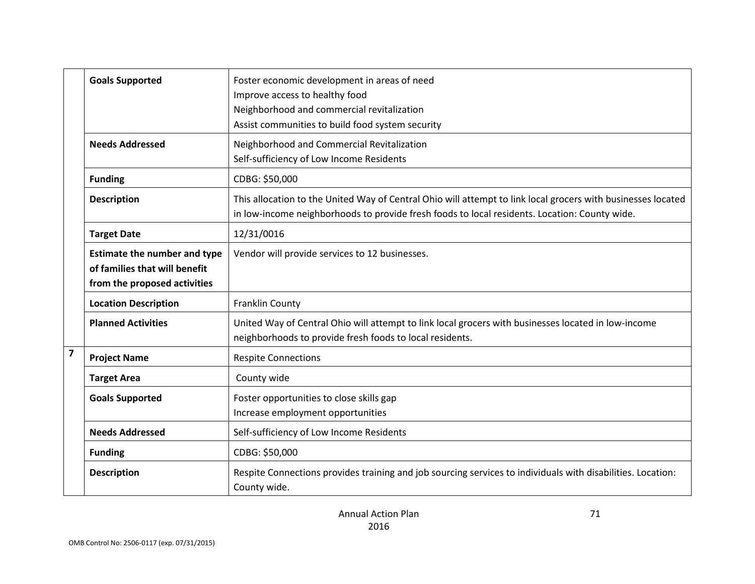| | | |
|---|---|---|
| | **Goals Supported** | Foster economic development in areas of need<br>Improve access to healthy food<br>Neighborhood and commercial revitalization<br>Assist communities to build food system security |
| | **Needs Addressed** | Neighborhood and Commercial Revitalization<br>Self-sufficiency of Low Income Residents |
| | **Funding** | CDBG: $50,000 |
| | **Description** | This allocation to the United Way of Central Ohio will attempt to link local grocers with businesses located in low-income neighborhoods to provide fresh foods to local residents. Location: County wide. |
| | **Target Date** | 12/31/0016 |
| | **Estimate the number and type of families that will benefit from the proposed activities** | Vendor will provide services to 12 businesses. |
| | **Location Description** | Franklin County |
| | **Planned Activities** | United Way of Central Ohio will attempt to link local grocers with businesses located in low-income neighborhoods to provide fresh foods to local residents. |
| **7** | **Project Name** | Respite Connections |
| | **Target Area** | County wide |
| | **Goals Supported** | Foster opportunities to close skills gap<br>Increase employment opportunities |
| | **Needs Addressed** | Self-sufficiency of Low Income Residents |
| | **Funding** | CDBG: $50,000 |
| | **Description** | Respite Connections provides training and job sourcing services to individuals with disabilities. Location: County wide. |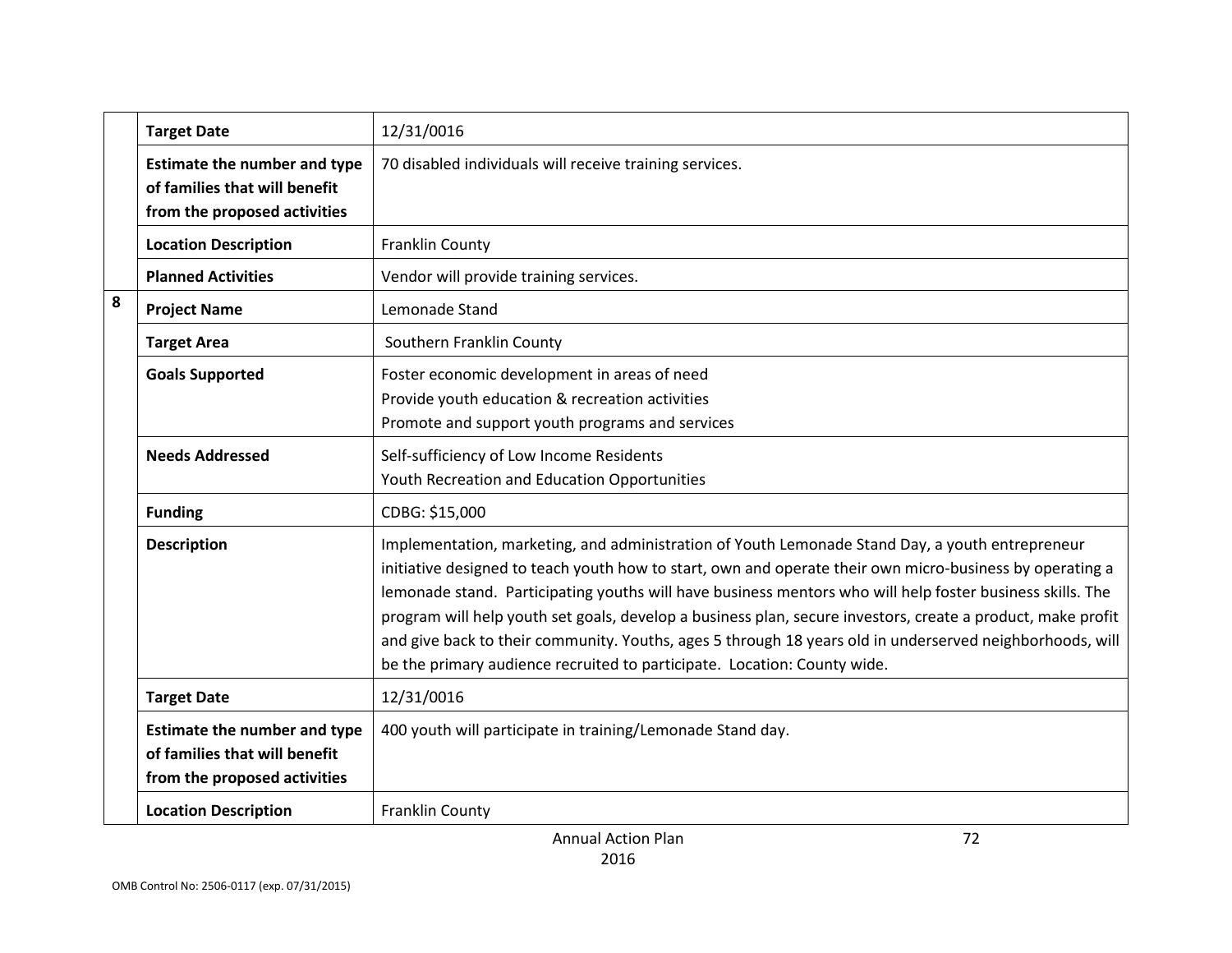| | | |
|---|---|---|
| | **Target Date** | 12/31/0016 |
| | **Estimate the number and type of families that will benefit from the proposed activities** | 70 disabled individuals will receive training services. |
| | **Location Description** | Franklin County |
| | **Planned Activities** | Vendor will provide training services. |
| **8** | **Project Name** | Lemonade Stand |
| | **Target Area** | Southern Franklin County |
| | **Goals Supported** | Foster economic development in areas of need<br>Provide youth education & recreation activities<br>Promote and support youth programs and services |
| | **Needs Addressed** | Self-sufficiency of Low Income Residents<br>Youth Recreation and Education Opportunities |
| | **Funding** | CDBG: $15,000 |
| | **Description** | Implementation, marketing, and administration of Youth Lemonade Stand Day, a youth entrepreneur initiative designed to teach youth how to start, own and operate their own micro-business by operating a lemonade stand. Participating youths will have business mentors who will help foster business skills. The program will help youth set goals, develop a business plan, secure investors, create a product, make profit and give back to their community. Youths, ages 5 through 18 years old in underserved neighborhoods, will be the primary audience recruited to participate. Location: County wide. |
| | **Target Date** | 12/31/0016 |
| | **Estimate the number and type of families that will benefit from the proposed activities** | 400 youth will participate in training/Lemonade Stand day. |
| | **Location Description** | Franklin County |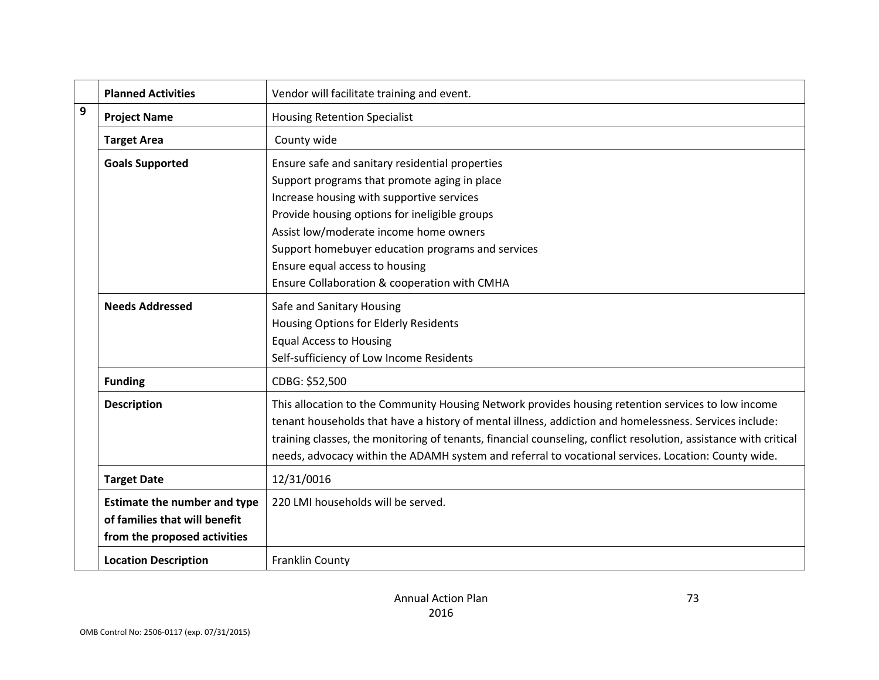| | | |
|---|---|---|
| | **Planned Activities** | Vendor will facilitate training and event. |
| 9 | **Project Name** | Housing Retention Specialist |
| | **Target Area** | County wide |
| | **Goals Supported** | Ensure safe and sanitary residential properties<br>Support programs that promote aging in place<br>Increase housing with supportive services<br>Provide housing options for ineligible groups<br>Assist low/moderate income home owners<br>Support homebuyer education programs and services<br>Ensure equal access to housing<br>Ensure Collaboration & cooperation with CMHA |
| | **Needs Addressed** | Safe and Sanitary Housing<br>Housing Options for Elderly Residents<br>Equal Access to Housing<br>Self-sufficiency of Low Income Residents |
| | **Funding** | CDBG: $52,500 |
| | **Description** | This allocation to the Community Housing Network provides housing retention services to low income tenant households that have a history of mental illness, addiction and homelessness. Services include: training classes, the monitoring of tenants, financial counseling, conflict resolution, assistance with critical needs, advocacy within the ADAMH system and referral to vocational services. Location: County wide. |
| | **Target Date** | 12/31/0016 |
| | **Estimate the number and type of families that will benefit from the proposed activities** | 220 LMI households will be served. |
| | **Location Description** | Franklin County |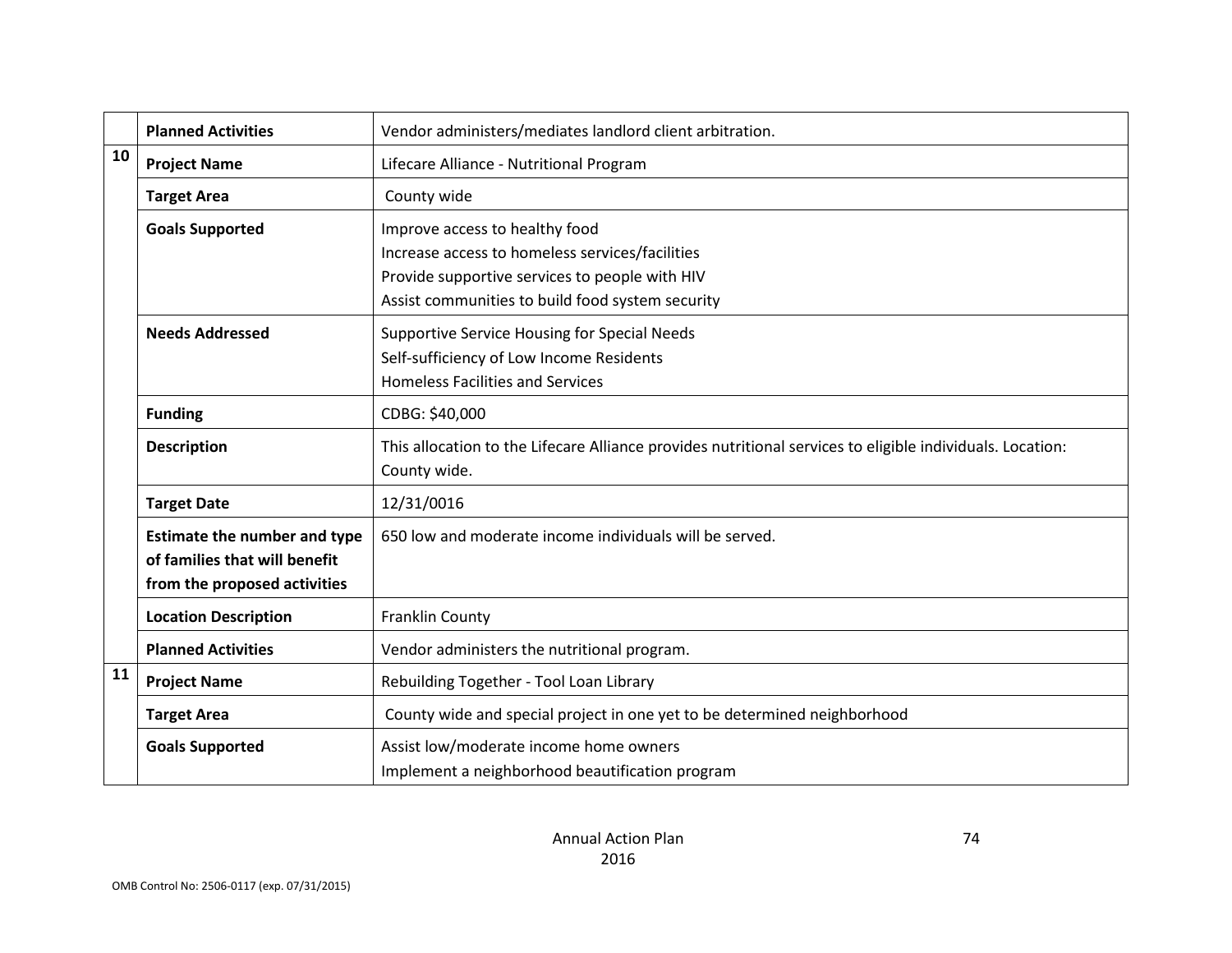|  | | |
|---|---|---|
| | **Planned Activities** | Vendor administers/mediates landlord client arbitration. |
| 10 | **Project Name** | Lifecare Alliance - Nutritional Program |
| | **Target Area** | County wide |
| | **Goals Supported** | Improve access to healthy food<br>Increase access to homeless services/facilities<br>Provide supportive services to people with HIV<br>Assist communities to build food system security |
| | **Needs Addressed** | Supportive Service Housing for Special Needs<br>Self-sufficiency of Low Income Residents<br>Homeless Facilities and Services |
| | **Funding** | CDBG: $40,000 |
| | **Description** | This allocation to the Lifecare Alliance provides nutritional services to eligible individuals. Location: County wide. |
| | **Target Date** | 12/31/0016 |
| | **Estimate the number and type of families that will benefit from the proposed activities** | 650 low and moderate income individuals will be served. |
| | **Location Description** | Franklin County |
| | **Planned Activities** | Vendor administers the nutritional program. |
| 11 | **Project Name** | Rebuilding Together - Tool Loan Library |
| | **Target Area** | County wide and special project in one yet to be determined neighborhood |
| | **Goals Supported** | Assist low/moderate income home owners<br>Implement a neighborhood beautification program |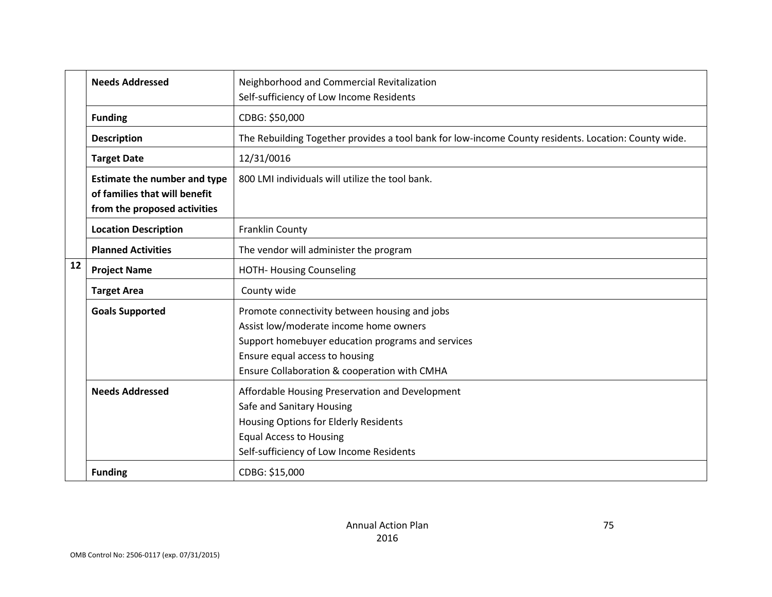|  |  |  |
|---|---|---|
|  | **Needs Addressed** | Neighborhood and Commercial Revitalization<br>Self-sufficiency of Low Income Residents |
|  | **Funding** | CDBG: $50,000 |
|  | **Description** | The Rebuilding Together provides a tool bank for low-income County residents. Location: County wide. |
|  | **Target Date** | 12/31/0016 |
|  | **Estimate the number and type of families that will benefit from the proposed activities** | 800 LMI individuals will utilize the tool bank. |
|  | **Location Description** | Franklin County |
|  | **Planned Activities** | The vendor will administer the program |
| **12** | **Project Name** | HOTH- Housing Counseling |
|  | **Target Area** | County wide |
|  | **Goals Supported** | Promote connectivity between housing and jobs<br>Assist low/moderate income home owners<br>Support homebuyer education programs and services<br>Ensure equal access to housing<br>Ensure Collaboration & cooperation with CMHA |
|  | **Needs Addressed** | Affordable Housing Preservation and Development<br>Safe and Sanitary Housing<br>Housing Options for Elderly Residents<br>Equal Access to Housing<br>Self-sufficiency of Low Income Residents |
|  | **Funding** | CDBG: $15,000 |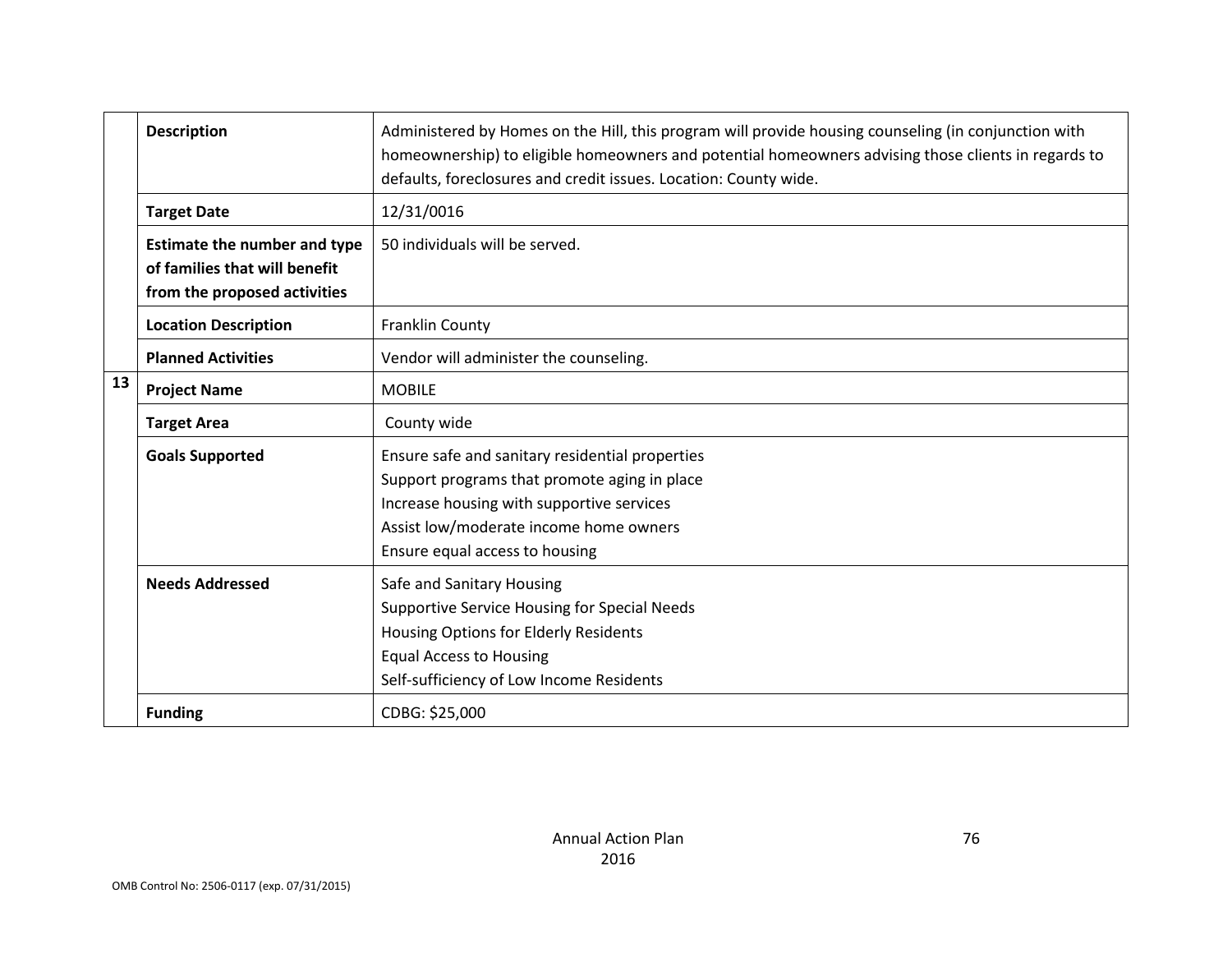| | | |
|---|---|---|
| | **Description** | Administered by Homes on the Hill, this program will provide housing counseling (in conjunction with homeownership) to eligible homeowners and potential homeowners advising those clients in regards to defaults, foreclosures and credit issues. Location: County wide. |
| | **Target Date** | 12/31/0016 |
| | **Estimate the number and type of families that will benefit from the proposed activities** | 50 individuals will be served. |
| | **Location Description** | Franklin County |
| | **Planned Activities** | Vendor will administer the counseling. |
| **13** | **Project Name** | MOBILE |
| | **Target Area** | County wide |
| | **Goals Supported** | Ensure safe and sanitary residential properties<br>Support programs that promote aging in place<br>Increase housing with supportive services<br>Assist low/moderate income home owners<br>Ensure equal access to housing |
| | **Needs Addressed** | Safe and Sanitary Housing<br>Supportive Service Housing for Special Needs<br>Housing Options for Elderly Residents<br>Equal Access to Housing<br>Self-sufficiency of Low Income Residents |
| | **Funding** | CDBG: $25,000 |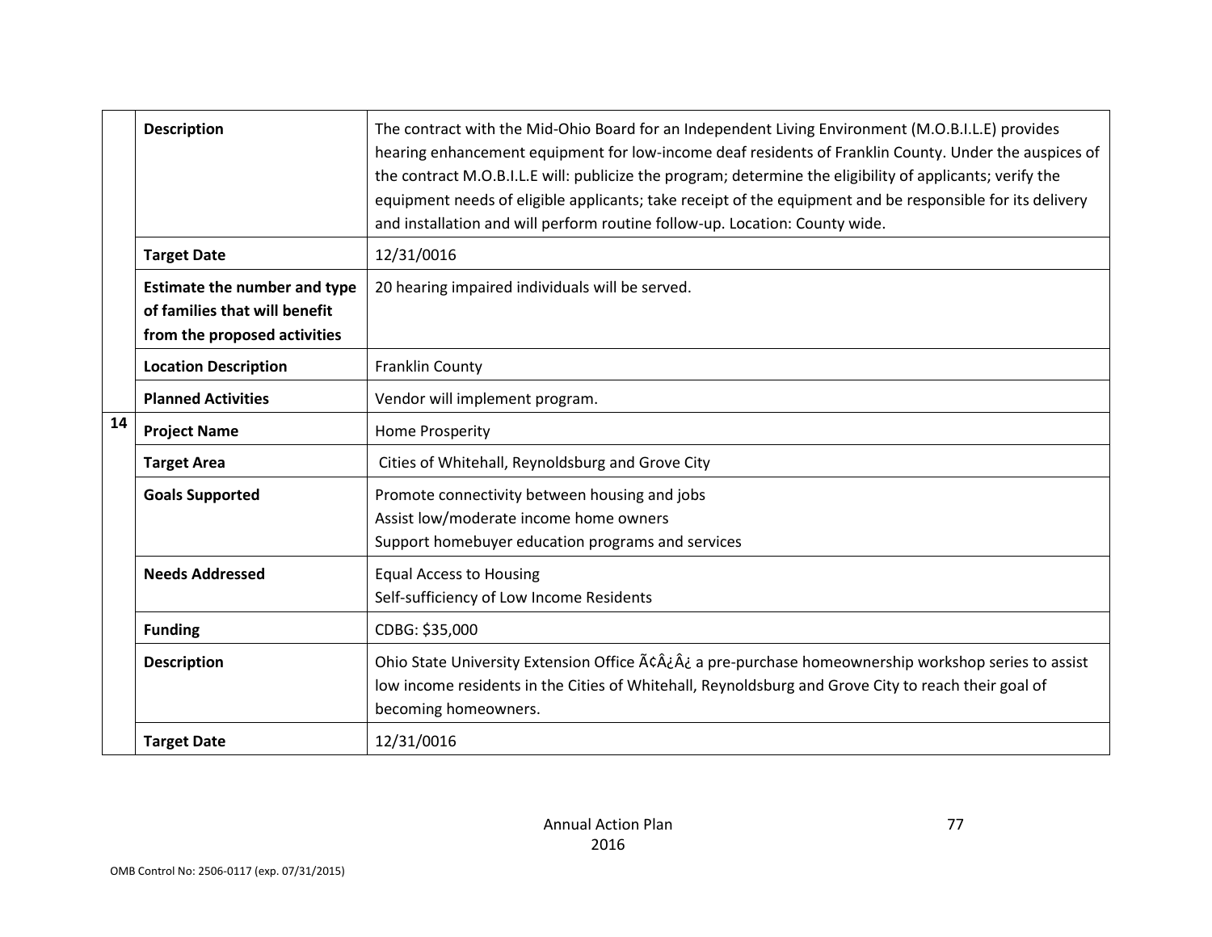| | | |
|---|---|---|
| | **Description** | The contract with the Mid-Ohio Board for an Independent Living Environment (M.O.B.I.L.E) provides hearing enhancement equipment for low-income deaf residents of Franklin County. Under the auspices of the contract M.O.B.I.L.E will: publicize the program; determine the eligibility of applicants; verify the equipment needs of eligible applicants; take receipt of the equipment and be responsible for its delivery and installation and will perform routine follow-up. Location: County wide. |
| | **Target Date** | 12/31/0016 |
| | **Estimate the number and type of families that will benefit from the proposed activities** | 20 hearing impaired individuals will be served. |
| | **Location Description** | Franklin County |
| | **Planned Activities** | Vendor will implement program. |
| **14** | **Project Name** | Home Prosperity |
| | **Target Area** | Cities of Whitehall, Reynoldsburg and Grove City |
| | **Goals Supported** | Promote connectivity between housing and jobs<br>Assist low/moderate income home owners<br>Support homebuyer education programs and services |
| | **Needs Addressed** | Equal Access to Housing<br>Self-sufficiency of Low Income Residents |
| | **Funding** | CDBG: $35,000 |
| | **Description** | Ohio State University Extension Office Ã¢Â¿Â¿ a pre-purchase homeownership workshop series to assist low income residents in the Cities of Whitehall, Reynoldsburg and Grove City to reach their goal of becoming homeowners. |
| | **Target Date** | 12/31/0016 |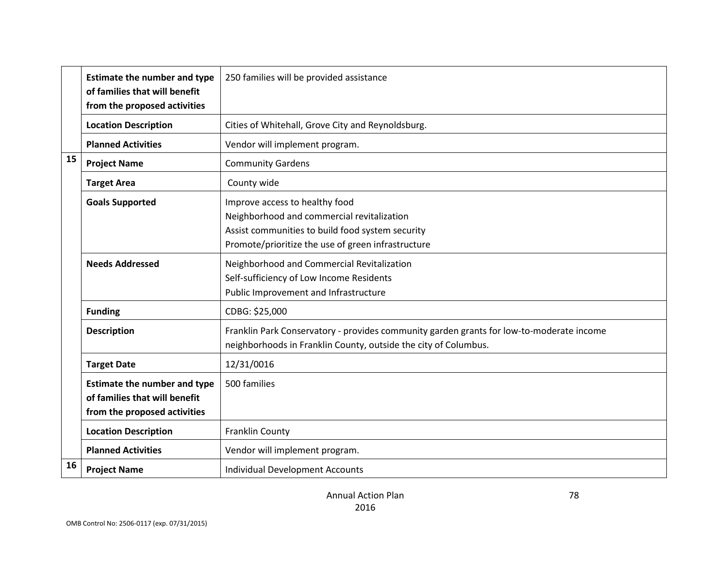| | | |
|---|---|---|
| | **Estimate the number and type of families that will benefit from the proposed activities** | 250 families will be provided assistance |
| | **Location Description** | Cities of Whitehall, Grove City and Reynoldsburg. |
| | **Planned Activities** | Vendor will implement program. |
| **15** | **Project Name** | Community Gardens |
| | **Target Area** | County wide |
| | **Goals Supported** | Improve access to healthy food<br>Neighborhood and commercial revitalization<br>Assist communities to build food system security<br>Promote/prioritize the use of green infrastructure |
| | **Needs Addressed** | Neighborhood and Commercial Revitalization<br>Self-sufficiency of Low Income Residents<br>Public Improvement and Infrastructure |
| | **Funding** | CDBG: $25,000 |
| | **Description** | Franklin Park Conservatory - provides community garden grants for low-to-moderate income neighborhoods in Franklin County, outside the city of Columbus. |
| | **Target Date** | 12/31/0016 |
| | **Estimate the number and type of families that will benefit from the proposed activities** | 500 families |
| | **Location Description** | Franklin County |
| | **Planned Activities** | Vendor will implement program. |
| **16** | **Project Name** | Individual Development Accounts |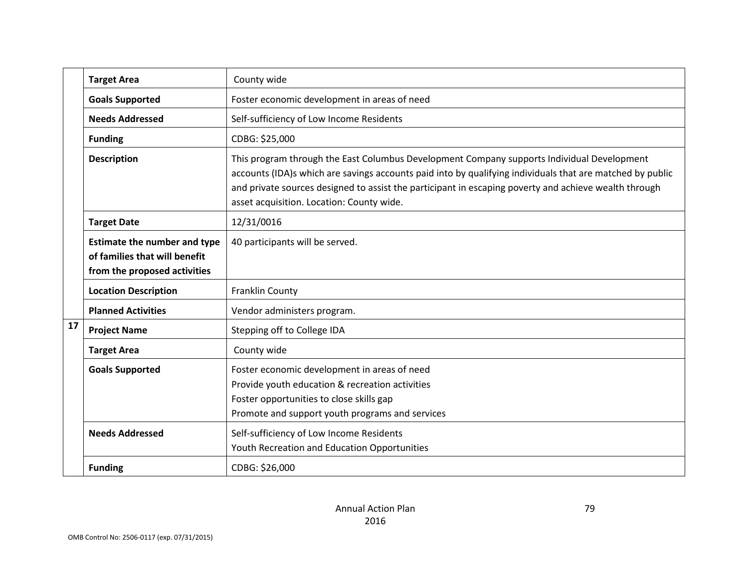| | | |
|---|---|---|
| | **Target Area** | County wide |
| | **Goals Supported** | Foster economic development in areas of need |
| | **Needs Addressed** | Self-sufficiency of Low Income Residents |
| | **Funding** | CDBG: $25,000 |
| | **Description** | This program through the East Columbus Development Company supports Individual Development accounts (IDA)s which are savings accounts paid into by qualifying individuals that are matched by public and private sources designed to assist the participant in escaping poverty and achieve wealth through asset acquisition. Location: County wide. |
| | **Target Date** | 12/31/0016 |
| | **Estimate the number and type of families that will benefit from the proposed activities** | 40 participants will be served. |
| | **Location Description** | Franklin County |
| | **Planned Activities** | Vendor administers program. |
| **17** | **Project Name** | Stepping off to College IDA |
| | **Target Area** | County wide |
| | **Goals Supported** | Foster economic development in areas of need<br>Provide youth education & recreation activities<br>Foster opportunities to close skills gap<br>Promote and support youth programs and services |
| | **Needs Addressed** | Self-sufficiency of Low Income Residents<br>Youth Recreation and Education Opportunities |
| | **Funding** | CDBG: $26,000 |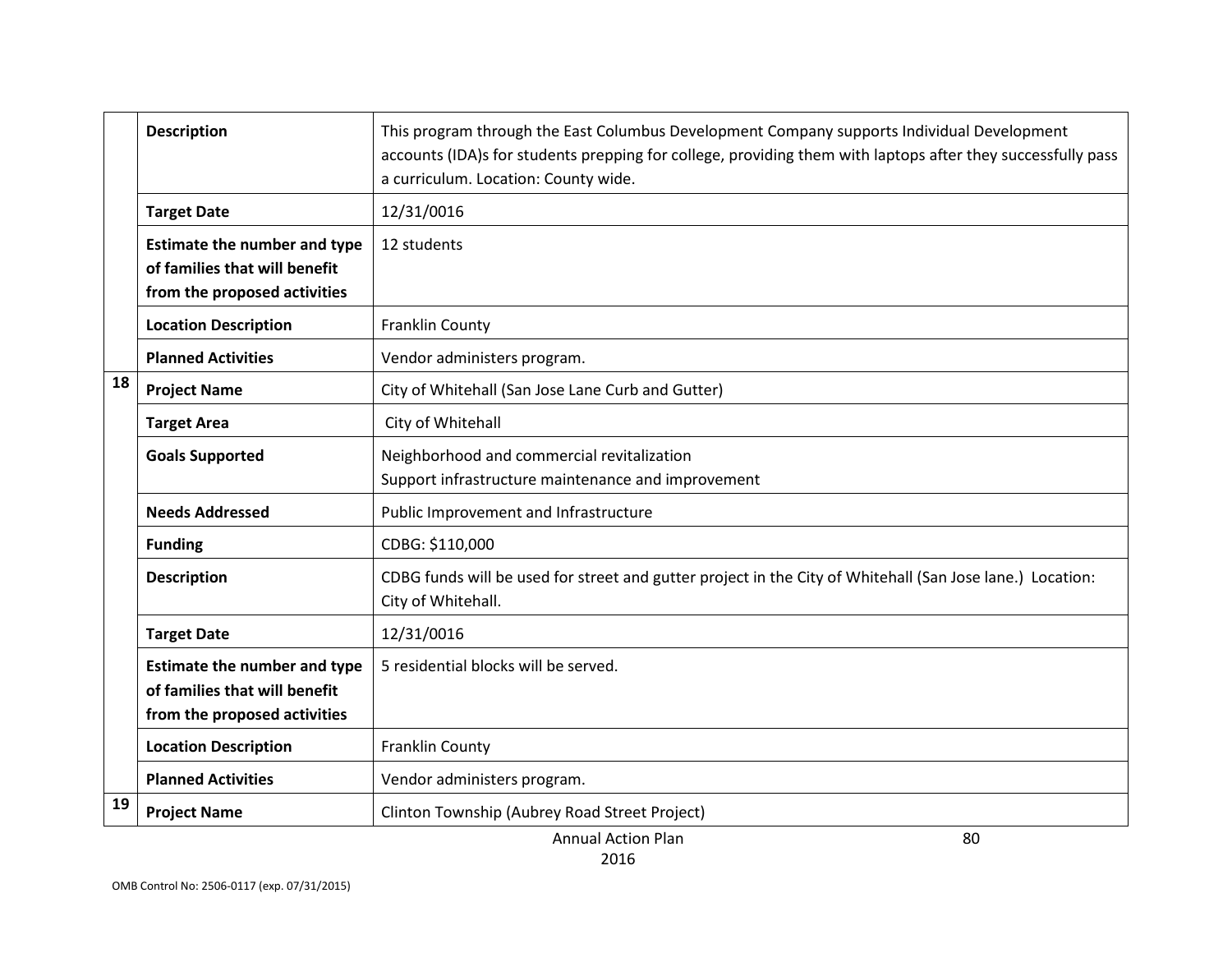| | | |
|---|---|---|
| | **Description** | This program through the East Columbus Development Company supports Individual Development accounts (IDA)s for students prepping for college, providing them with laptops after they successfully pass a curriculum. Location: County wide. |
| | **Target Date** | 12/31/0016 |
| | **Estimate the number and type of families that will benefit from the proposed activities** | 12 students |
| | **Location Description** | Franklin County |
| | **Planned Activities** | Vendor administers program. |
| **18** | **Project Name** | City of Whitehall (San Jose Lane Curb and Gutter) |
| | **Target Area** | City of Whitehall |
| | **Goals Supported** | Neighborhood and commercial revitalization<br>Support infrastructure maintenance and improvement |
| | **Needs Addressed** | Public Improvement and Infrastructure |
| | **Funding** | CDBG: $110,000 |
| | **Description** | CDBG funds will be used for street and gutter project in the City of Whitehall (San Jose lane.) Location: City of Whitehall. |
| | **Target Date** | 12/31/0016 |
| | **Estimate the number and type of families that will benefit from the proposed activities** | 5 residential blocks will be served. |
| | **Location Description** | Franklin County |
| | **Planned Activities** | Vendor administers program. |
| **19** | **Project Name** | Clinton Township (Aubrey Road Street Project) |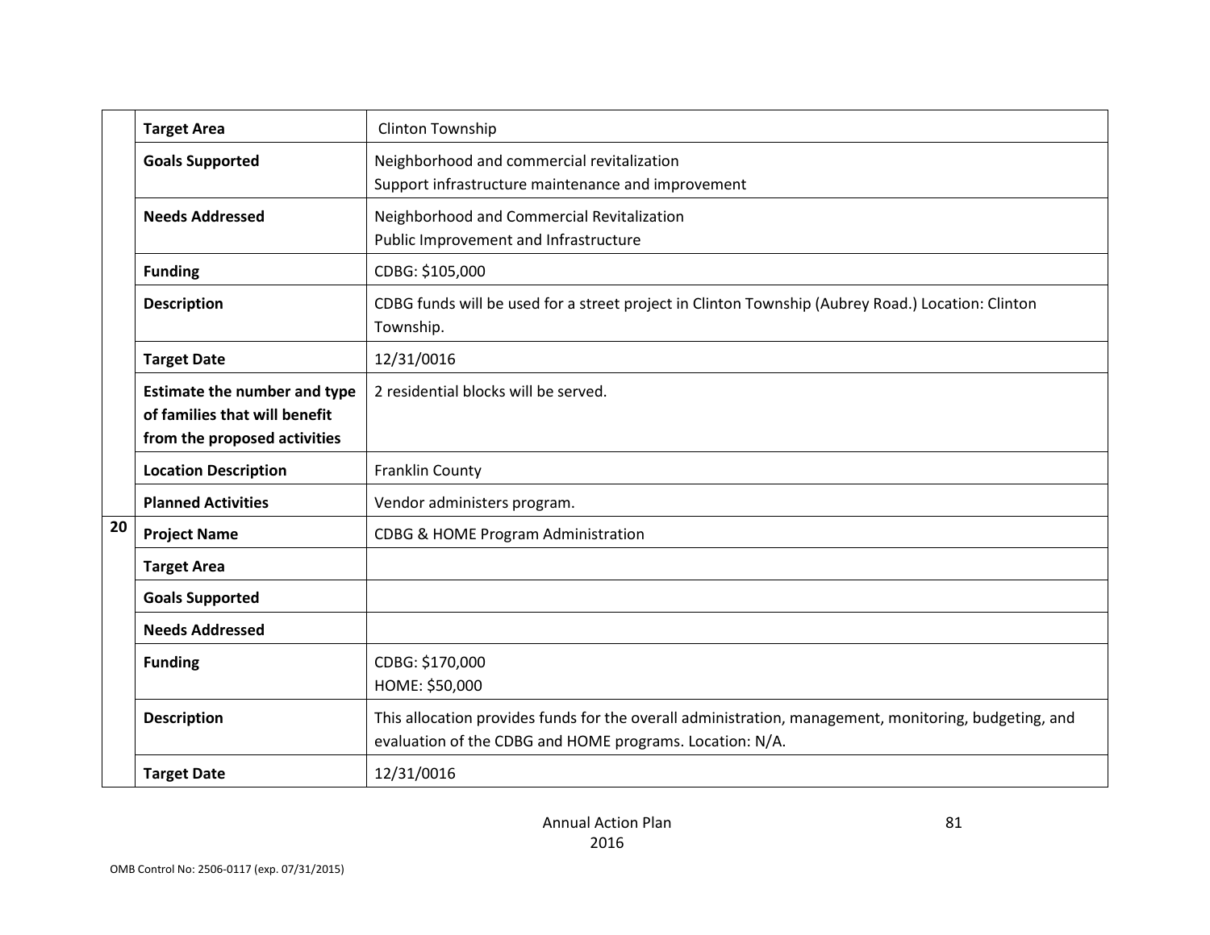| | | |
|---|---|---|
| | **Target Area** | Clinton Township |
| | **Goals Supported** | Neighborhood and commercial revitalization<br>Support infrastructure maintenance and improvement |
| | **Needs Addressed** | Neighborhood and Commercial Revitalization<br>Public Improvement and Infrastructure |
| | **Funding** | CDBG: $105,000 |
| | **Description** | CDBG funds will be used for a street project in Clinton Township (Aubrey Road.) Location: Clinton Township. |
| | **Target Date** | 12/31/0016 |
| | **Estimate the number and type of families that will benefit from the proposed activities** | 2 residential blocks will be served. |
| | **Location Description** | Franklin County |
| | **Planned Activities** | Vendor administers program. |
| **20** | **Project Name** | CDBG & HOME Program Administration |
| | **Target Area** | |
| | **Goals Supported** | |
| | **Needs Addressed** | |
| | **Funding** | CDBG: $170,000<br>HOME: $50,000 |
| | **Description** | This allocation provides funds for the overall administration, management, monitoring, budgeting, and evaluation of the CDBG and HOME programs. Location: N/A. |
| | **Target Date** | 12/31/0016 |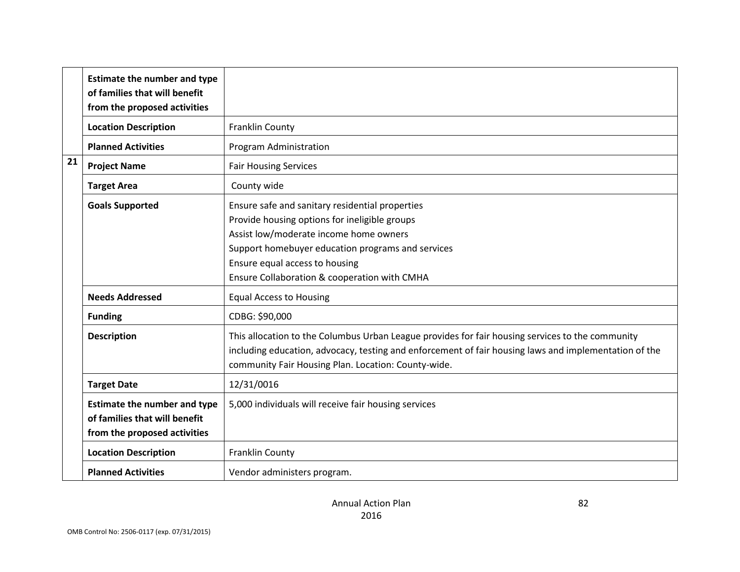| | | |
|---|---|---|
| | **Estimate the number and type of families that will benefit from the proposed activities** | |
| | **Location Description** | Franklin County |
| | **Planned Activities** | Program Administration |
| **21** | **Project Name** | Fair Housing Services |
| | **Target Area** | County wide |
| | **Goals Supported** | Ensure safe and sanitary residential properties<br>Provide housing options for ineligible groups<br>Assist low/moderate income home owners<br>Support homebuyer education programs and services<br>Ensure equal access to housing<br>Ensure Collaboration & cooperation with CMHA |
| | **Needs Addressed** | Equal Access to Housing |
| | **Funding** | CDBG: $90,000 |
| | **Description** | This allocation to the Columbus Urban League provides for fair housing services to the community including education, advocacy, testing and enforcement of fair housing laws and implementation of the community Fair Housing Plan. Location: County-wide. |
| | **Target Date** | 12/31/0016 |
| | **Estimate the number and type of families that will benefit from the proposed activities** | 5,000 individuals will receive fair housing services |
| | **Location Description** | Franklin County |
| | **Planned Activities** | Vendor administers program. |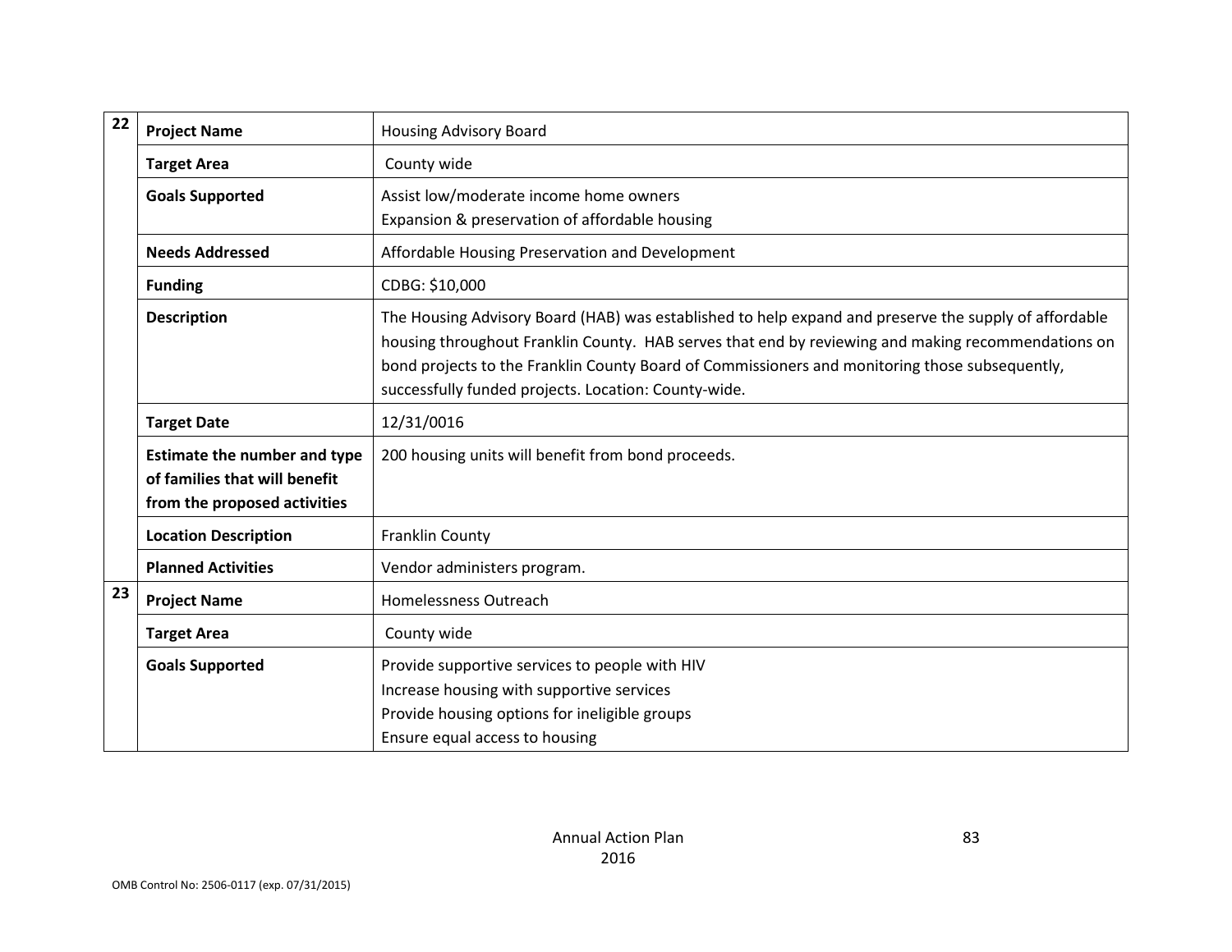| | | |
|---|---|---|
| 22 | **Project Name** | Housing Advisory Board |
| | **Target Area** | County wide |
| | **Goals Supported** | Assist low/moderate income home owners<br>Expansion & preservation of affordable housing |
| | **Needs Addressed** | Affordable Housing Preservation and Development |
| | **Funding** | CDBG: $10,000 |
| | **Description** | The Housing Advisory Board (HAB) was established to help expand and preserve the supply of affordable housing throughout Franklin County. HAB serves that end by reviewing and making recommendations on bond projects to the Franklin County Board of Commissioners and monitoring those subsequently, successfully funded projects. Location: County-wide. |
| | **Target Date** | 12/31/0016 |
| | **Estimate the number and type of families that will benefit from the proposed activities** | 200 housing units will benefit from bond proceeds. |
| | **Location Description** | Franklin County |
| | **Planned Activities** | Vendor administers program. |
| 23 | **Project Name** | Homelessness Outreach |
| | **Target Area** | County wide |
| | **Goals Supported** | Provide supportive services to people with HIV<br>Increase housing with supportive services<br>Provide housing options for ineligible groups<br>Ensure equal access to housing |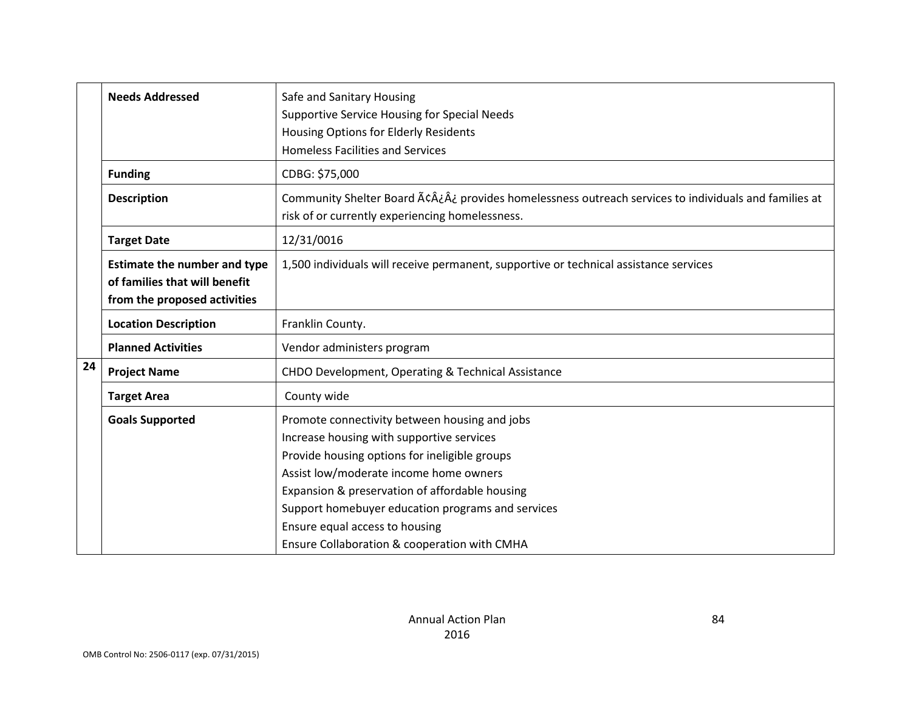| | | |
|---|---|---|
| | **Needs Addressed** | Safe and Sanitary Housing<br>Supportive Service Housing for Special Needs<br>Housing Options for Elderly Residents<br>Homeless Facilities and Services |
| | **Funding** | CDBG: $75,000 |
| | **Description** | Community Shelter Board Ã¢Â¿Â¿ provides homelessness outreach services to individuals and families at risk of or currently experiencing homelessness. |
| | **Target Date** | 12/31/0016 |
| | **Estimate the number and type of families that will benefit from the proposed activities** | 1,500 individuals will receive permanent, supportive or technical assistance services |
| | **Location Description** | Franklin County. |
| | **Planned Activities** | Vendor administers program |
| **24** | **Project Name** | CHDO Development, Operating & Technical Assistance |
| | **Target Area** | County wide |
| | **Goals Supported** | Promote connectivity between housing and jobs<br>Increase housing with supportive services<br>Provide housing options for ineligible groups<br>Assist low/moderate income home owners<br>Expansion & preservation of affordable housing<br>Support homebuyer education programs and services<br>Ensure equal access to housing<br>Ensure Collaboration & cooperation with CMHA |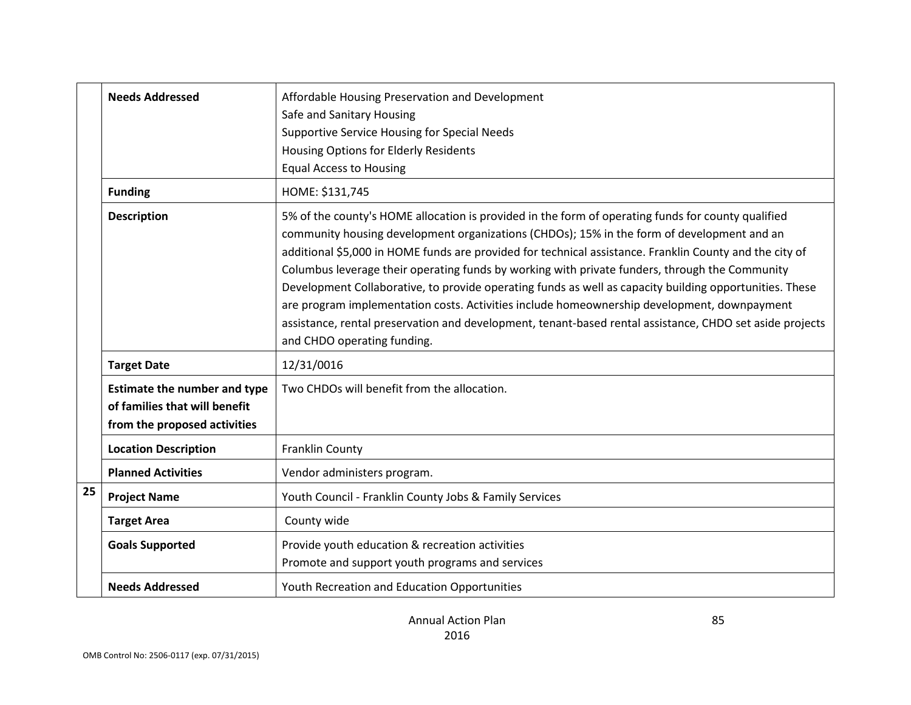|  |  |  |
|---|---|---|
|  | **Needs Addressed** | Affordable Housing Preservation and Development<br>Safe and Sanitary Housing<br>Supportive Service Housing for Special Needs<br>Housing Options for Elderly Residents<br>Equal Access to Housing |
|  | **Funding** | HOME: $131,745 |
|  | **Description** | 5% of the county's HOME allocation is provided in the form of operating funds for county qualified community housing development organizations (CHDOs); 15% in the form of development and an additional $5,000 in HOME funds are provided for technical assistance. Franklin County and the city of Columbus leverage their operating funds by working with private funders, through the Community Development Collaborative, to provide operating funds as well as capacity building opportunities. These are program implementation costs. Activities include homeownership development, downpayment assistance, rental preservation and development, tenant-based rental assistance, CHDO set aside projects and CHDO operating funding. |
|  | **Target Date** | 12/31/0016 |
|  | **Estimate the number and type of families that will benefit from the proposed activities** | Two CHDOs will benefit from the allocation. |
|  | **Location Description** | Franklin County |
|  | **Planned Activities** | Vendor administers program. |
| **25** | **Project Name** | Youth Council - Franklin County Jobs & Family Services |
|  | **Target Area** | County wide |
|  | **Goals Supported** | Provide youth education & recreation activities<br>Promote and support youth programs and services |
|  | **Needs Addressed** | Youth Recreation and Education Opportunities |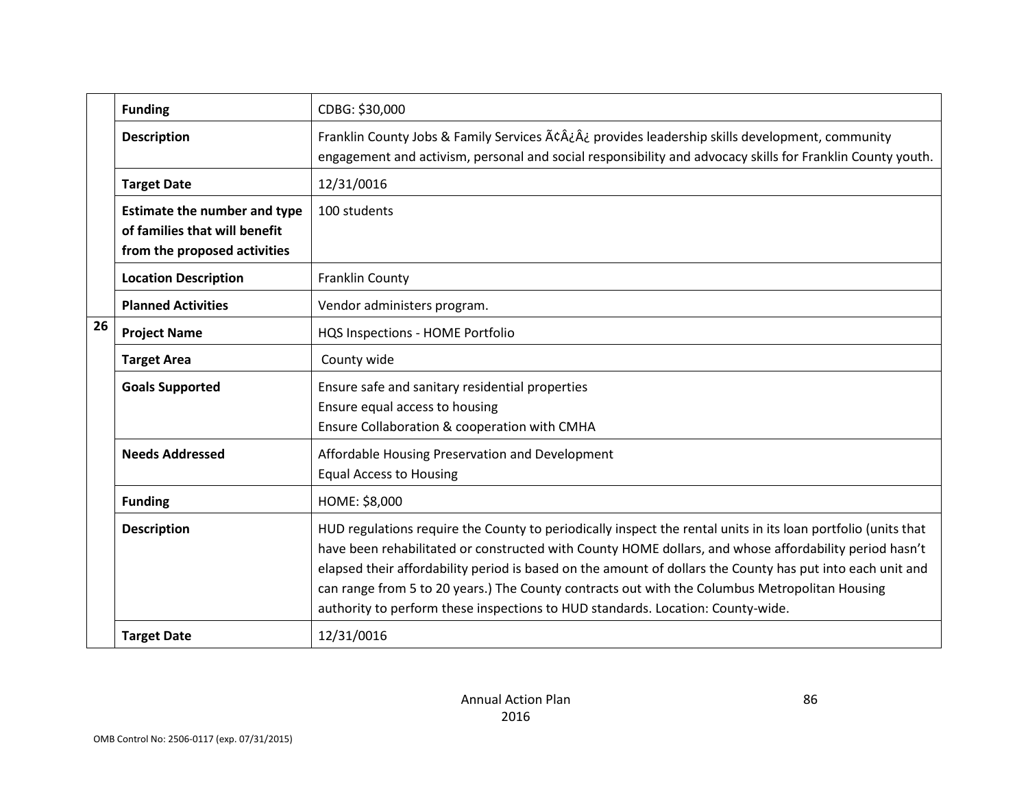| | | |
|---|---|---|
| | **Funding** | CDBG: $30,000 |
| | **Description** | Franklin County Jobs & Family Services Ã¢Â¿Â¿ provides leadership skills development, community engagement and activism, personal and social responsibility and advocacy skills for Franklin County youth. |
| | **Target Date** | 12/31/0016 |
| | **Estimate the number and type of families that will benefit from the proposed activities** | 100 students |
| | **Location Description** | Franklin County |
| | **Planned Activities** | Vendor administers program. |
| **26** | **Project Name** | HQS Inspections - HOME Portfolio |
| | **Target Area** | County wide |
| | **Goals Supported** | Ensure safe and sanitary residential properties<br>Ensure equal access to housing<br>Ensure Collaboration & cooperation with CMHA |
| | **Needs Addressed** | Affordable Housing Preservation and Development<br>Equal Access to Housing |
| | **Funding** | HOME: $8,000 |
| | **Description** | HUD regulations require the County to periodically inspect the rental units in its loan portfolio (units that have been rehabilitated or constructed with County HOME dollars, and whose affordability period hasn't elapsed their affordability period is based on the amount of dollars the County has put into each unit and can range from 5 to 20 years.) The County contracts out with the Columbus Metropolitan Housing authority to perform these inspections to HUD standards. Location: County-wide. |
| | **Target Date** | 12/31/0016 |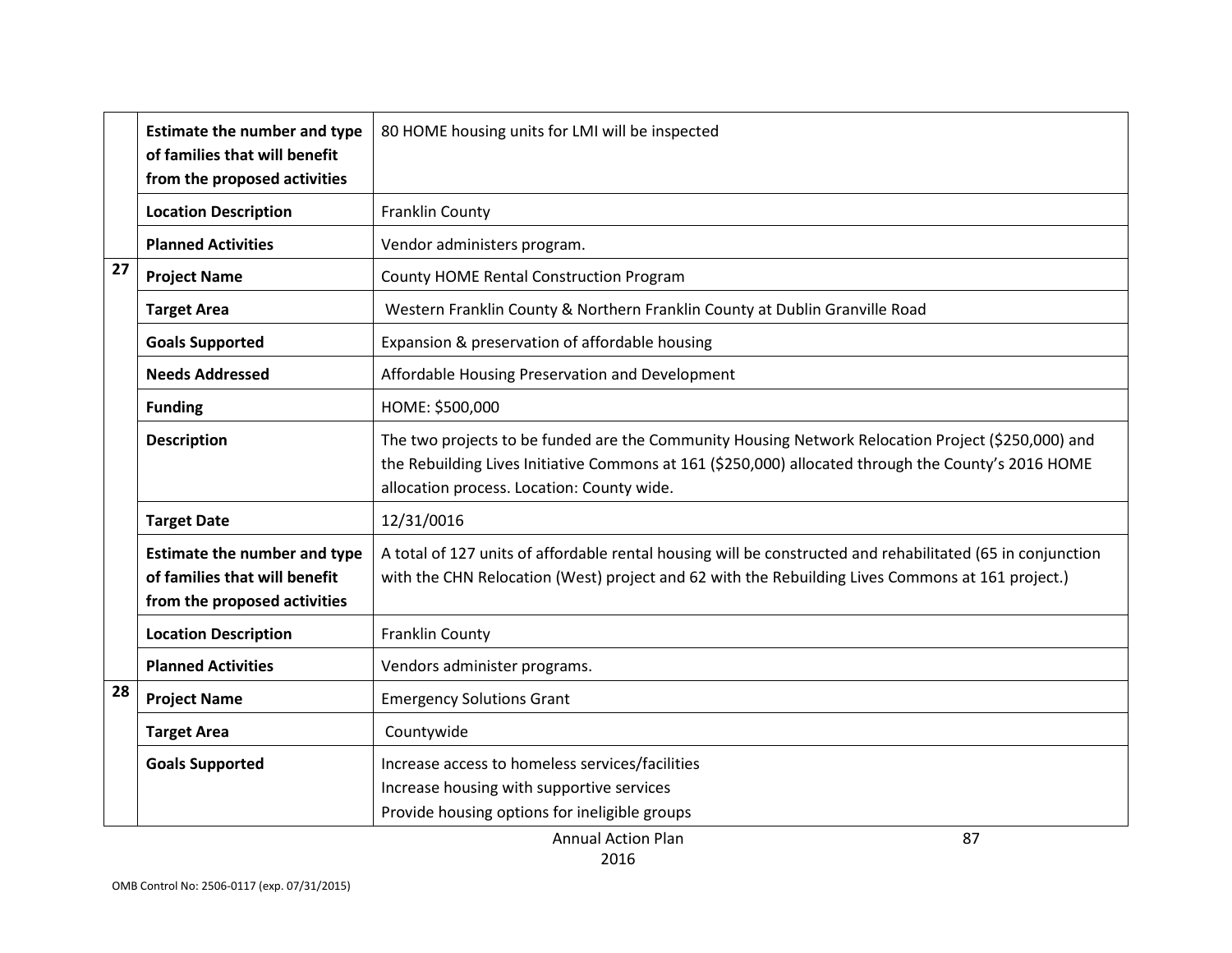| | | |
|---|---|---|
| | **Estimate the number and type of families that will benefit from the proposed activities** | 80 HOME housing units for LMI will be inspected |
| | **Location Description** | Franklin County |
| | **Planned Activities** | Vendor administers program. |
| **27** | **Project Name** | County HOME Rental Construction Program |
| | **Target Area** | Western Franklin County & Northern Franklin County at Dublin Granville Road |
| | **Goals Supported** | Expansion & preservation of affordable housing |
| | **Needs Addressed** | Affordable Housing Preservation and Development |
| | **Funding** | HOME: $500,000 |
| | **Description** | The two projects to be funded are the Community Housing Network Relocation Project ($250,000) and the Rebuilding Lives Initiative Commons at 161 ($250,000) allocated through the County's 2016 HOME allocation process. Location: County wide. |
| | **Target Date** | 12/31/0016 |
| | **Estimate the number and type of families that will benefit from the proposed activities** | A total of 127 units of affordable rental housing will be constructed and rehabilitated (65 in conjunction with the CHN Relocation (West) project and 62 with the Rebuilding Lives Commons at 161 project.) |
| | **Location Description** | Franklin County |
| | **Planned Activities** | Vendors administer programs. |
| **28** | **Project Name** | Emergency Solutions Grant |
| | **Target Area** | Countywide |
| | **Goals Supported** | Increase access to homeless services/facilities<br>Increase housing with supportive services<br>Provide housing options for ineligible groups |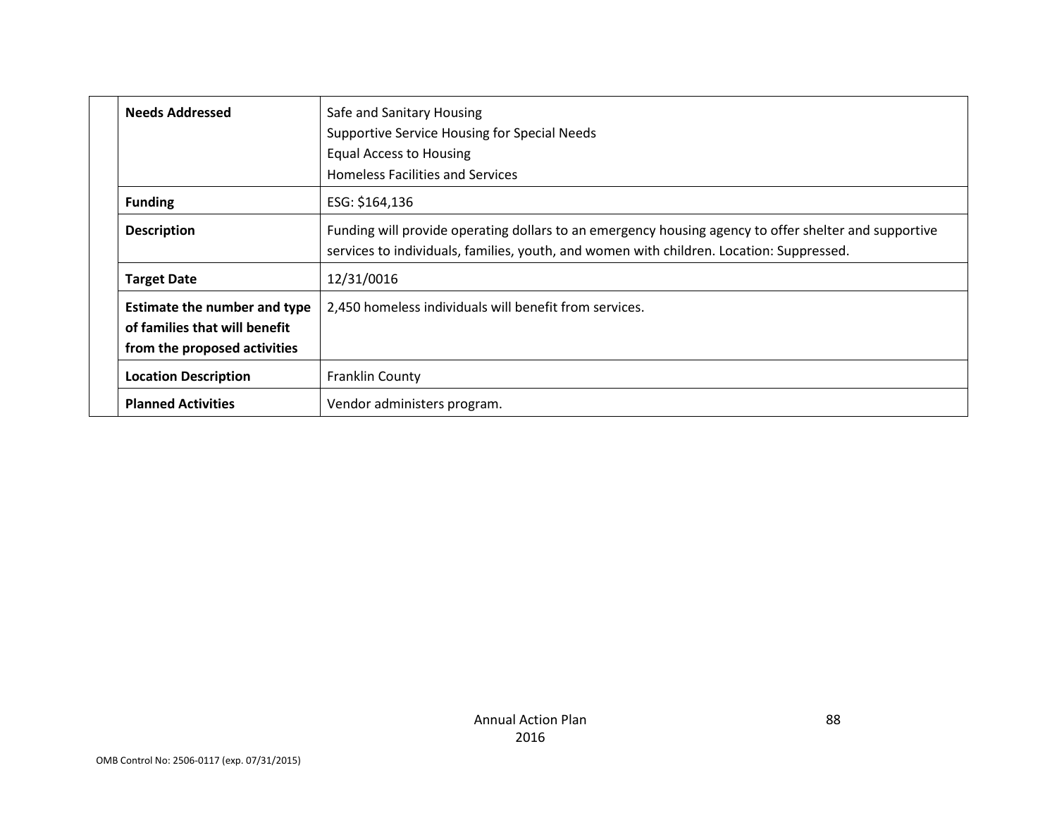| | | |
|---|---|---|
| | **Needs Addressed** | Safe and Sanitary Housing<br>Supportive Service Housing for Special Needs<br>Equal Access to Housing<br>Homeless Facilities and Services |
| | **Funding** | ESG: $164,136 |
| | **Description** | Funding will provide operating dollars to an emergency housing agency to offer shelter and supportive services to individuals, families, youth, and women with children. Location: Suppressed. |
| | **Target Date** | 12/31/0016 |
| | **Estimate the number and type of families that will benefit from the proposed activities** | 2,450 homeless individuals will benefit from services. |
| | **Location Description** | Franklin County |
| | **Planned Activities** | Vendor administers program. |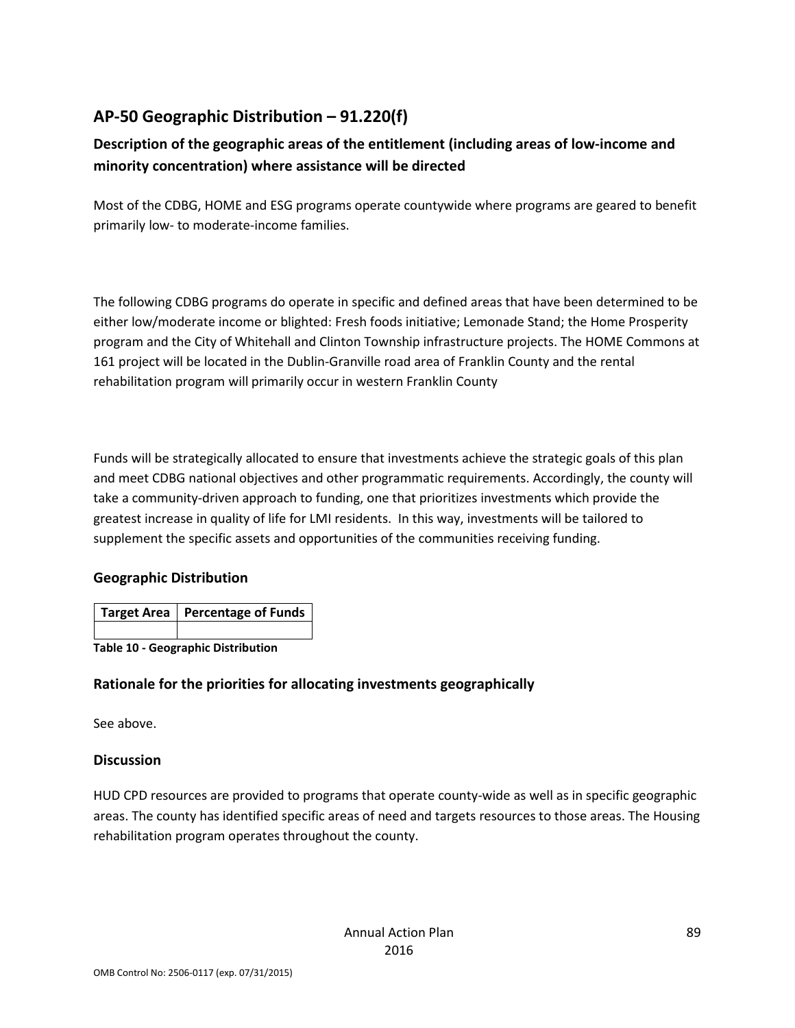## AP-50 Geographic Distribution – 91.220(f)

### Description of the geographic areas of the entitlement (including areas of low-income and minority concentration) where assistance will be directed

Most of the CDBG, HOME and ESG programs operate countywide where programs are geared to benefit primarily low- to moderate-income families.

The following CDBG programs do operate in specific and defined areas that have been determined to be either low/moderate income or blighted: Fresh foods initiative; Lemonade Stand; the Home Prosperity program and the City of Whitehall and Clinton Township infrastructure projects. The HOME Commons at 161 project will be located in the Dublin-Granville road area of Franklin County and the rental rehabilitation program will primarily occur in western Franklin County

Funds will be strategically allocated to ensure that investments achieve the strategic goals of this plan and meet CDBG national objectives and other programmatic requirements. Accordingly, the county will take a community-driven approach to funding, one that prioritizes investments which provide the greatest increase in quality of life for LMI residents. In this way, investments will be tailored to supplement the specific assets and opportunities of the communities receiving funding.

### Geographic Distribution

| Target Area | Percentage of Funds |
|---|---|
| | |

**Table 10 - Geographic Distribution**

### Rationale for the priorities for allocating investments geographically

See above.

### Discussion

HUD CPD resources are provided to programs that operate county-wide as well as in specific geographic areas. The county has identified specific areas of need and targets resources to those areas. The Housing rehabilitation program operates throughout the county.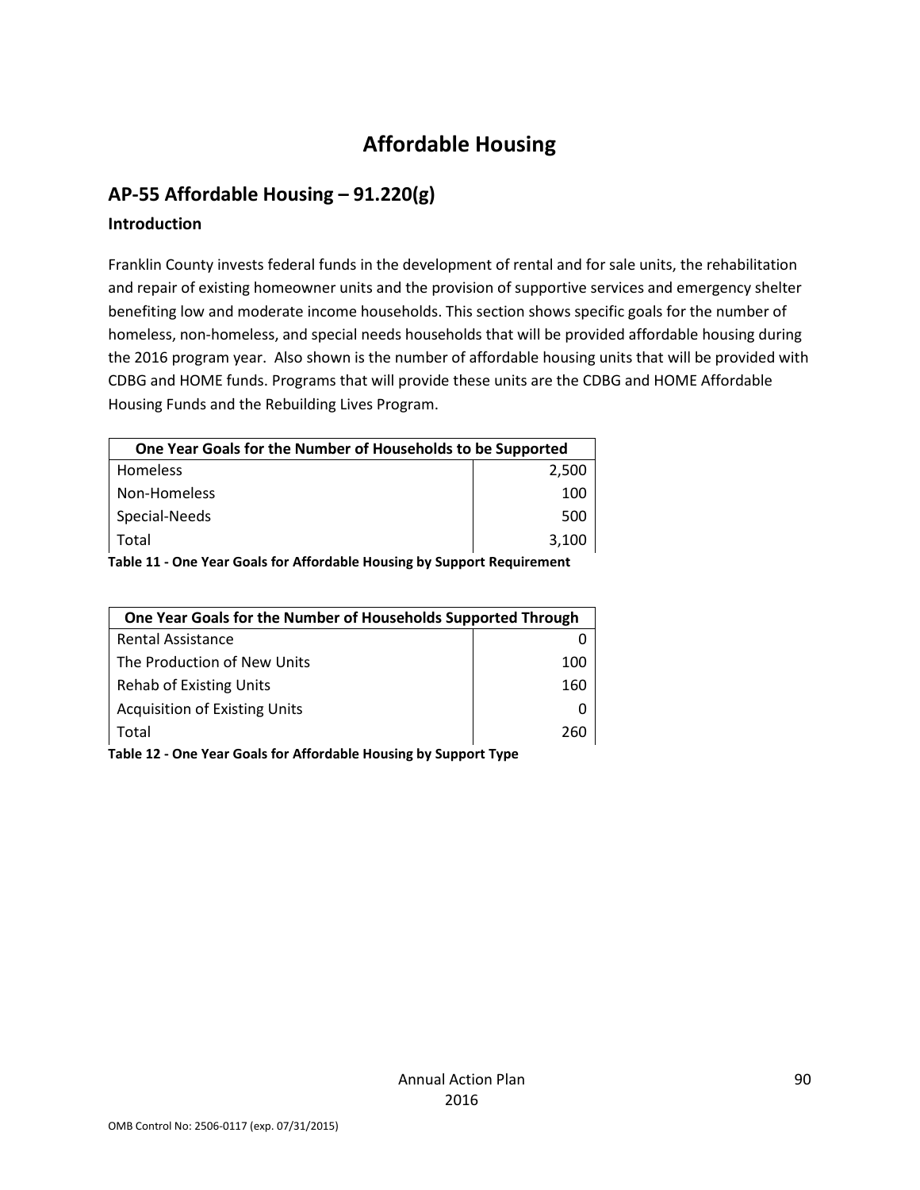# Affordable Housing

## AP-55 Affordable Housing – 91.220(g)

### Introduction

Franklin County invests federal funds in the development of rental and for sale units, the rehabilitation and repair of existing homeowner units and the provision of supportive services and emergency shelter benefiting low and moderate income households. This section shows specific goals for the number of homeless, non-homeless, and special needs households that will be provided affordable housing during the 2016 program year. Also shown is the number of affordable housing units that will be provided with CDBG and HOME funds. Programs that will provide these units are the CDBG and HOME Affordable Housing Funds and the Rebuilding Lives Program.

| One Year Goals for the Number of Households to be Supported | |
|---|---|
| Homeless | 2,500 |
| Non-Homeless | 100 |
| Special-Needs | 500 |
| Total | 3,100 |

**Table 11 - One Year Goals for Affordable Housing by Support Requirement**

| One Year Goals for the Number of Households Supported Through | |
|---|---|
| Rental Assistance | 0 |
| The Production of New Units | 100 |
| Rehab of Existing Units | 160 |
| Acquisition of Existing Units | 0 |
| Total | 260 |

**Table 12 - One Year Goals for Affordable Housing by Support Type**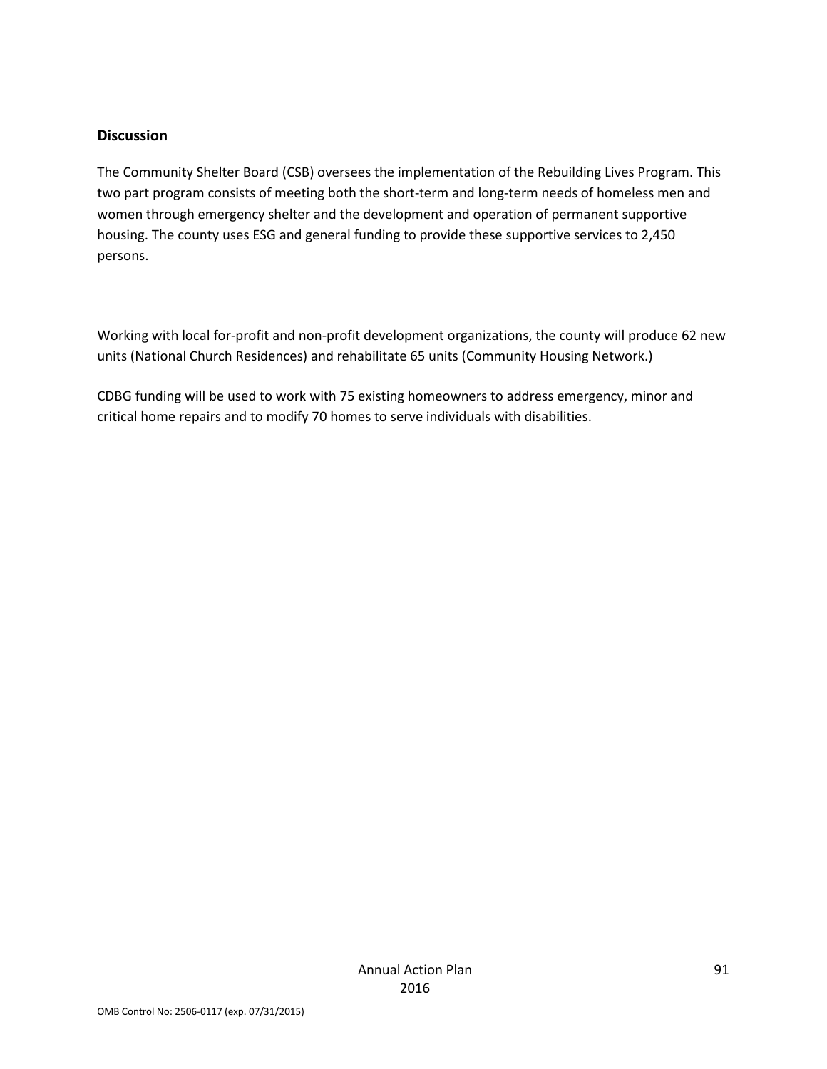## Discussion

The Community Shelter Board (CSB) oversees the implementation of the Rebuilding Lives Program. This two part program consists of meeting both the short-term and long-term needs of homeless men and women through emergency shelter and the development and operation of permanent supportive housing. The county uses ESG and general funding to provide these supportive services to 2,450 persons.

Working with local for-profit and non-profit development organizations, the county will produce 62 new units (National Church Residences) and rehabilitate 65 units (Community Housing Network.)

CDBG funding will be used to work with 75 existing homeowners to address emergency, minor and critical home repairs and to modify 70 homes to serve individuals with disabilities.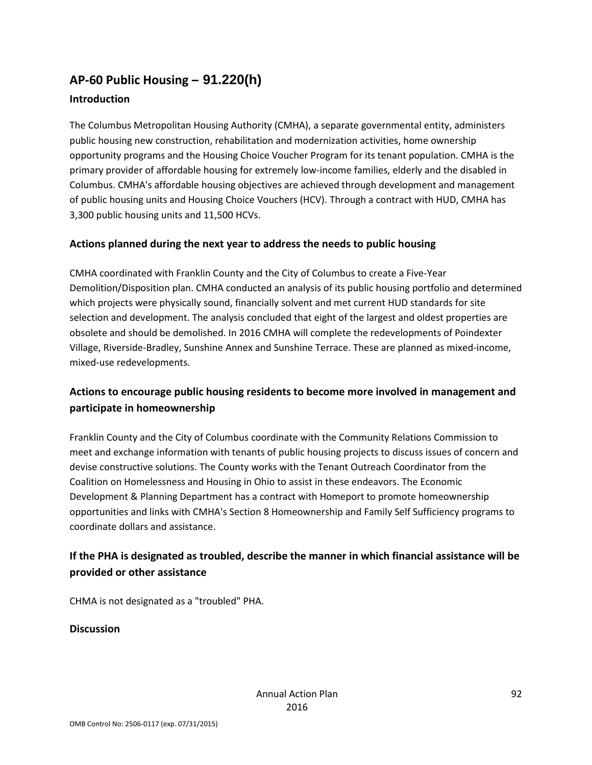## AP-60 Public Housing – 91.220(h)

### Introduction

The Columbus Metropolitan Housing Authority (CMHA), a separate governmental entity, administers public housing new construction, rehabilitation and modernization activities, home ownership opportunity programs and the Housing Choice Voucher Program for its tenant population. CMHA is the primary provider of affordable housing for extremely low-income families, elderly and the disabled in Columbus. CMHA's affordable housing objectives are achieved through development and management of public housing units and Housing Choice Vouchers (HCV). Through a contract with HUD, CMHA has 3,300 public housing units and 11,500 HCVs.

### Actions planned during the next year to address the needs to public housing

CMHA coordinated with Franklin County and the City of Columbus to create a Five-Year Demolition/Disposition plan. CMHA conducted an analysis of its public housing portfolio and determined which projects were physically sound, financially solvent and met current HUD standards for site selection and development. The analysis concluded that eight of the largest and oldest properties are obsolete and should be demolished. In 2016 CMHA will complete the redevelopments of Poindexter Village, Riverside-Bradley, Sunshine Annex and Sunshine Terrace. These are planned as mixed-income, mixed-use redevelopments.

### Actions to encourage public housing residents to become more involved in management and participate in homeownership

Franklin County and the City of Columbus coordinate with the Community Relations Commission to meet and exchange information with tenants of public housing projects to discuss issues of concern and devise constructive solutions. The County works with the Tenant Outreach Coordinator from the Coalition on Homelessness and Housing in Ohio to assist in these endeavors. The Economic Development & Planning Department has a contract with Homeport to promote homeownership opportunities and links with CMHA's Section 8 Homeownership and Family Self Sufficiency programs to coordinate dollars and assistance.

### If the PHA is designated as troubled, describe the manner in which financial assistance will be provided or other assistance

CHMA is not designated as a "troubled" PHA.

### Discussion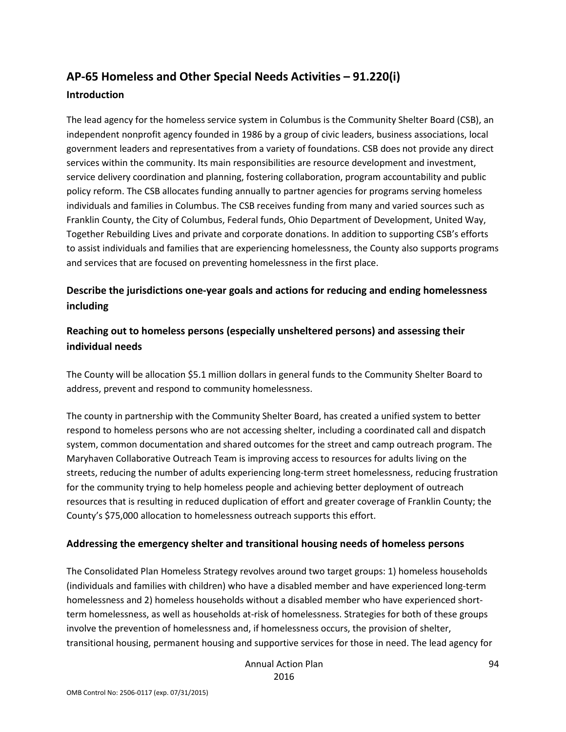## AP-65 Homeless and Other Special Needs Activities – 91.220(i)

### Introduction

The lead agency for the homeless service system in Columbus is the Community Shelter Board (CSB), an independent nonprofit agency founded in 1986 by a group of civic leaders, business associations, local government leaders and representatives from a variety of foundations. CSB does not provide any direct services within the community. Its main responsibilities are resource development and investment, service delivery coordination and planning, fostering collaboration, program accountability and public policy reform. The CSB allocates funding annually to partner agencies for programs serving homeless individuals and families in Columbus. The CSB receives funding from many and varied sources such as Franklin County, the City of Columbus, Federal funds, Ohio Department of Development, United Way, Together Rebuilding Lives and private and corporate donations. In addition to supporting CSB's efforts to assist individuals and families that are experiencing homelessness, the County also supports programs and services that are focused on preventing homelessness in the first place.

### Describe the jurisdictions one-year goals and actions for reducing and ending homelessness including

### Reaching out to homeless persons (especially unsheltered persons) and assessing their individual needs

The County will be allocation $5.1 million dollars in general funds to the Community Shelter Board to address, prevent and respond to community homelessness.

The county in partnership with the Community Shelter Board, has created a unified system to better respond to homeless persons who are not accessing shelter, including a coordinated call and dispatch system, common documentation and shared outcomes for the street and camp outreach program. The Maryhaven Collaborative Outreach Team is improving access to resources for adults living on the streets, reducing the number of adults experiencing long-term street homelessness, reducing frustration for the community trying to help homeless people and achieving better deployment of outreach resources that is resulting in reduced duplication of effort and greater coverage of Franklin County; the County's $75,000 allocation to homelessness outreach supports this effort.

### Addressing the emergency shelter and transitional housing needs of homeless persons

The Consolidated Plan Homeless Strategy revolves around two target groups: 1) homeless households (individuals and families with children) who have a disabled member and have experienced long-term homelessness and 2) homeless households without a disabled member who have experienced short-term homelessness, as well as households at-risk of homelessness. Strategies for both of these groups involve the prevention of homelessness and, if homelessness occurs, the provision of shelter, transitional housing, permanent housing and supportive services for those in need. The lead agency for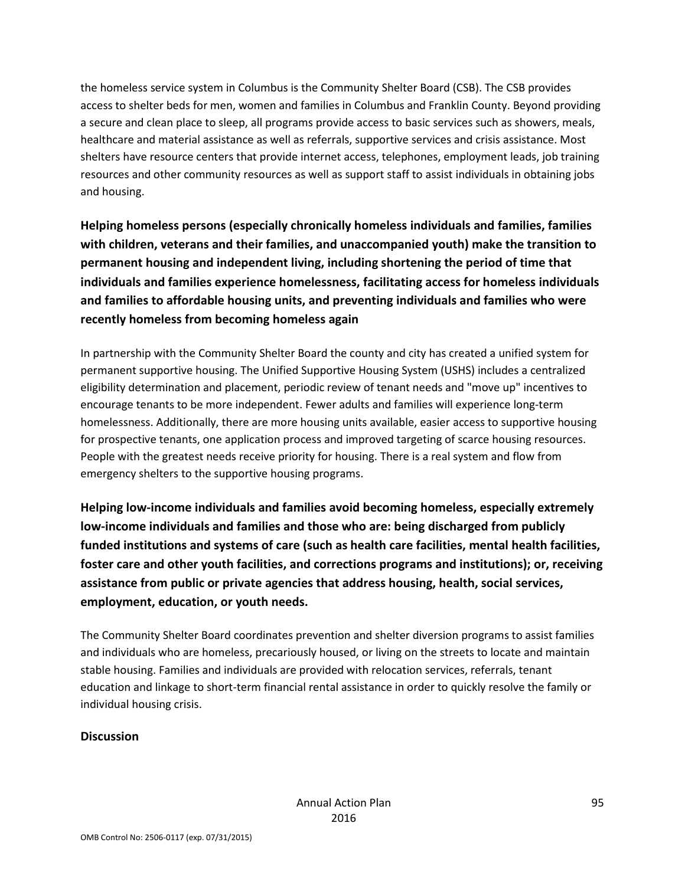the homeless service system in Columbus is the Community Shelter Board (CSB). The CSB provides access to shelter beds for men, women and families in Columbus and Franklin County. Beyond providing a secure and clean place to sleep, all programs provide access to basic services such as showers, meals, healthcare and material assistance as well as referrals, supportive services and crisis assistance. Most shelters have resource centers that provide internet access, telephones, employment leads, job training resources and other community resources as well as support staff to assist individuals in obtaining jobs and housing.

**Helping homeless persons (especially chronically homeless individuals and families, families with children, veterans and their families, and unaccompanied youth) make the transition to permanent housing and independent living, including shortening the period of time that individuals and families experience homelessness, facilitating access for homeless individuals and families to affordable housing units, and preventing individuals and families who were recently homeless from becoming homeless again**

In partnership with the Community Shelter Board the county and city has created a unified system for permanent supportive housing. The Unified Supportive Housing System (USHS) includes a centralized eligibility determination and placement, periodic review of tenant needs and "move up" incentives to encourage tenants to be more independent. Fewer adults and families will experience long-term homelessness. Additionally, there are more housing units available, easier access to supportive housing for prospective tenants, one application process and improved targeting of scarce housing resources. People with the greatest needs receive priority for housing. There is a real system and flow from emergency shelters to the supportive housing programs.

**Helping low-income individuals and families avoid becoming homeless, especially extremely low-income individuals and families and those who are: being discharged from publicly funded institutions and systems of care (such as health care facilities, mental health facilities, foster care and other youth facilities, and corrections programs and institutions); or, receiving assistance from public or private agencies that address housing, health, social services, employment, education, or youth needs.**

The Community Shelter Board coordinates prevention and shelter diversion programs to assist families and individuals who are homeless, precariously housed, or living on the streets to locate and maintain stable housing. Families and individuals are provided with relocation services, referrals, tenant education and linkage to short-term financial rental assistance in order to quickly resolve the family or individual housing crisis.

**Discussion**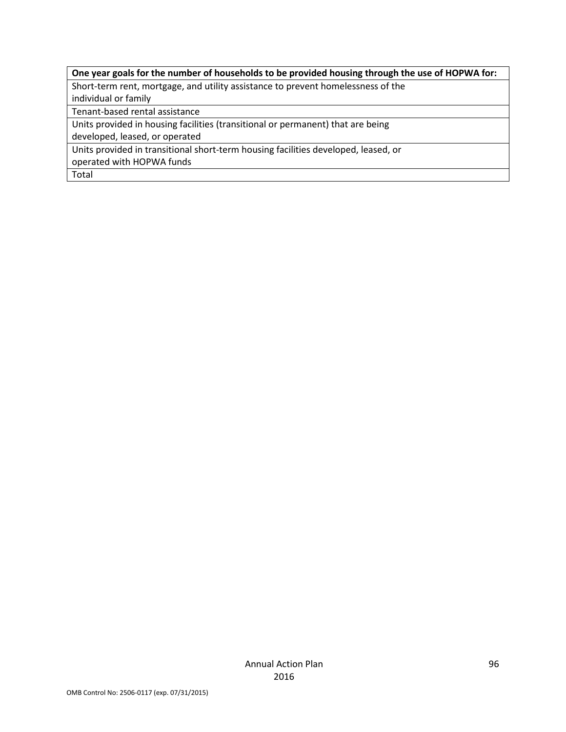| One year goals for the number of households to be provided housing through the use of HOPWA for: |
|---|
| Short-term rent, mortgage, and utility assistance to prevent homelessness of the individual or family |
| Tenant-based rental assistance |
| Units provided in housing facilities (transitional or permanent) that are being developed, leased, or operated |
| Units provided in transitional short-term housing facilities developed, leased, or operated with HOPWA funds |
| Total |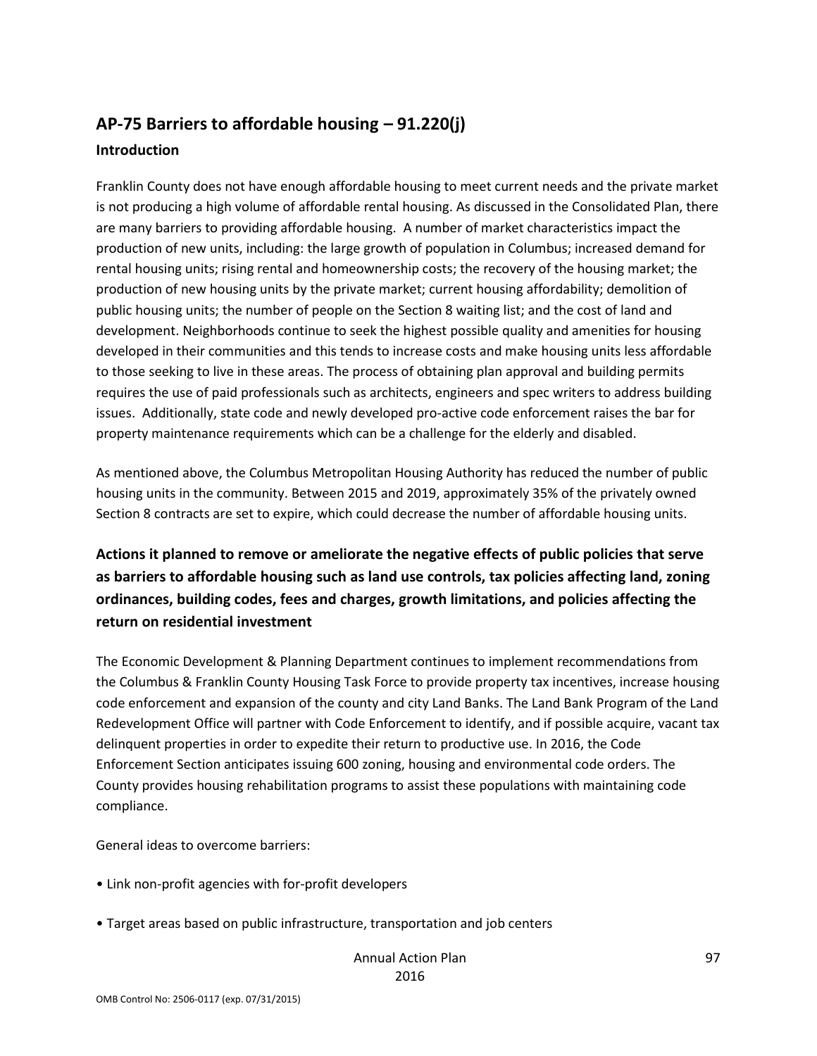## AP-75 Barriers to affordable housing – 91.220(j)

### Introduction

Franklin County does not have enough affordable housing to meet current needs and the private market is not producing a high volume of affordable rental housing. As discussed in the Consolidated Plan, there are many barriers to providing affordable housing. A number of market characteristics impact the production of new units, including: the large growth of population in Columbus; increased demand for rental housing units; rising rental and homeownership costs; the recovery of the housing market; the production of new housing units by the private market; current housing affordability; demolition of public housing units; the number of people on the Section 8 waiting list; and the cost of land and development. Neighborhoods continue to seek the highest possible quality and amenities for housing developed in their communities and this tends to increase costs and make housing units less affordable to those seeking to live in these areas. The process of obtaining plan approval and building permits requires the use of paid professionals such as architects, engineers and spec writers to address building issues. Additionally, state code and newly developed pro-active code enforcement raises the bar for property maintenance requirements which can be a challenge for the elderly and disabled.

As mentioned above, the Columbus Metropolitan Housing Authority has reduced the number of public housing units in the community. Between 2015 and 2019, approximately 35% of the privately owned Section 8 contracts are set to expire, which could decrease the number of affordable housing units.

## Actions it planned to remove or ameliorate the negative effects of public policies that serve as barriers to affordable housing such as land use controls, tax policies affecting land, zoning ordinances, building codes, fees and charges, growth limitations, and policies affecting the return on residential investment

The Economic Development & Planning Department continues to implement recommendations from the Columbus & Franklin County Housing Task Force to provide property tax incentives, increase housing code enforcement and expansion of the county and city Land Banks. The Land Bank Program of the Land Redevelopment Office will partner with Code Enforcement to identify, and if possible acquire, vacant tax delinquent properties in order to expedite their return to productive use. In 2016, the Code Enforcement Section anticipates issuing 600 zoning, housing and environmental code orders. The County provides housing rehabilitation programs to assist these populations with maintaining code compliance.

General ideas to overcome barriers:

- Link non-profit agencies with for-profit developers
- Target areas based on public infrastructure, transportation and job centers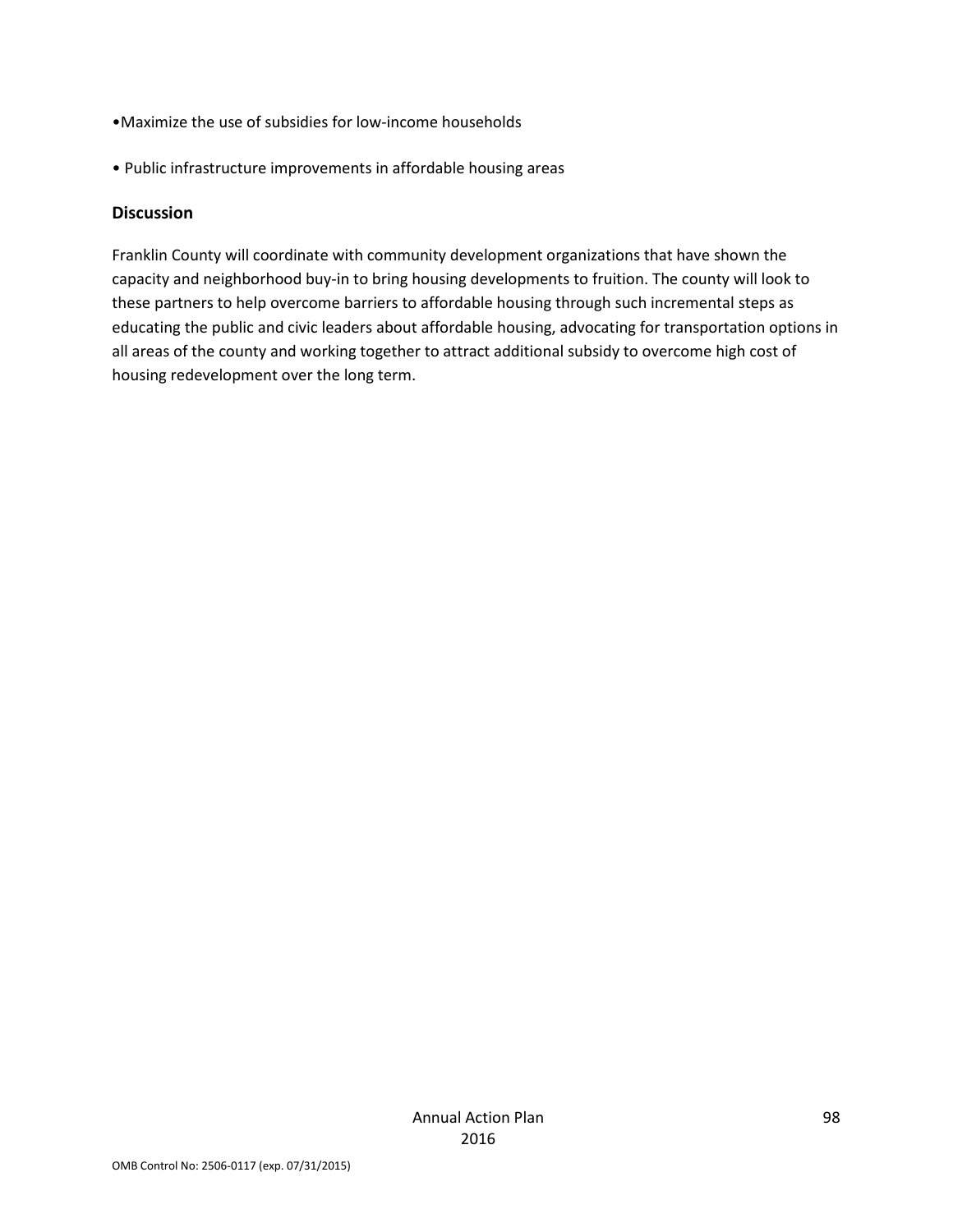- Maximize the use of subsidies for low-income households

- Public infrastructure improvements in affordable housing areas

### Discussion

Franklin County will coordinate with community development organizations that have shown the capacity and neighborhood buy-in to bring housing developments to fruition. The county will look to these partners to help overcome barriers to affordable housing through such incremental steps as educating the public and civic leaders about affordable housing, advocating for transportation options in all areas of the county and working together to attract additional subsidy to overcome high cost of housing redevelopment over the long term.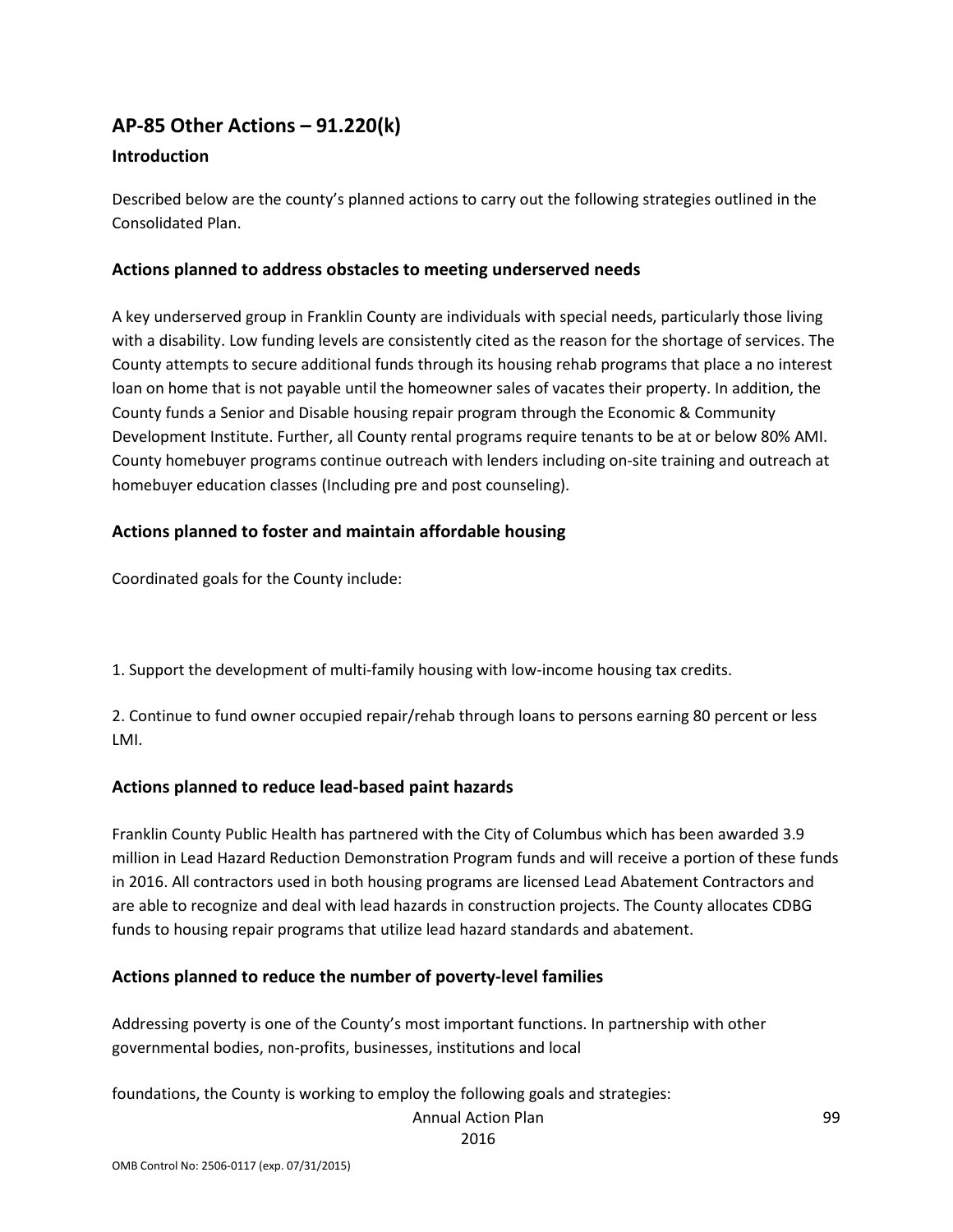## AP-85 Other Actions – 91.220(k)

### Introduction

Described below are the county's planned actions to carry out the following strategies outlined in the Consolidated Plan.

### Actions planned to address obstacles to meeting underserved needs

A key underserved group in Franklin County are individuals with special needs, particularly those living with a disability. Low funding levels are consistently cited as the reason for the shortage of services. The County attempts to secure additional funds through its housing rehab programs that place a no interest loan on home that is not payable until the homeowner sales of vacates their property. In addition, the County funds a Senior and Disable housing repair program through the Economic & Community Development Institute. Further, all County rental programs require tenants to be at or below 80% AMI. County homebuyer programs continue outreach with lenders including on-site training and outreach at homebuyer education classes (Including pre and post counseling).

### Actions planned to foster and maintain affordable housing

Coordinated goals for the County include:

1. Support the development of multi-family housing with low-income housing tax credits.

2. Continue to fund owner occupied repair/rehab through loans to persons earning 80 percent or less LMI.

### Actions planned to reduce lead-based paint hazards

Franklin County Public Health has partnered with the City of Columbus which has been awarded 3.9 million in Lead Hazard Reduction Demonstration Program funds and will receive a portion of these funds in 2016. All contractors used in both housing programs are licensed Lead Abatement Contractors and are able to recognize and deal with lead hazards in construction projects. The County allocates CDBG funds to housing repair programs that utilize lead hazard standards and abatement.

### Actions planned to reduce the number of poverty-level families

Addressing poverty is one of the County's most important functions. In partnership with other governmental bodies, non-profits, businesses, institutions and local

foundations, the County is working to employ the following goals and strategies: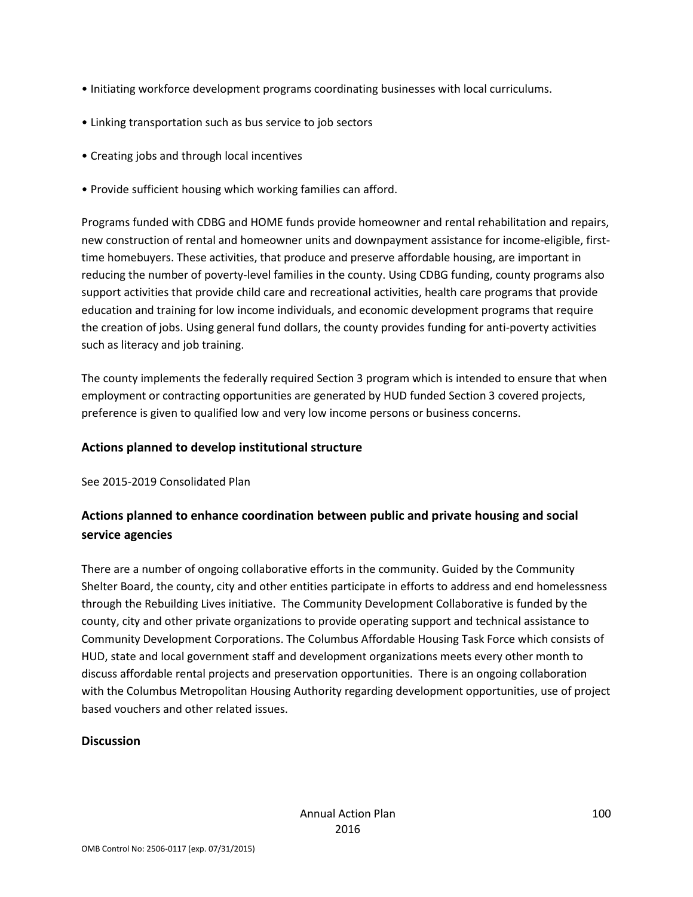- Initiating workforce development programs coordinating businesses with local curriculums.
- Linking transportation such as bus service to job sectors
- Creating jobs and through local incentives
- Provide sufficient housing which working families can afford.

Programs funded with CDBG and HOME funds provide homeowner and rental rehabilitation and repairs, new construction of rental and homeowner units and downpayment assistance for income-eligible, first-time homebuyers. These activities, that produce and preserve affordable housing, are important in reducing the number of poverty-level families in the county. Using CDBG funding, county programs also support activities that provide child care and recreational activities, health care programs that provide education and training for low income individuals, and economic development programs that require the creation of jobs. Using general fund dollars, the county provides funding for anti-poverty activities such as literacy and job training.

The county implements the federally required Section 3 program which is intended to ensure that when employment or contracting opportunities are generated by HUD funded Section 3 covered projects, preference is given to qualified low and very low income persons or business concerns.

### Actions planned to develop institutional structure

See 2015-2019 Consolidated Plan

### Actions planned to enhance coordination between public and private housing and social service agencies

There are a number of ongoing collaborative efforts in the community. Guided by the Community Shelter Board, the county, city and other entities participate in efforts to address and end homelessness through the Rebuilding Lives initiative. The Community Development Collaborative is funded by the county, city and other private organizations to provide operating support and technical assistance to Community Development Corporations. The Columbus Affordable Housing Task Force which consists of HUD, state and local government staff and development organizations meets every other month to discuss affordable rental projects and preservation opportunities. There is an ongoing collaboration with the Columbus Metropolitan Housing Authority regarding development opportunities, use of project based vouchers and other related issues.

### Discussion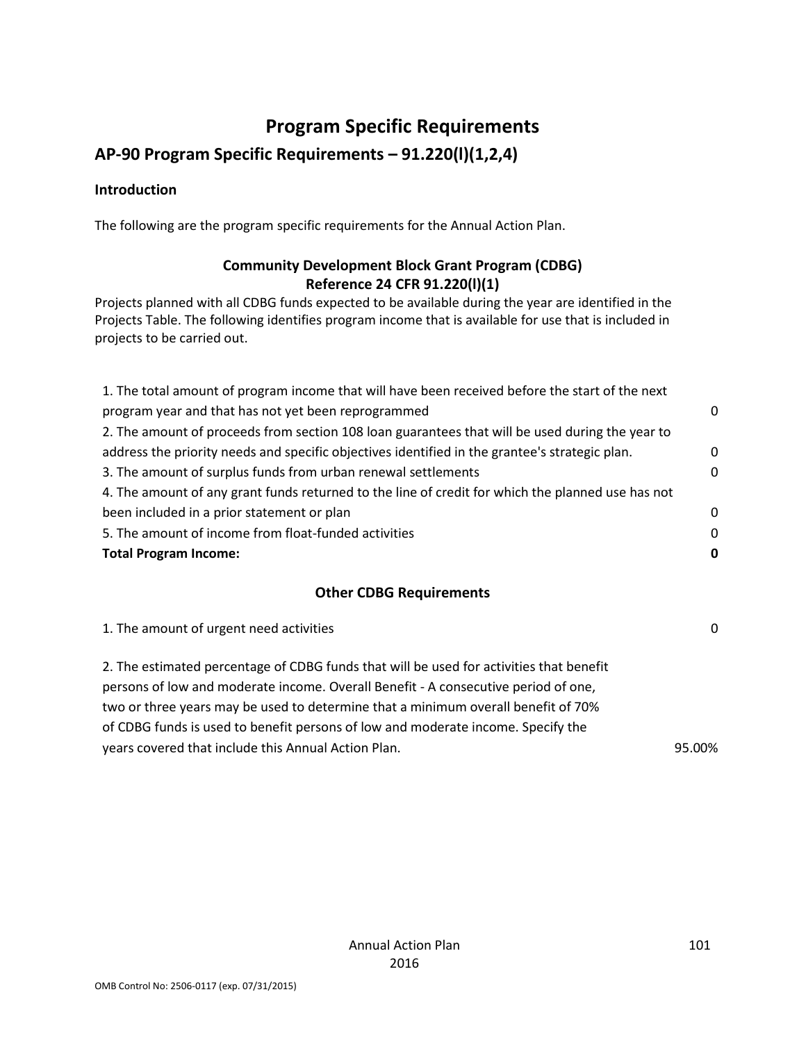# Program Specific Requirements

## AP-90 Program Specific Requirements – 91.220(l)(1,2,4)

### Introduction

The following are the program specific requirements for the Annual Action Plan.

**Community Development Block Grant Program (CDBG)**
**Reference 24 CFR 91.220(l)(1)**

Projects planned with all CDBG funds expected to be available during the year are identified in the Projects Table. The following identifies program income that is available for use that is included in projects to be carried out.

| | |
|---|---|
| 1. The total amount of program income that will have been received before the start of the next program year and that has not yet been reprogrammed | 0 |
| 2. The amount of proceeds from section 108 loan guarantees that will be used during the year to address the priority needs and specific objectives identified in the grantee's strategic plan. | 0 |
| 3. The amount of surplus funds from urban renewal settlements | 0 |
| 4. The amount of any grant funds returned to the line of credit for which the planned use has not been included in a prior statement or plan | 0 |
| 5. The amount of income from float-funded activities | 0 |
| **Total Program Income:** | **0** |

**Other CDBG Requirements**

| | |
|---|---|
| 1. The amount of urgent need activities | 0 |
| 2. The estimated percentage of CDBG funds that will be used for activities that benefit persons of low and moderate income. Overall Benefit - A consecutive period of one, two or three years may be used to determine that a minimum overall benefit of 70% of CDBG funds is used to benefit persons of low and moderate income. Specify the years covered that include this Annual Action Plan. | 95.00% |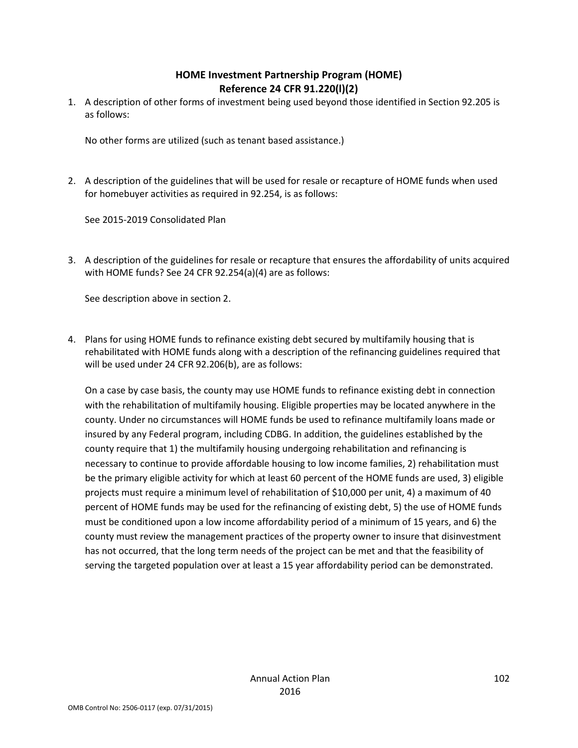## HOME Investment Partnership Program (HOME)
## Reference 24 CFR 91.220(l)(2)

1. A description of other forms of investment being used beyond those identified in Section 92.205 is as follows:

   No other forms are utilized (such as tenant based assistance.)

2. A description of the guidelines that will be used for resale or recapture of HOME funds when used for homebuyer activities as required in 92.254, is as follows:

   See 2015-2019 Consolidated Plan

3. A description of the guidelines for resale or recapture that ensures the affordability of units acquired with HOME funds? See 24 CFR 92.254(a)(4) are as follows:

   See description above in section 2.

4. Plans for using HOME funds to refinance existing debt secured by multifamily housing that is rehabilitated with HOME funds along with a description of the refinancing guidelines required that will be used under 24 CFR 92.206(b), are as follows:

   On a case by case basis, the county may use HOME funds to refinance existing debt in connection with the rehabilitation of multifamily housing. Eligible properties may be located anywhere in the county. Under no circumstances will HOME funds be used to refinance multifamily loans made or insured by any Federal program, including CDBG. In addition, the guidelines established by the county require that 1) the multifamily housing undergoing rehabilitation and refinancing is necessary to continue to provide affordable housing to low income families, 2) rehabilitation must be the primary eligible activity for which at least 60 percent of the HOME funds are used, 3) eligible projects must require a minimum level of rehabilitation of $10,000 per unit, 4) a maximum of 40 percent of HOME funds may be used for the refinancing of existing debt, 5) the use of HOME funds must be conditioned upon a low income affordability period of a minimum of 15 years, and 6) the county must review the management practices of the property owner to insure that disinvestment has not occurred, that the long term needs of the project can be met and that the feasibility of serving the targeted population over at least a 15 year affordability period can be demonstrated.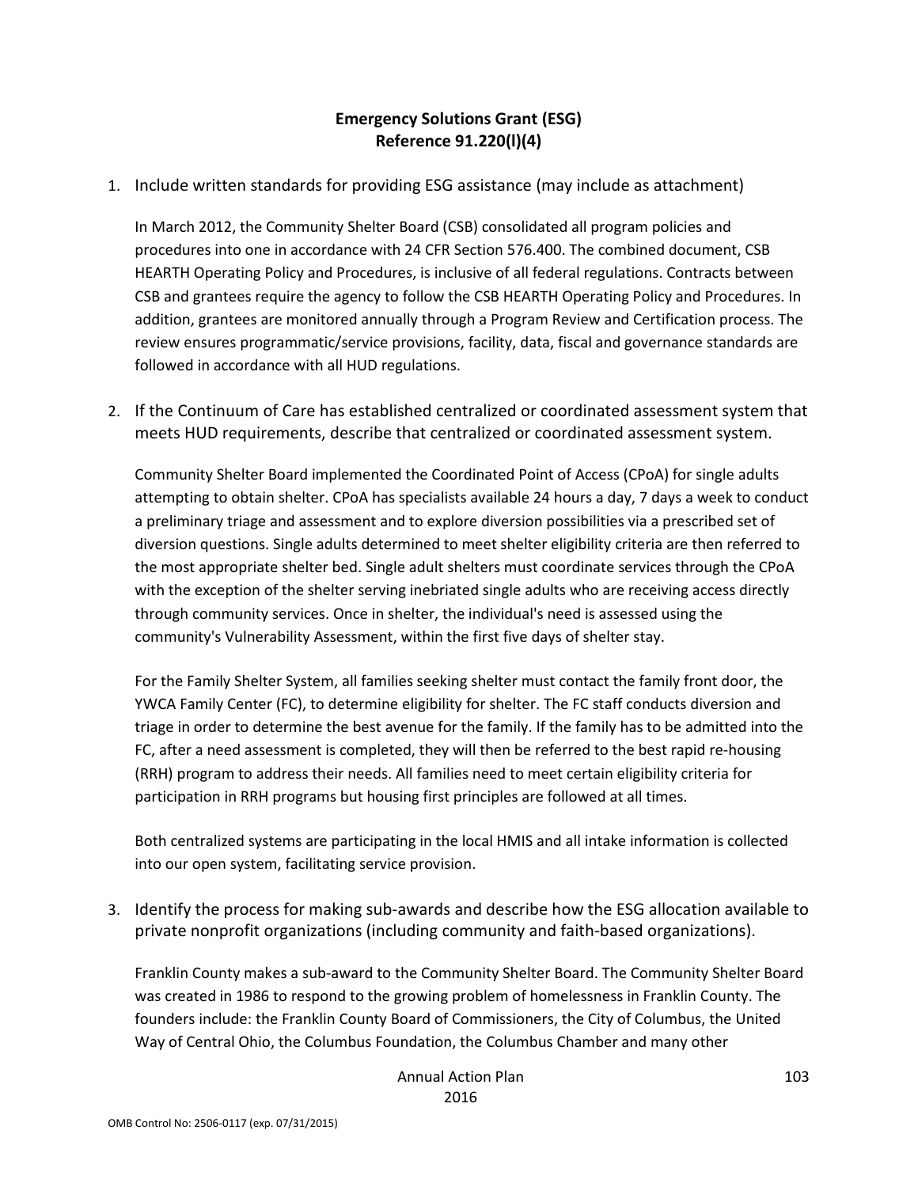## Emergency Solutions Grant (ESG)
## Reference 91.220(l)(4)

1. Include written standards for providing ESG assistance (may include as attachment)

   In March 2012, the Community Shelter Board (CSB) consolidated all program policies and procedures into one in accordance with 24 CFR Section 576.400. The combined document, CSB HEARTH Operating Policy and Procedures, is inclusive of all federal regulations. Contracts between CSB and grantees require the agency to follow the CSB HEARTH Operating Policy and Procedures. In addition, grantees are monitored annually through a Program Review and Certification process. The review ensures programmatic/service provisions, facility, data, fiscal and governance standards are followed in accordance with all HUD regulations.

2. If the Continuum of Care has established centralized or coordinated assessment system that meets HUD requirements, describe that centralized or coordinated assessment system.

   Community Shelter Board implemented the Coordinated Point of Access (CPoA) for single adults attempting to obtain shelter. CPoA has specialists available 24 hours a day, 7 days a week to conduct a preliminary triage and assessment and to explore diversion possibilities via a prescribed set of diversion questions. Single adults determined to meet shelter eligibility criteria are then referred to the most appropriate shelter bed. Single adult shelters must coordinate services through the CPoA with the exception of the shelter serving inebriated single adults who are receiving access directly through community services. Once in shelter, the individual's need is assessed using the community's Vulnerability Assessment, within the first five days of shelter stay.

   For the Family Shelter System, all families seeking shelter must contact the family front door, the YWCA Family Center (FC), to determine eligibility for shelter. The FC staff conducts diversion and triage in order to determine the best avenue for the family. If the family has to be admitted into the FC, after a need assessment is completed, they will then be referred to the best rapid re-housing (RRH) program to address their needs. All families need to meet certain eligibility criteria for participation in RRH programs but housing first principles are followed at all times.

   Both centralized systems are participating in the local HMIS and all intake information is collected into our open system, facilitating service provision.

3. Identify the process for making sub-awards and describe how the ESG allocation available to private nonprofit organizations (including community and faith-based organizations).

   Franklin County makes a sub-award to the Community Shelter Board. The Community Shelter Board was created in 1986 to respond to the growing problem of homelessness in Franklin County. The founders include: the Franklin County Board of Commissioners, the City of Columbus, the United Way of Central Ohio, the Columbus Foundation, the Columbus Chamber and many other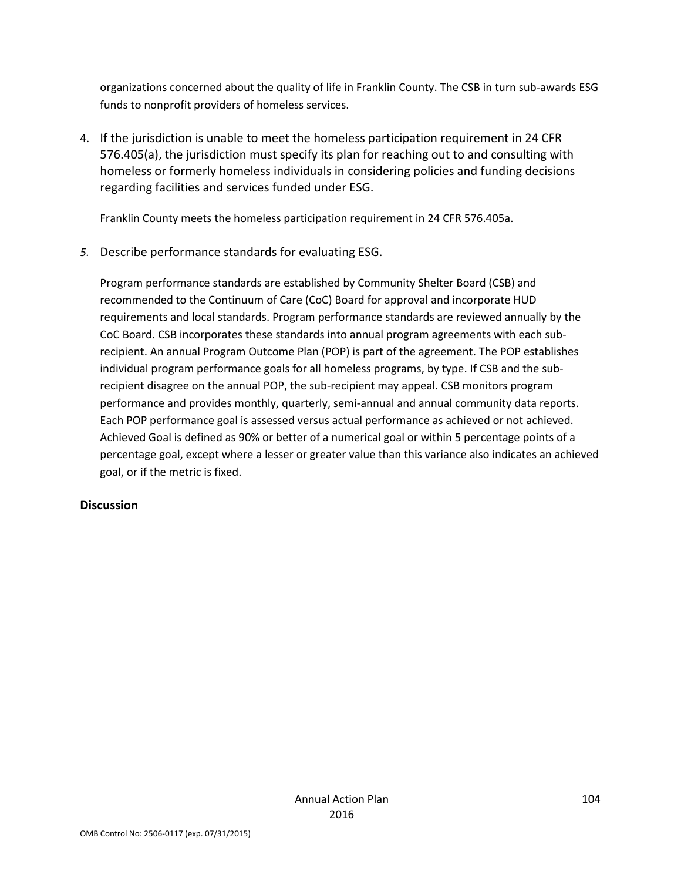organizations concerned about the quality of life in Franklin County. The CSB in turn sub-awards ESG funds to nonprofit providers of homeless services.

4. If the jurisdiction is unable to meet the homeless participation requirement in 24 CFR 576.405(a), the jurisdiction must specify its plan for reaching out to and consulting with homeless or formerly homeless individuals in considering policies and funding decisions regarding facilities and services funded under ESG.

   Franklin County meets the homeless participation requirement in 24 CFR 576.405a.

5. Describe performance standards for evaluating ESG.

   Program performance standards are established by Community Shelter Board (CSB) and recommended to the Continuum of Care (CoC) Board for approval and incorporate HUD requirements and local standards. Program performance standards are reviewed annually by the CoC Board. CSB incorporates these standards into annual program agreements with each sub-recipient. An annual Program Outcome Plan (POP) is part of the agreement. The POP establishes individual program performance goals for all homeless programs, by type. If CSB and the sub-recipient disagree on the annual POP, the sub-recipient may appeal. CSB monitors program performance and provides monthly, quarterly, semi-annual and annual community data reports. Each POP performance goal is assessed versus actual performance as achieved or not achieved. Achieved Goal is defined as 90% or better of a numerical goal or within 5 percentage points of a percentage goal, except where a lesser or greater value than this variance also indicates an achieved goal, or if the metric is fixed.

**Discussion**